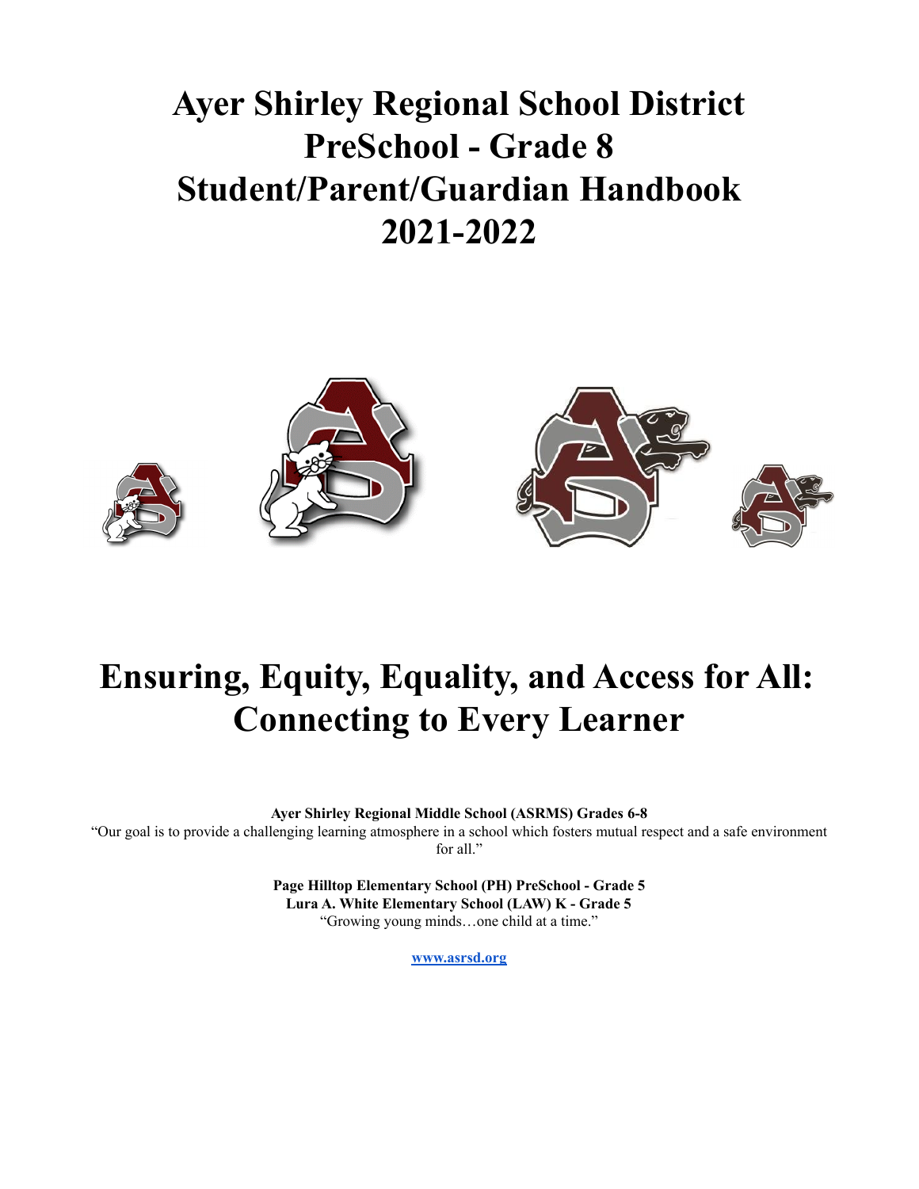# Ayer Shirley Regional School District PreSchool - Grade 8 Student/Parent/Guardian Handbook 2021-2022

# Ensuring, Equity, Equality, and Access for All: Connecting to Every Learner

**Ayer Shirley Regional Middle School (ASRMS) Grades 6-8**

"Our goal is to provide a challenging learning atmosphere in a school which fosters mutual respect and a safe environment for all."

**Page Hilltop Elementary School (PH) PreSchool - Grade 5**
**Lura A. White Elementary School (LAW) K - Grade 5**

"Growing young minds…one child at a time."

**www.asrsd.org**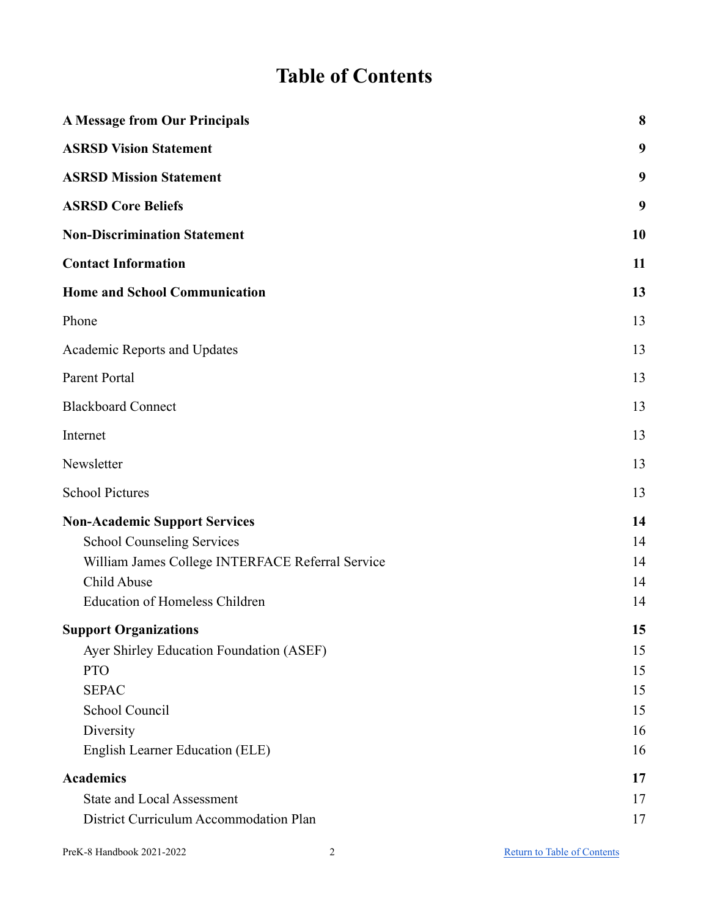# Table of Contents

| | |
|---|---|
| **A Message from Our Principals** | **8** |
| **ASRSD Vision Statement** | **9** |
| **ASRSD Mission Statement** | **9** |
| **ASRSD Core Beliefs** | **9** |
| **Non-Discrimination Statement** | **10** |
| **Contact Information** | **11** |
| **Home and School Communication** | **13** |
| Phone | 13 |
| Academic Reports and Updates | 13 |
| Parent Portal | 13 |
| Blackboard Connect | 13 |
| Internet | 13 |
| Newsletter | 13 |
| School Pictures | 13 |
| **Non-Academic Support Services** | **14** |
| School Counseling Services | 14 |
| William James College INTERFACE Referral Service | 14 |
| Child Abuse | 14 |
| Education of Homeless Children | 14 |
| **Support Organizations** | **15** |
| Ayer Shirley Education Foundation (ASEF) | 15 |
| PTO | 15 |
| SEPAC | 15 |
| School Council | 15 |
| Diversity | 16 |
| English Learner Education (ELE) | 16 |
| **Academics** | **17** |
| State and Local Assessment | 17 |
| District Curriculum Accommodation Plan | 17 |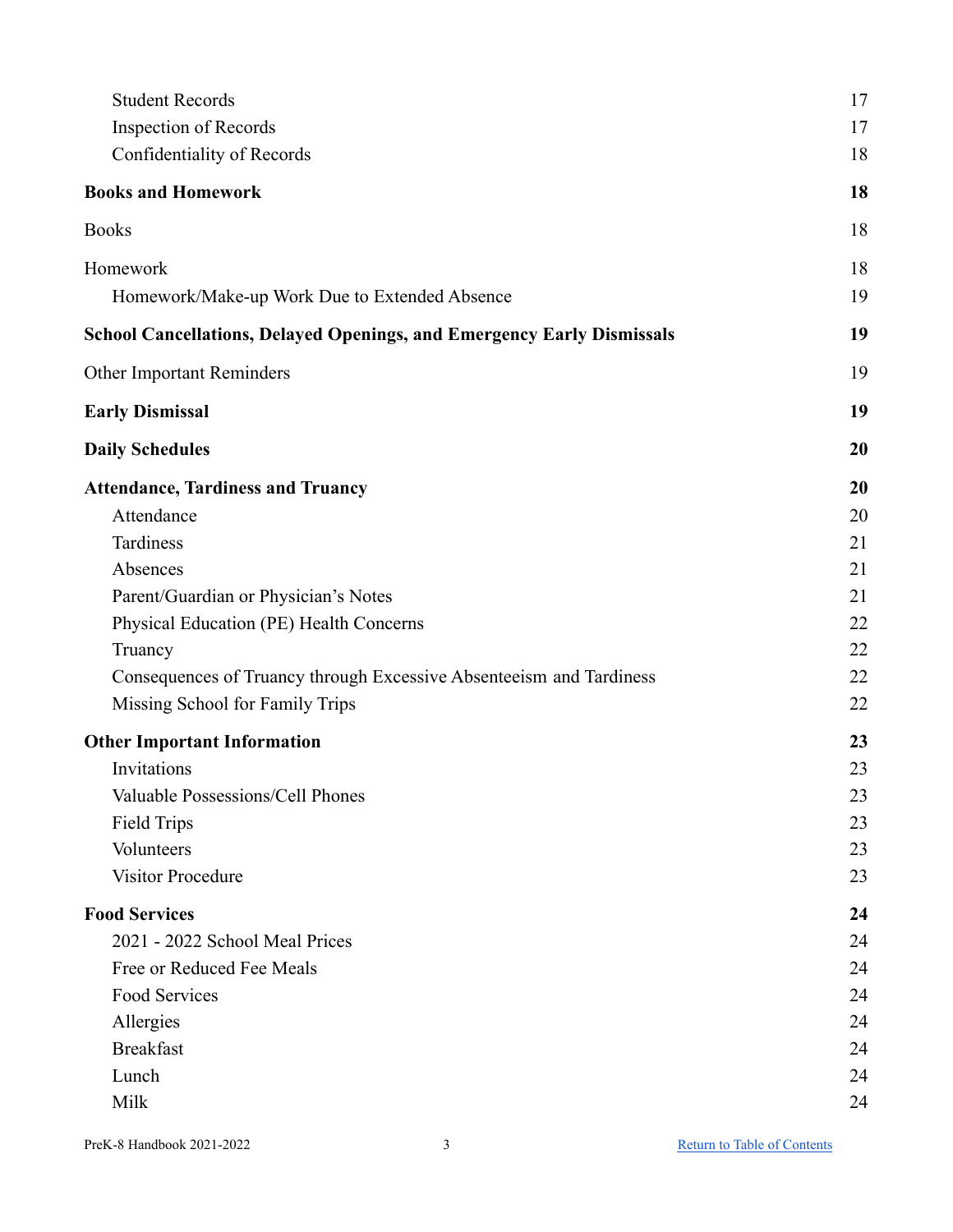| | |
|---|---|
| Student Records | 17 |
| Inspection of Records | 17 |
| Confidentiality of Records | 18 |
| **Books and Homework** | **18** |
| Books | 18 |
| Homework | 18 |
| Homework/Make-up Work Due to Extended Absence | 19 |
| **School Cancellations, Delayed Openings, and Emergency Early Dismissals** | **19** |
| Other Important Reminders | 19 |
| **Early Dismissal** | **19** |
| **Daily Schedules** | **20** |
| **Attendance, Tardiness and Truancy** | **20** |
| Attendance | 20 |
| Tardiness | 21 |
| Absences | 21 |
| Parent/Guardian or Physician's Notes | 21 |
| Physical Education (PE) Health Concerns | 22 |
| Truancy | 22 |
| Consequences of Truancy through Excessive Absenteeism and Tardiness | 22 |
| Missing School for Family Trips | 22 |
| **Other Important Information** | **23** |
| Invitations | 23 |
| Valuable Possessions/Cell Phones | 23 |
| Field Trips | 23 |
| Volunteers | 23 |
| Visitor Procedure | 23 |
| **Food Services** | **24** |
| 2021 - 2022 School Meal Prices | 24 |
| Free or Reduced Fee Meals | 24 |
| Food Services | 24 |
| Allergies | 24 |
| Breakfast | 24 |
| Lunch | 24 |
| Milk | 24 |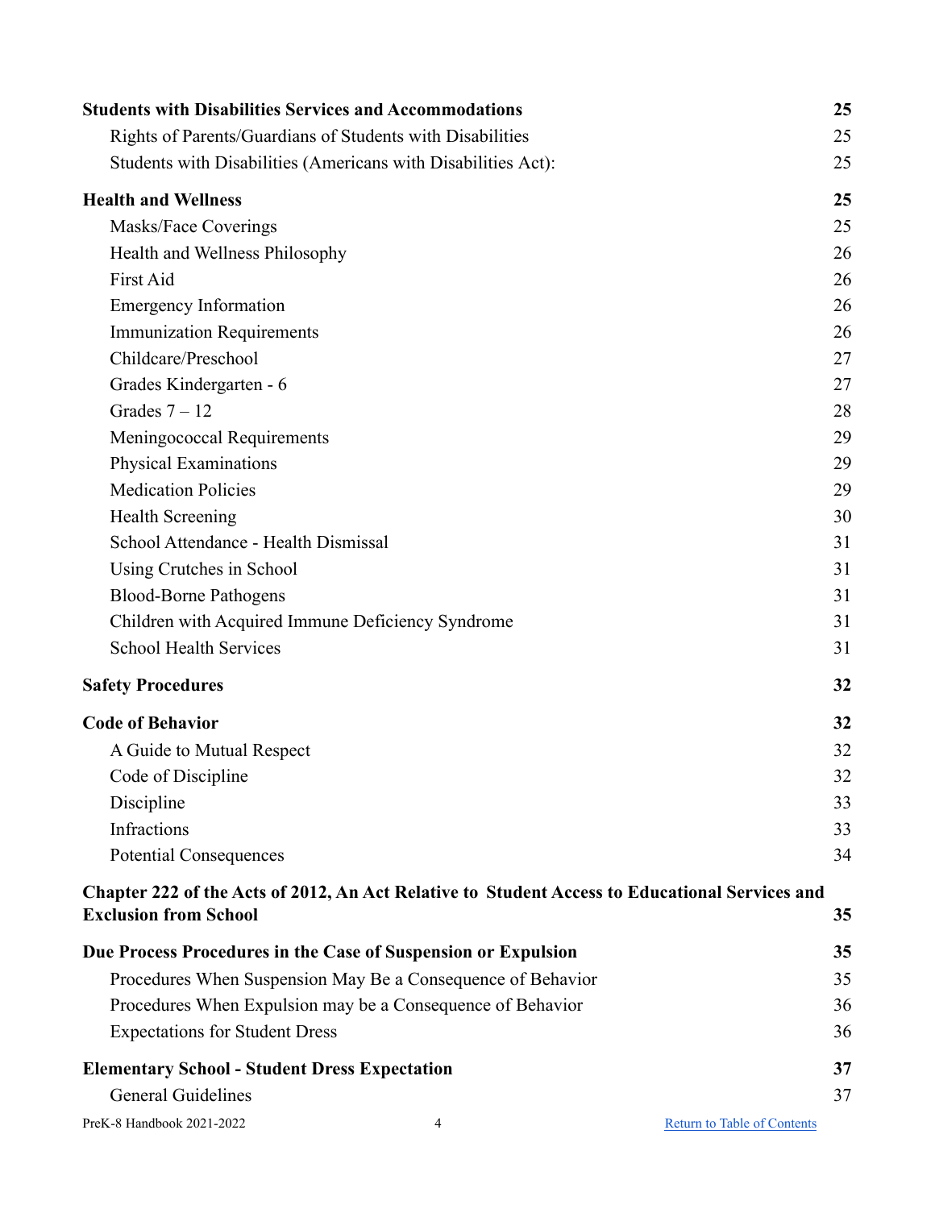| | |
|---|---|
| **Students with Disabilities Services and Accommodations** | **25** |
| Rights of Parents/Guardians of Students with Disabilities | 25 |
| Students with Disabilities (Americans with Disabilities Act): | 25 |
| **Health and Wellness** | **25** |
| Masks/Face Coverings | 25 |
| Health and Wellness Philosophy | 26 |
| First Aid | 26 |
| Emergency Information | 26 |
| Immunization Requirements | 26 |
| Childcare/Preschool | 27 |
| Grades Kindergarten - 6 | 27 |
| Grades 7 – 12 | 28 |
| Meningococcal Requirements | 29 |
| Physical Examinations | 29 |
| Medication Policies | 29 |
| Health Screening | 30 |
| School Attendance - Health Dismissal | 31 |
| Using Crutches in School | 31 |
| Blood-Borne Pathogens | 31 |
| Children with Acquired Immune Deficiency Syndrome | 31 |
| School Health Services | 31 |
| **Safety Procedures** | **32** |
| **Code of Behavior** | **32** |
| A Guide to Mutual Respect | 32 |
| Code of Discipline | 32 |
| Discipline | 33 |
| Infractions | 33 |
| Potential Consequences | 34 |
| **Chapter 222 of the Acts of 2012, An Act Relative to Student Access to Educational Services and Exclusion from School** | **35** |
| **Due Process Procedures in the Case of Suspension or Expulsion** | **35** |
| Procedures When Suspension May Be a Consequence of Behavior | 35 |
| Procedures When Expulsion may be a Consequence of Behavior | 36 |
| Expectations for Student Dress | 36 |
| **Elementary School - Student Dress Expectation** | **37** |
| General Guidelines | 37 |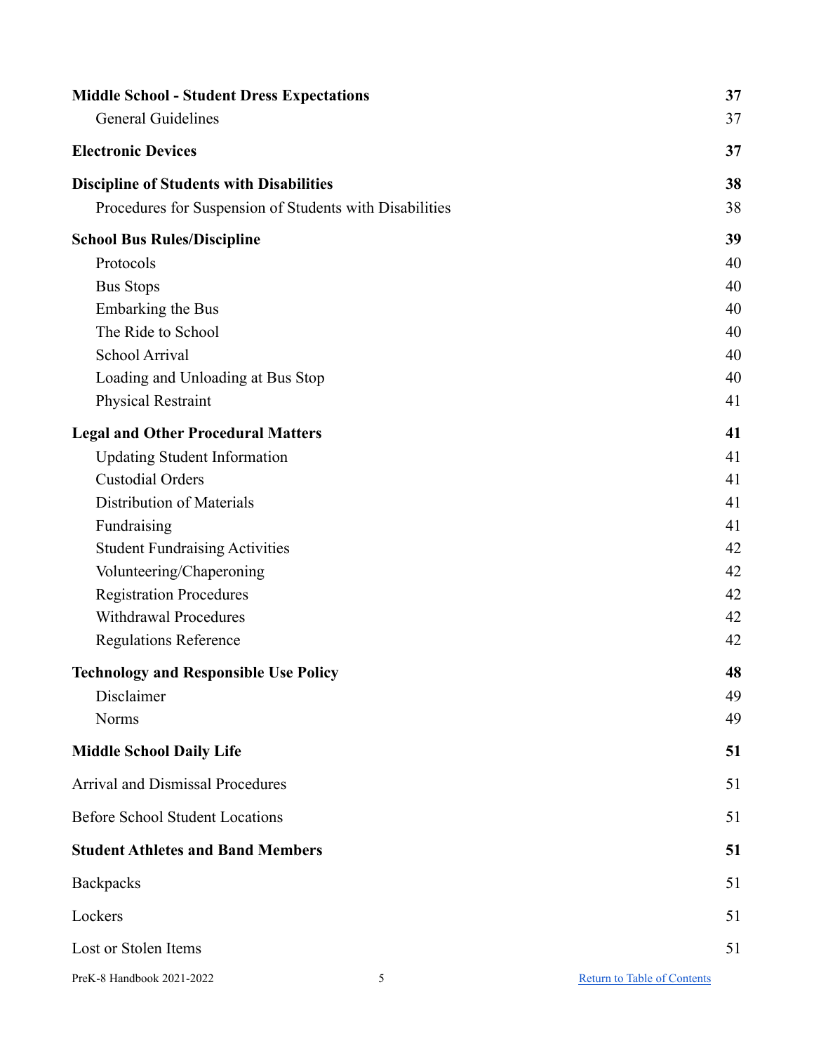| | |
|---|---|
| **Middle School - Student Dress Expectations** | **37** |
| General Guidelines | 37 |
| **Electronic Devices** | **37** |
| **Discipline of Students with Disabilities** | **38** |
| Procedures for Suspension of Students with Disabilities | 38 |
| **School Bus Rules/Discipline** | **39** |
| Protocols | 40 |
| Bus Stops | 40 |
| Embarking the Bus | 40 |
| The Ride to School | 40 |
| School Arrival | 40 |
| Loading and Unloading at Bus Stop | 40 |
| Physical Restraint | 41 |
| **Legal and Other Procedural Matters** | **41** |
| Updating Student Information | 41 |
| Custodial Orders | 41 |
| Distribution of Materials | 41 |
| Fundraising | 41 |
| Student Fundraising Activities | 42 |
| Volunteering/Chaperoning | 42 |
| Registration Procedures | 42 |
| Withdrawal Procedures | 42 |
| Regulations Reference | 42 |
| **Technology and Responsible Use Policy** | **48** |
| Disclaimer | 49 |
| Norms | 49 |
| **Middle School Daily Life** | **51** |
| Arrival and Dismissal Procedures | 51 |
| Before School Student Locations | 51 |
| **Student Athletes and Band Members** | **51** |
| Backpacks | 51 |
| Lockers | 51 |
| Lost or Stolen Items | 51 |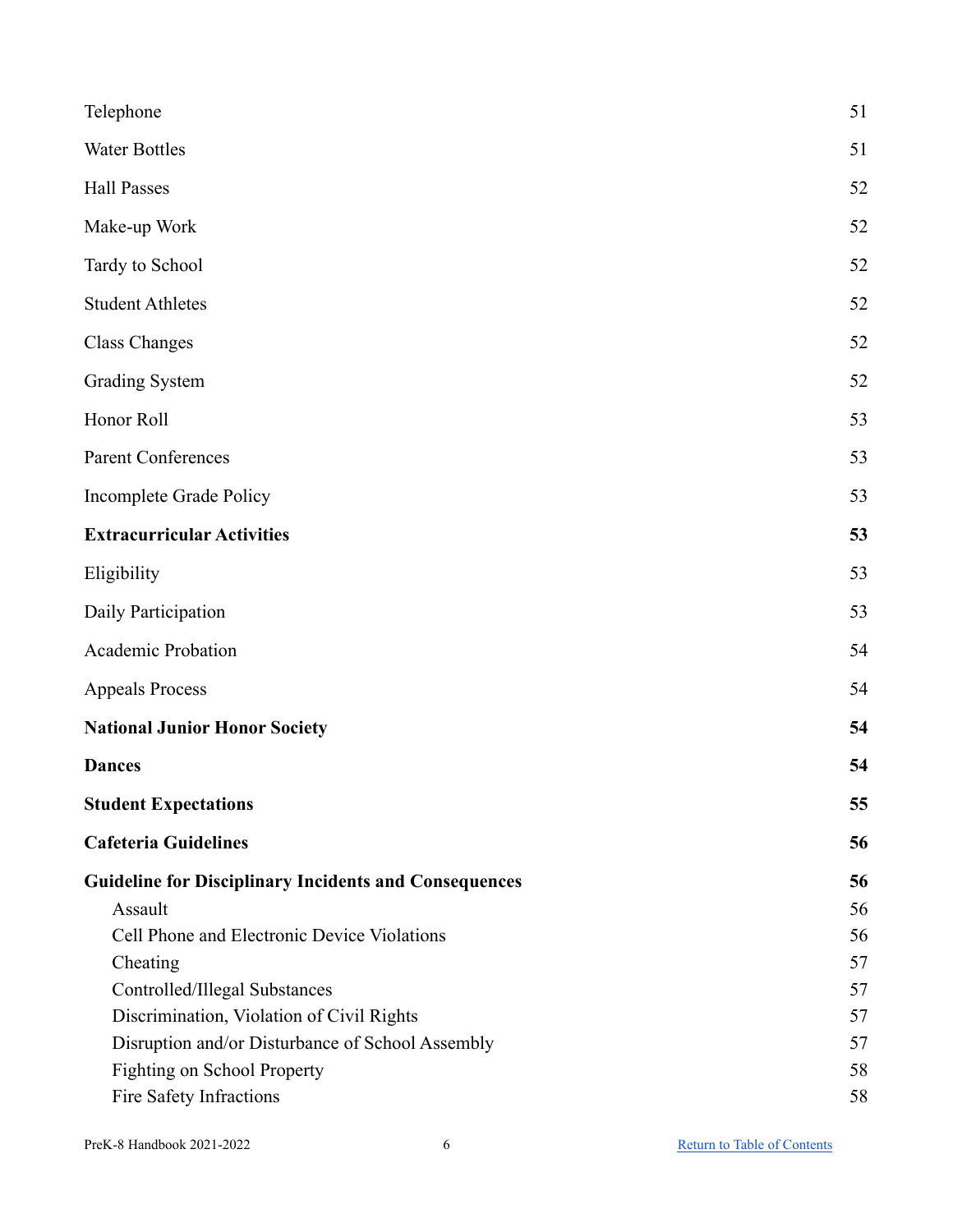| | |
|---|---|
| Telephone | 51 |
| Water Bottles | 51 |
| Hall Passes | 52 |
| Make-up Work | 52 |
| Tardy to School | 52 |
| Student Athletes | 52 |
| Class Changes | 52 |
| Grading System | 52 |
| Honor Roll | 53 |
| Parent Conferences | 53 |
| Incomplete Grade Policy | 53 |
| **Extracurricular Activities** | **53** |
| Eligibility | 53 |
| Daily Participation | 53 |
| Academic Probation | 54 |
| Appeals Process | 54 |
| **National Junior Honor Society** | **54** |
| **Dances** | **54** |
| **Student Expectations** | **55** |
| **Cafeteria Guidelines** | **56** |
| **Guideline for Disciplinary Incidents and Consequences** | **56** |
| Assault | 56 |
| Cell Phone and Electronic Device Violations | 56 |
| Cheating | 57 |
| Controlled/Illegal Substances | 57 |
| Discrimination, Violation of Civil Rights | 57 |
| Disruption and/or Disturbance of School Assembly | 57 |
| Fighting on School Property | 58 |
| Fire Safety Infractions | 58 |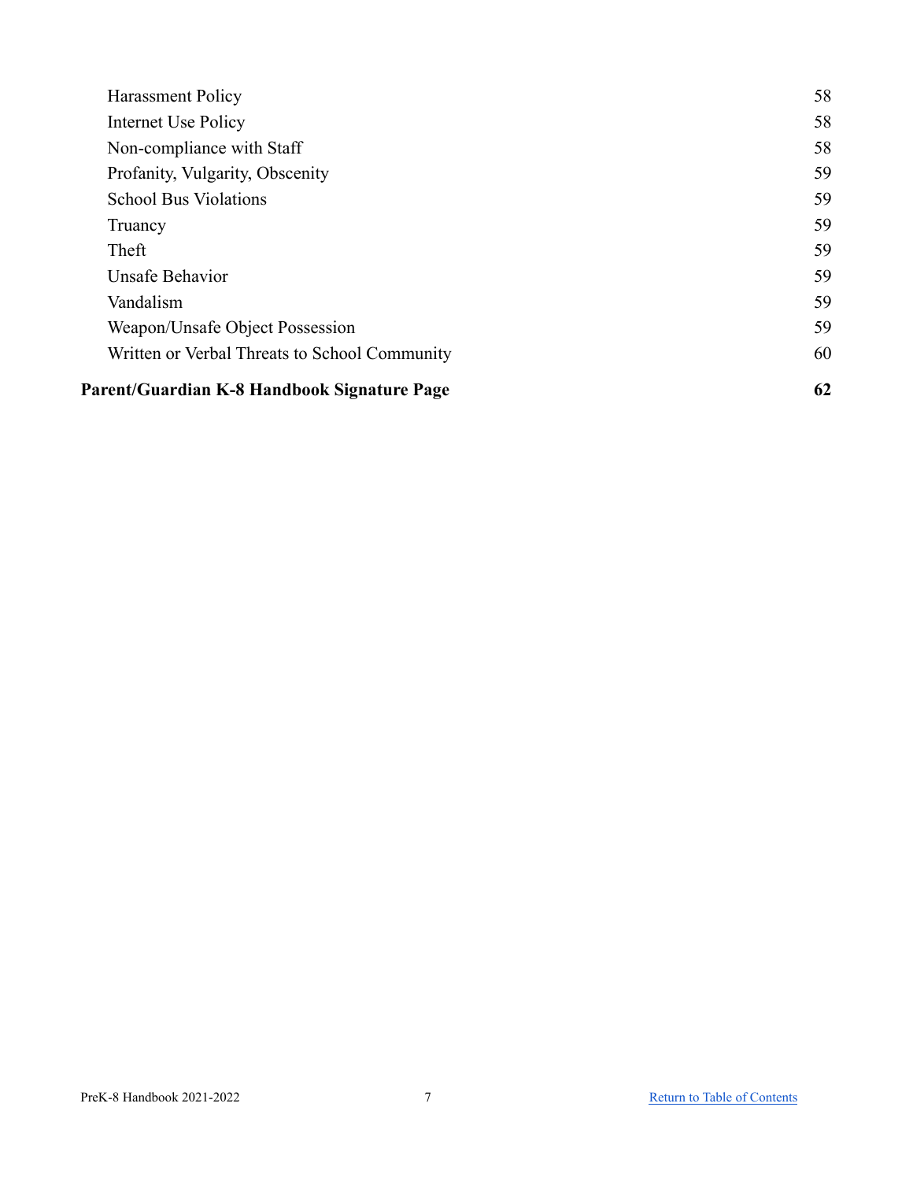| | |
|---|---|
| Harassment Policy | 58 |
| Internet Use Policy | 58 |
| Non-compliance with Staff | 58 |
| Profanity, Vulgarity, Obscenity | 59 |
| School Bus Violations | 59 |
| Truancy | 59 |
| Theft | 59 |
| Unsafe Behavior | 59 |
| Vandalism | 59 |
| Weapon/Unsafe Object Possession | 59 |
| Written or Verbal Threats to School Community | 60 |
| **Parent/Guardian K-8 Handbook Signature Page** | **62** |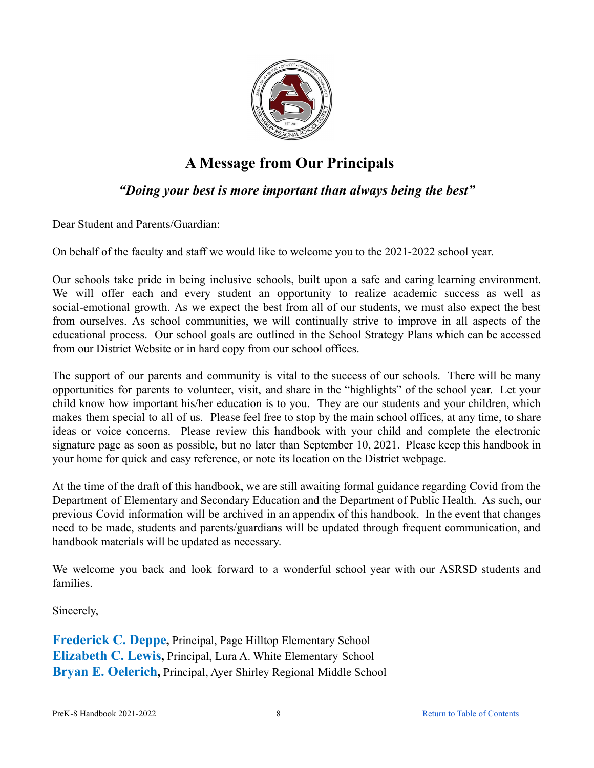# A Message from Our Principals

***"Doing your best is more important than always being the best"***

Dear Student and Parents/Guardian:

On behalf of the faculty and staff we would like to welcome you to the 2021-2022 school year.

Our schools take pride in being inclusive schools, built upon a safe and caring learning environment. We will offer each and every student an opportunity to realize academic success as well as social-emotional growth. As we expect the best from all of our students, we must also expect the best from ourselves. As school communities, we will continually strive to improve in all aspects of the educational process. Our school goals are outlined in the School Strategy Plans which can be accessed from our District Website or in hard copy from our school offices.

The support of our parents and community is vital to the success of our schools. There will be many opportunities for parents to volunteer, visit, and share in the "highlights" of the school year. Let your child know how important his/her education is to you. They are our students and your children, which makes them special to all of us. Please feel free to stop by the main school offices, at any time, to share ideas or voice concerns. Please review this handbook with your child and complete the electronic signature page as soon as possible, but no later than September 10, 2021. Please keep this handbook in your home for quick and easy reference, or note its location on the District webpage.

At the time of the draft of this handbook, we are still awaiting formal guidance regarding Covid from the Department of Elementary and Secondary Education and the Department of Public Health. As such, our previous Covid information will be archived in an appendix of this handbook. In the event that changes need to be made, students and parents/guardians will be updated through frequent communication, and handbook materials will be updated as necessary.

We welcome you back and look forward to a wonderful school year with our ASRSD students and families.

Sincerely,

**Frederick C. Deppe,** Principal, Page Hilltop Elementary School
**Elizabeth C. Lewis,** Principal, Lura A. White Elementary School
**Bryan E. Oelerich,** Principal, Ayer Shirley Regional Middle School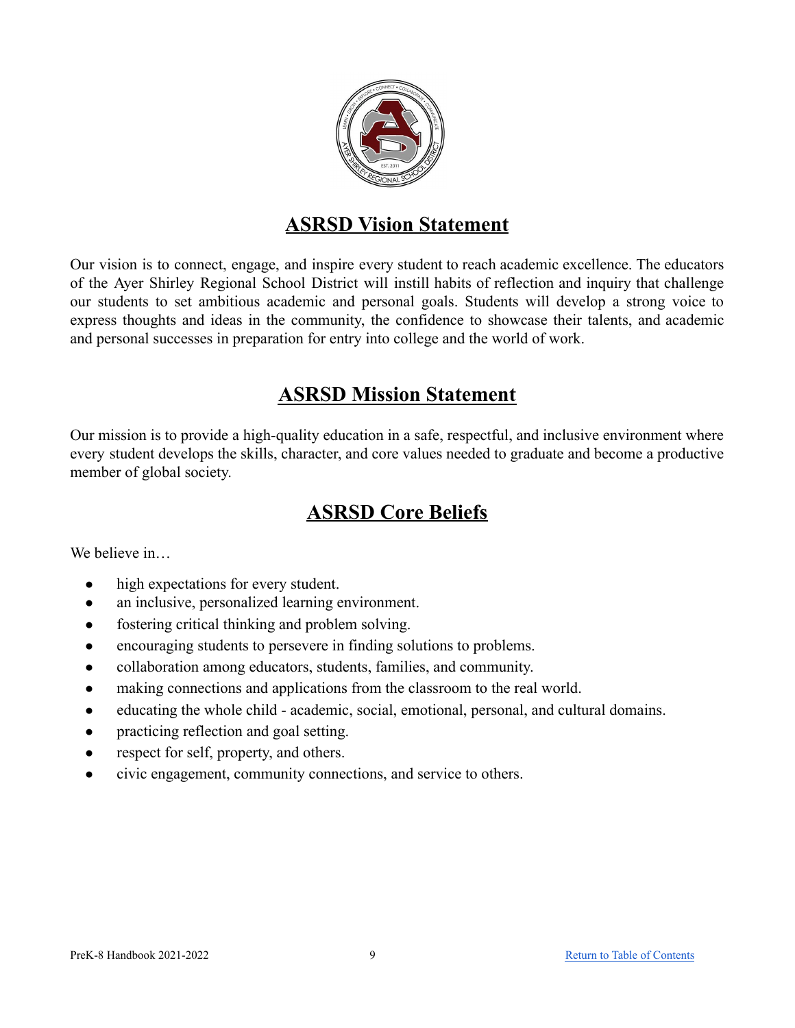## ASRSD Vision Statement

Our vision is to connect, engage, and inspire every student to reach academic excellence. The educators of the Ayer Shirley Regional School District will instill habits of reflection and inquiry that challenge our students to set ambitious academic and personal goals. Students will develop a strong voice to express thoughts and ideas in the community, the confidence to showcase their talents, and academic and personal successes in preparation for entry into college and the world of work.

## ASRSD Mission Statement

Our mission is to provide a high-quality education in a safe, respectful, and inclusive environment where every student develops the skills, character, and core values needed to graduate and become a productive member of global society.

## ASRSD Core Beliefs

We believe in…

- high expectations for every student.
- an inclusive, personalized learning environment.
- fostering critical thinking and problem solving.
- encouraging students to persevere in finding solutions to problems.
- collaboration among educators, students, families, and community.
- making connections and applications from the classroom to the real world.
- educating the whole child - academic, social, emotional, personal, and cultural domains.
- practicing reflection and goal setting.
- respect for self, property, and others.
- civic engagement, community connections, and service to others.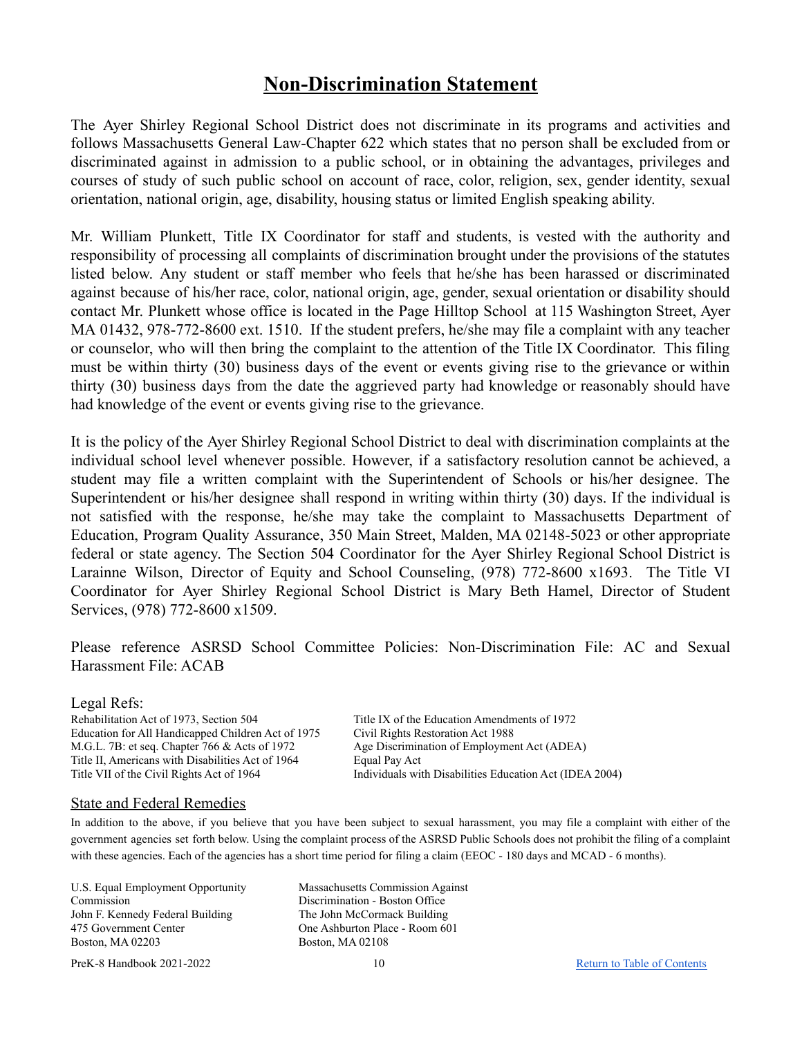# Non-Discrimination Statement

The Ayer Shirley Regional School District does not discriminate in its programs and activities and follows Massachusetts General Law-Chapter 622 which states that no person shall be excluded from or discriminated against in admission to a public school, or in obtaining the advantages, privileges and courses of study of such public school on account of race, color, religion, sex, gender identity, sexual orientation, national origin, age, disability, housing status or limited English speaking ability.

Mr. William Plunkett, Title IX Coordinator for staff and students, is vested with the authority and responsibility of processing all complaints of discrimination brought under the provisions of the statutes listed below. Any student or staff member who feels that he/she has been harassed or discriminated against because of his/her race, color, national origin, age, gender, sexual orientation or disability should contact Mr. Plunkett whose office is located in the Page Hilltop School at 115 Washington Street, Ayer MA 01432, 978-772-8600 ext. 1510. If the student prefers, he/she may file a complaint with any teacher or counselor, who will then bring the complaint to the attention of the Title IX Coordinator. This filing must be within thirty (30) business days of the event or events giving rise to the grievance or within thirty (30) business days from the date the aggrieved party had knowledge or reasonably should have had knowledge of the event or events giving rise to the grievance.

It is the policy of the Ayer Shirley Regional School District to deal with discrimination complaints at the individual school level whenever possible. However, if a satisfactory resolution cannot be achieved, a student may file a written complaint with the Superintendent of Schools or his/her designee. The Superintendent or his/her designee shall respond in writing within thirty (30) days. If the individual is not satisfied with the response, he/she may take the complaint to Massachusetts Department of Education, Program Quality Assurance, 350 Main Street, Malden, MA 02148-5023 or other appropriate federal or state agency. The Section 504 Coordinator for the Ayer Shirley Regional School District is Larainne Wilson, Director of Equity and School Counseling, (978) 772-8600 x1693. The Title VI Coordinator for Ayer Shirley Regional School District is Mary Beth Hamel, Director of Student Services, (978) 772-8600 x1509.

Please reference ASRSD School Committee Policies: Non-Discrimination File: AC and Sexual Harassment File: ACAB

Legal Refs:

- Rehabilitation Act of 1973, Section 504
- Education for All Handicapped Children Act of 1975
- M.G.L. 7B: et seq. Chapter 766 & Acts of 1972
- Title II, Americans with Disabilities Act of 1964
- Title VII of the Civil Rights Act of 1964
- Title IX of the Education Amendments of 1972
- Civil Rights Restoration Act 1988
- Age Discrimination of Employment Act (ADEA)
- Equal Pay Act
- Individuals with Disabilities Education Act (IDEA 2004)

## State and Federal Remedies

In addition to the above, if you believe that you have been subject to sexual harassment, you may file a complaint with either of the government agencies set forth below. Using the complaint process of the ASRSD Public Schools does not prohibit the filing of a complaint with these agencies. Each of the agencies has a short time period for filing a claim (EEOC - 180 days and MCAD - 6 months).

U.S. Equal Employment Opportunity Commission
John F. Kennedy Federal Building
475 Government Center
Boston, MA 02203

Massachusetts Commission Against Discrimination - Boston Office
The John McCormack Building
One Ashburton Place - Room 601
Boston, MA 02108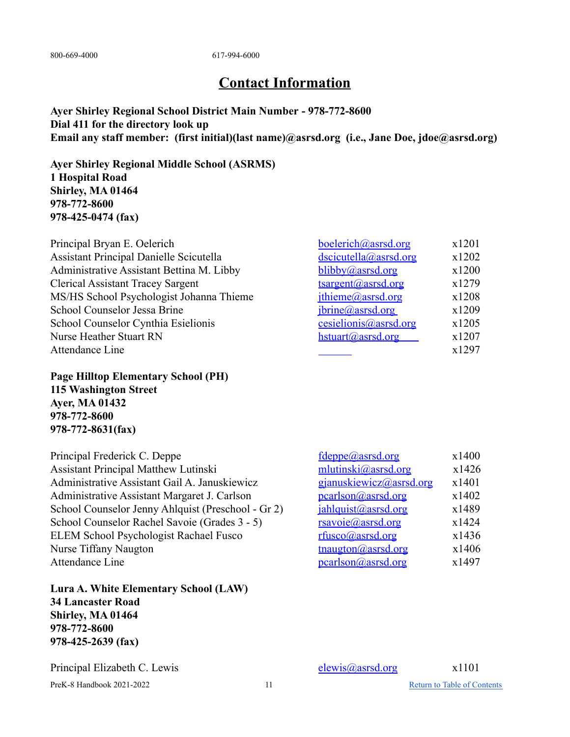800-669-4000 617-994-6000

# Contact Information

**Ayer Shirley Regional School District Main Number - 978-772-8600**
**Dial 411 for the directory look up**
**Email any staff member: (first initial)(last name)@asrsd.org (i.e., Jane Doe, jdoe@asrsd.org)**

**Ayer Shirley Regional Middle School (ASRMS)**
**1 Hospital Road**
**Shirley, MA 01464**
**978-772-8600**
**978-425-0474 (fax)**

| | | |
|---|---|---|
| Principal Bryan E. Oelerich | boelerich@asrsd.org | x1201 |
| Assistant Principal Danielle Scicutella | dscicutella@asrsd.org | x1202 |
| Administrative Assistant Bettina M. Libby | blibby@asrsd.org | x1200 |
| Clerical Assistant Tracey Sargent | tsargent@asrsd.org | x1279 |
| MS/HS School Psychologist Johanna Thieme | jthieme@asrsd.org | x1208 |
| School Counselor Jessa Brine | jbrine@asrsd.org | x1209 |
| School Counselor Cynthia Esielionis | cesielionis@asrsd.org | x1205 |
| Nurse Heather Stuart RN | hstuart@asrsd.org | x1207 |
| Attendance Line | | x1297 |

**Page Hilltop Elementary School (PH)**
**115 Washington Street**
**Ayer, MA 01432**
**978-772-8600**
**978-772-8631(fax)**

| | | |
|---|---|---|
| Principal Frederick C. Deppe | fdeppe@asrsd.org | x1400 |
| Assistant Principal Matthew Lutinski | mlutinski@asrsd.org | x1426 |
| Administrative Assistant Gail A. Januskiewicz | gjanuskiewicz@asrsd.org | x1401 |
| Administrative Assistant Margaret J. Carlson | pcarlson@asrsd.org | x1402 |
| School Counselor Jenny Ahlquist (Preschool - Gr 2) | jahlquist@asrsd.org | x1489 |
| School Counselor Rachel Savoie (Grades 3 - 5) | rsavoie@asrsd.org | x1424 |
| ELEM School Psychologist Rachael Fusco | rfusco@asrsd.org | x1436 |
| Nurse Tiffany Naugton | tnaugton@asrsd.org | x1406 |
| Attendance Line | pcarlson@asrsd.org | x1497 |

**Lura A. White Elementary School (LAW)**
**34 Lancaster Road**
**Shirley, MA 01464**
**978-772-8600**
**978-425-2639 (fax)**

| | | |
|---|---|---|
| Principal Elizabeth C. Lewis | elewis@asrsd.org | x1101 |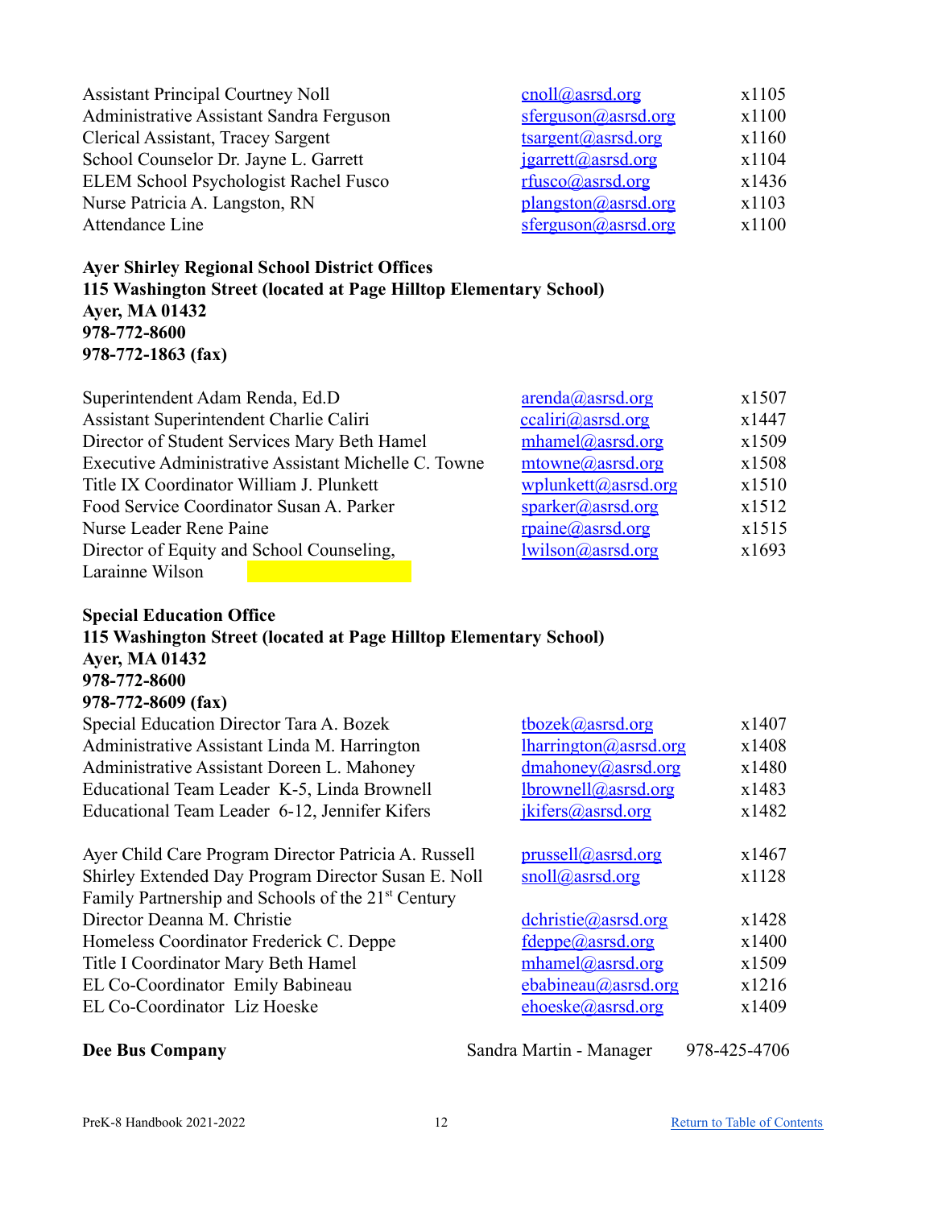| | | |
|---|---|---|
| Assistant Principal Courtney Noll | cnoll@asrsd.org | x1105 |
| Administrative Assistant Sandra Ferguson | sferguson@asrsd.org | x1100 |
| Clerical Assistant, Tracey Sargent | tsargent@asrsd.org | x1160 |
| School Counselor Dr. Jayne L. Garrett | jgarrett@asrsd.org | x1104 |
| ELEM School Psychologist Rachel Fusco | rfusco@asrsd.org | x1436 |
| Nurse Patricia A. Langston, RN | plangston@asrsd.org | x1103 |
| Attendance Line | sferguson@asrsd.org | x1100 |

**Ayer Shirley Regional School District Offices**
**115 Washington Street (located at Page Hilltop Elementary School)**
**Ayer, MA 01432**
**978-772-8600**
**978-772-1863 (fax)**

| | | |
|---|---|---|
| Superintendent Adam Renda, Ed.D | arenda@asrsd.org | x1507 |
| Assistant Superintendent Charlie Caliri | ccaliri@asrsd.org | x1447 |
| Director of Student Services Mary Beth Hamel | mhamel@asrsd.org | x1509 |
| Executive Administrative Assistant Michelle C. Towne | mtowne@asrsd.org | x1508 |
| Title IX Coordinator William J. Plunkett | wplunkett@asrsd.org | x1510 |
| Food Service Coordinator Susan A. Parker | sparker@asrsd.org | x1512 |
| Nurse Leader Rene Paine | rpaine@asrsd.org | x1515 |
| Director of Equity and School Counseling, Larainne Wilson | lwilson@asrsd.org | x1693 |

**Special Education Office**
**115 Washington Street (located at Page Hilltop Elementary School)**
**Ayer, MA 01432**
**978-772-8600**
**978-772-8609 (fax)**

| | | |
|---|---|---|
| Special Education Director Tara A. Bozek | tbozek@asrsd.org | x1407 |
| Administrative Assistant Linda M. Harrington | lharrington@asrsd.org | x1408 |
| Administrative Assistant Doreen L. Mahoney | dmahoney@asrsd.org | x1480 |
| Educational Team Leader K-5, Linda Brownell | lbrownell@asrsd.org | x1483 |
| Educational Team Leader 6-12, Jennifer Kifers | jkifers@asrsd.org | x1482 |

| | | |
|---|---|---|
| Ayer Child Care Program Director Patricia A. Russell | prussell@asrsd.org | x1467 |
| Shirley Extended Day Program Director Susan E. Noll | snoll@asrsd.org | x1128 |
| Family Partnership and Schools of the 21st Century Director Deanna M. Christie | dchristie@asrsd.org | x1428 |
| Homeless Coordinator Frederick C. Deppe | fdeppe@asrsd.org | x1400 |
| Title I Coordinator Mary Beth Hamel | mhamel@asrsd.org | x1509 |
| EL Co-Coordinator Emily Babineau | ebabineau@asrsd.org | x1216 |
| EL Co-Coordinator Liz Hoeske | ehoeske@asrsd.org | x1409 |

**Dee Bus Company** Sandra Martin - Manager 978-425-4706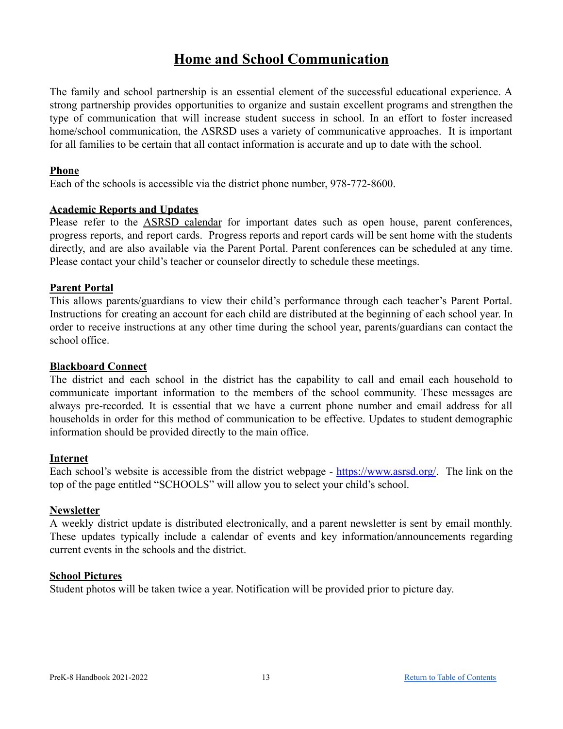# Home and School Communication

The family and school partnership is an essential element of the successful educational experience. A strong partnership provides opportunities to organize and sustain excellent programs and strengthen the type of communication that will increase student success in school. In an effort to foster increased home/school communication, the ASRSD uses a variety of communicative approaches. It is important for all families to be certain that all contact information is accurate and up to date with the school.

### Phone

Each of the schools is accessible via the district phone number, 978-772-8600.

### Academic Reports and Updates

Please refer to the ASRSD calendar for important dates such as open house, parent conferences, progress reports, and report cards. Progress reports and report cards will be sent home with the students directly, and are also available via the Parent Portal. Parent conferences can be scheduled at any time. Please contact your child's teacher or counselor directly to schedule these meetings.

### Parent Portal

This allows parents/guardians to view their child's performance through each teacher's Parent Portal. Instructions for creating an account for each child are distributed at the beginning of each school year. In order to receive instructions at any other time during the school year, parents/guardians can contact the school office.

### Blackboard Connect

The district and each school in the district has the capability to call and email each household to communicate important information to the members of the school community. These messages are always pre-recorded. It is essential that we have a current phone number and email address for all households in order for this method of communication to be effective. Updates to student demographic information should be provided directly to the main office.

### Internet

Each school's website is accessible from the district webpage - https://www.asrsd.org/. The link on the top of the page entitled "SCHOOLS" will allow you to select your child's school.

### Newsletter

A weekly district update is distributed electronically, and a parent newsletter is sent by email monthly. These updates typically include a calendar of events and key information/announcements regarding current events in the schools and the district.

### School Pictures

Student photos will be taken twice a year. Notification will be provided prior to picture day.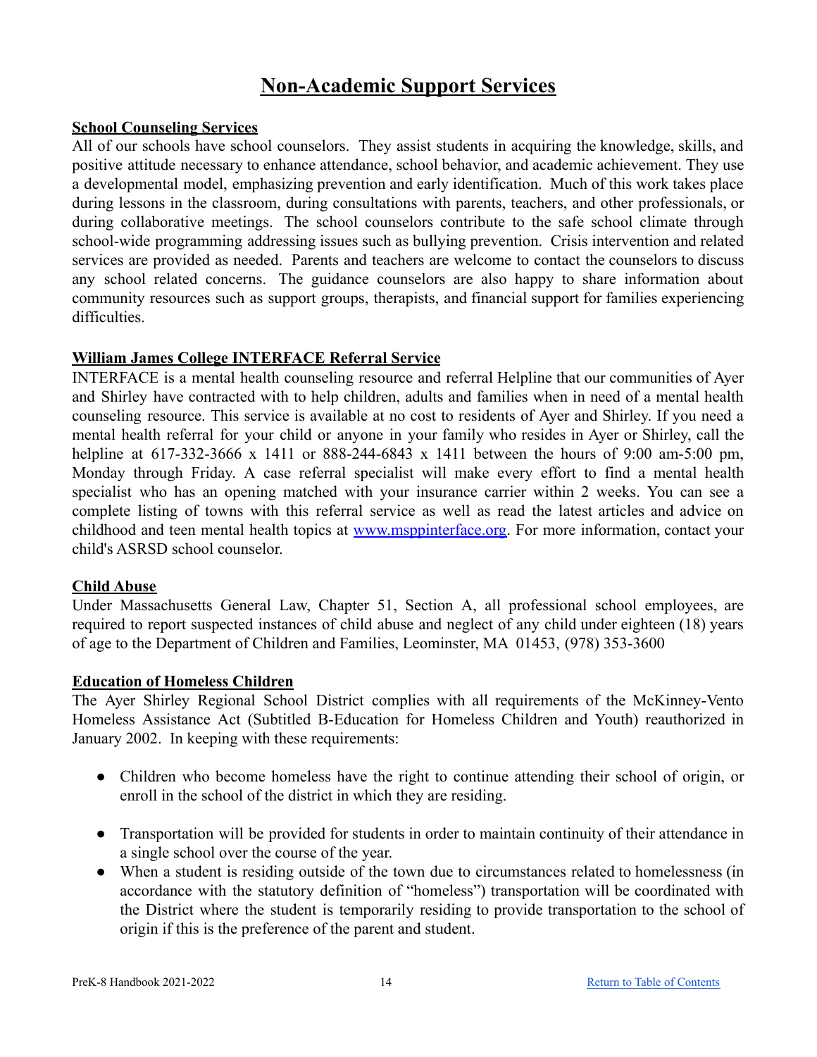# Non-Academic Support Services

## School Counseling Services

All of our schools have school counselors. They assist students in acquiring the knowledge, skills, and positive attitude necessary to enhance attendance, school behavior, and academic achievement. They use a developmental model, emphasizing prevention and early identification. Much of this work takes place during lessons in the classroom, during consultations with parents, teachers, and other professionals, or during collaborative meetings. The school counselors contribute to the safe school climate through school-wide programming addressing issues such as bullying prevention. Crisis intervention and related services are provided as needed. Parents and teachers are welcome to contact the counselors to discuss any school related concerns. The guidance counselors are also happy to share information about community resources such as support groups, therapists, and financial support for families experiencing difficulties.

## William James College INTERFACE Referral Service

INTERFACE is a mental health counseling resource and referral Helpline that our communities of Ayer and Shirley have contracted with to help children, adults and families when in need of a mental health counseling resource. This service is available at no cost to residents of Ayer and Shirley. If you need a mental health referral for your child or anyone in your family who resides in Ayer or Shirley, call the helpline at 617-332-3666 x 1411 or 888-244-6843 x 1411 between the hours of 9:00 am-5:00 pm, Monday through Friday. A case referral specialist will make every effort to find a mental health specialist who has an opening matched with your insurance carrier within 2 weeks. You can see a complete listing of towns with this referral service as well as read the latest articles and advice on childhood and teen mental health topics at [www.msppinterface.org](http://www.msppinterface.org). For more information, contact your child's ASRSD school counselor.

## Child Abuse

Under Massachusetts General Law, Chapter 51, Section A, all professional school employees, are required to report suspected instances of child abuse and neglect of any child under eighteen (18) years of age to the Department of Children and Families, Leominster, MA 01453, (978) 353-3600

## Education of Homeless Children

The Ayer Shirley Regional School District complies with all requirements of the McKinney-Vento Homeless Assistance Act (Subtitled B-Education for Homeless Children and Youth) reauthorized in January 2002. In keeping with these requirements:

- Children who become homeless have the right to continue attending their school of origin, or enroll in the school of the district in which they are residing.
- Transportation will be provided for students in order to maintain continuity of their attendance in a single school over the course of the year.
- When a student is residing outside of the town due to circumstances related to homelessness (in accordance with the statutory definition of "homeless") transportation will be coordinated with the District where the student is temporarily residing to provide transportation to the school of origin if this is the preference of the parent and student.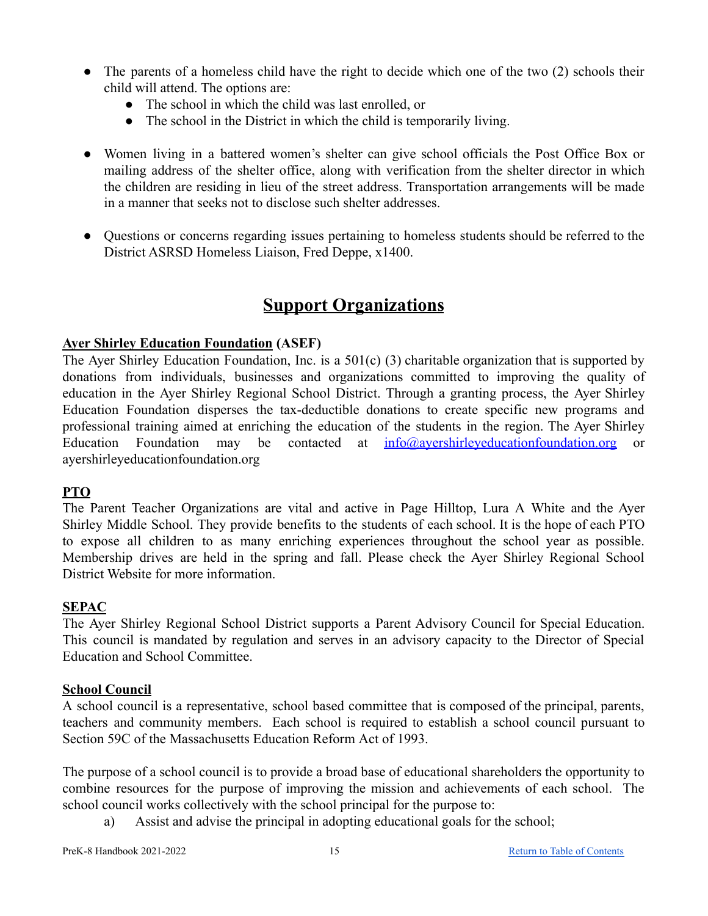- The parents of a homeless child have the right to decide which one of the two (2) schools their child will attend. The options are:
  - The school in which the child was last enrolled, or
  - The school in the District in which the child is temporarily living.

- Women living in a battered women's shelter can give school officials the Post Office Box or mailing address of the shelter office, along with verification from the shelter director in which the children are residing in lieu of the street address. Transportation arrangements will be made in a manner that seeks not to disclose such shelter addresses.

- Questions or concerns regarding issues pertaining to homeless students should be referred to the District ASRSD Homeless Liaison, Fred Deppe, x1400.

# Support Organizations

**Ayer Shirley Education Foundation (ASEF)**

The Ayer Shirley Education Foundation, Inc. is a 501(c) (3) charitable organization that is supported by donations from individuals, businesses and organizations committed to improving the quality of education in the Ayer Shirley Regional School District. Through a granting process, the Ayer Shirley Education Foundation disperses the tax-deductible donations to create specific new programs and professional training aimed at enriching the education of the students in the region. The Ayer Shirley Education Foundation may be contacted at info@ayershirleyeducationfoundation.org or ayershirleyeducationfoundation.org

**PTO**

The Parent Teacher Organizations are vital and active in Page Hilltop, Lura A White and the Ayer Shirley Middle School. They provide benefits to the students of each school. It is the hope of each PTO to expose all children to as many enriching experiences throughout the school year as possible. Membership drives are held in the spring and fall. Please check the Ayer Shirley Regional School District Website for more information.

**SEPAC**

The Ayer Shirley Regional School District supports a Parent Advisory Council for Special Education. This council is mandated by regulation and serves in an advisory capacity to the Director of Special Education and School Committee.

**School Council**

A school council is a representative, school based committee that is composed of the principal, parents, teachers and community members. Each school is required to establish a school council pursuant to Section 59C of the Massachusetts Education Reform Act of 1993.

The purpose of a school council is to provide a broad base of educational shareholders the opportunity to combine resources for the purpose of improving the mission and achievements of each school. The school council works collectively with the school principal for the purpose to:

a) Assist and advise the principal in adopting educational goals for the school;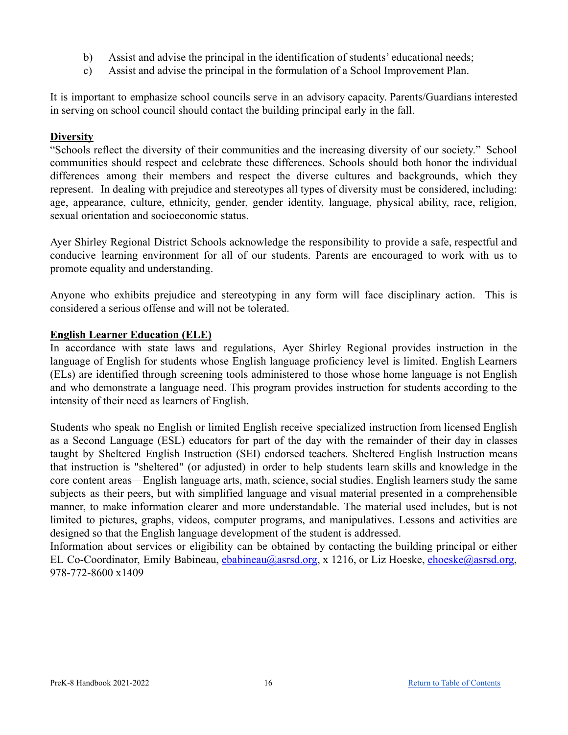b) Assist and advise the principal in the identification of students' educational needs;
c) Assist and advise the principal in the formulation of a School Improvement Plan.

It is important to emphasize school councils serve in an advisory capacity. Parents/Guardians interested in serving on school council should contact the building principal early in the fall.

## Diversity

"Schools reflect the diversity of their communities and the increasing diversity of our society." School communities should respect and celebrate these differences. Schools should both honor the individual differences among their members and respect the diverse cultures and backgrounds, which they represent. In dealing with prejudice and stereotypes all types of diversity must be considered, including: age, appearance, culture, ethnicity, gender, gender identity, language, physical ability, race, religion, sexual orientation and socioeconomic status.

Ayer Shirley Regional District Schools acknowledge the responsibility to provide a safe, respectful and conducive learning environment for all of our students. Parents are encouraged to work with us to promote equality and understanding.

Anyone who exhibits prejudice and stereotyping in any form will face disciplinary action. This is considered a serious offense and will not be tolerated.

## English Learner Education (ELE)

In accordance with state laws and regulations, Ayer Shirley Regional provides instruction in the language of English for students whose English language proficiency level is limited. English Learners (ELs) are identified through screening tools administered to those whose home language is not English and who demonstrate a language need. This program provides instruction for students according to the intensity of their need as learners of English.

Students who speak no English or limited English receive specialized instruction from licensed English as a Second Language (ESL) educators for part of the day with the remainder of their day in classes taught by Sheltered English Instruction (SEI) endorsed teachers. Sheltered English Instruction means that instruction is "sheltered" (or adjusted) in order to help students learn skills and knowledge in the core content areas—English language arts, math, science, social studies. English learners study the same subjects as their peers, but with simplified language and visual material presented in a comprehensible manner, to make information clearer and more understandable. The material used includes, but is not limited to pictures, graphs, videos, computer programs, and manipulatives. Lessons and activities are designed so that the English language development of the student is addressed.
Information about services or eligibility can be obtained by contacting the building principal or either EL Co-Coordinator, Emily Babineau, ebabineau@asrsd.org, x 1216, or Liz Hoeske, ehoeske@asrsd.org, 978-772-8600 x1409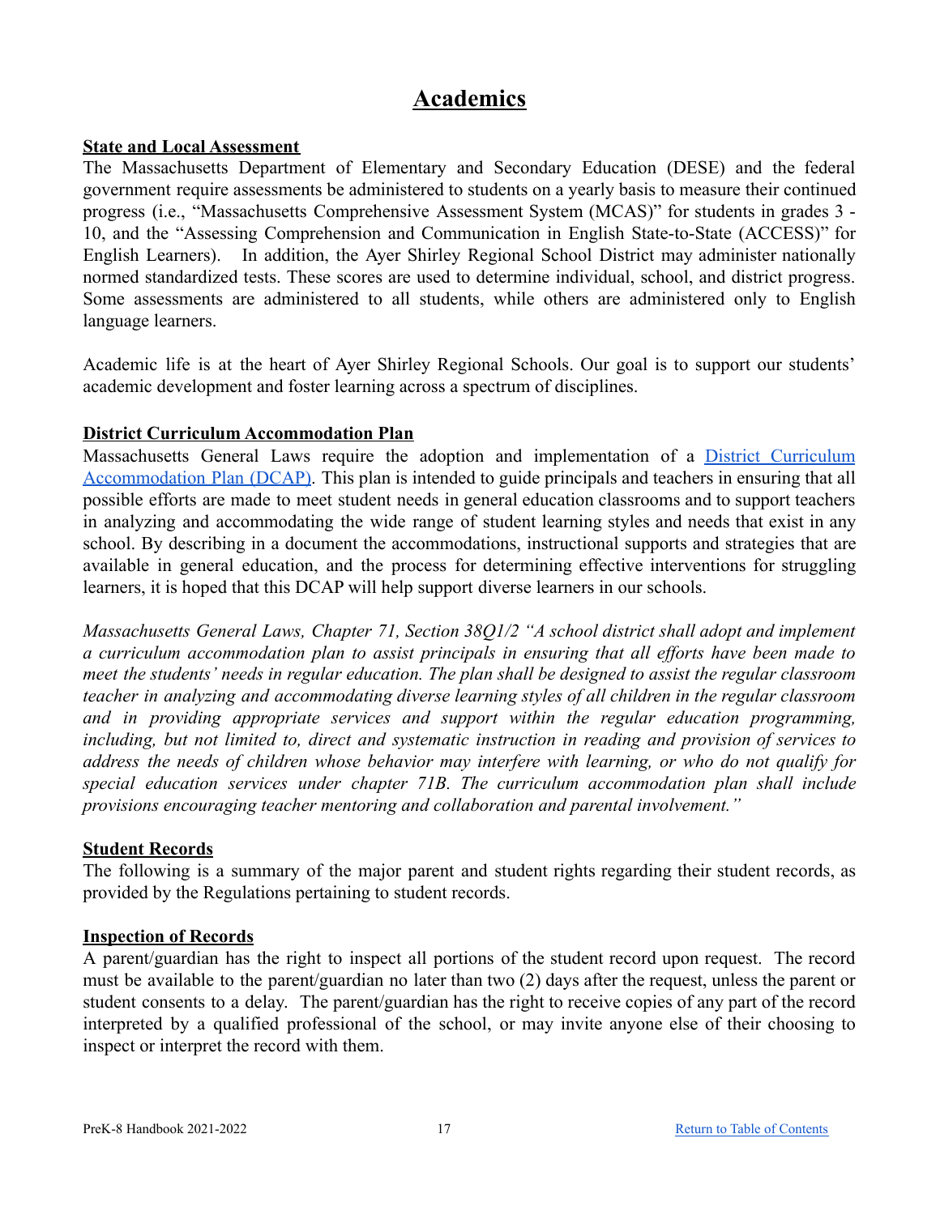# Academics

**State and Local Assessment**

The Massachusetts Department of Elementary and Secondary Education (DESE) and the federal government require assessments be administered to students on a yearly basis to measure their continued progress (i.e., "Massachusetts Comprehensive Assessment System (MCAS)" for students in grades 3 - 10, and the "Assessing Comprehension and Communication in English State-to-State (ACCESS)" for English Learners). In addition, the Ayer Shirley Regional School District may administer nationally normed standardized tests. These scores are used to determine individual, school, and district progress. Some assessments are administered to all students, while others are administered only to English language learners.

Academic life is at the heart of Ayer Shirley Regional Schools. Our goal is to support our students' academic development and foster learning across a spectrum of disciplines.

**District Curriculum Accommodation Plan**

Massachusetts General Laws require the adoption and implementation of a [District Curriculum Accommodation Plan (DCAP)](). This plan is intended to guide principals and teachers in ensuring that all possible efforts are made to meet student needs in general education classrooms and to support teachers in analyzing and accommodating the wide range of student learning styles and needs that exist in any school. By describing in a document the accommodations, instructional supports and strategies that are available in general education, and the process for determining effective interventions for struggling learners, it is hoped that this DCAP will help support diverse learners in our schools.

*Massachusetts General Laws, Chapter 71, Section 38Q1/2 "A school district shall adopt and implement a curriculum accommodation plan to assist principals in ensuring that all efforts have been made to meet the students' needs in regular education. The plan shall be designed to assist the regular classroom teacher in analyzing and accommodating diverse learning styles of all children in the regular classroom and in providing appropriate services and support within the regular education programming, including, but not limited to, direct and systematic instruction in reading and provision of services to address the needs of children whose behavior may interfere with learning, or who do not qualify for special education services under chapter 71B. The curriculum accommodation plan shall include provisions encouraging teacher mentoring and collaboration and parental involvement."*

**Student Records**

The following is a summary of the major parent and student rights regarding their student records, as provided by the Regulations pertaining to student records.

**Inspection of Records**

A parent/guardian has the right to inspect all portions of the student record upon request. The record must be available to the parent/guardian no later than two (2) days after the request, unless the parent or student consents to a delay. The parent/guardian has the right to receive copies of any part of the record interpreted by a qualified professional of the school, or may invite anyone else of their choosing to inspect or interpret the record with them.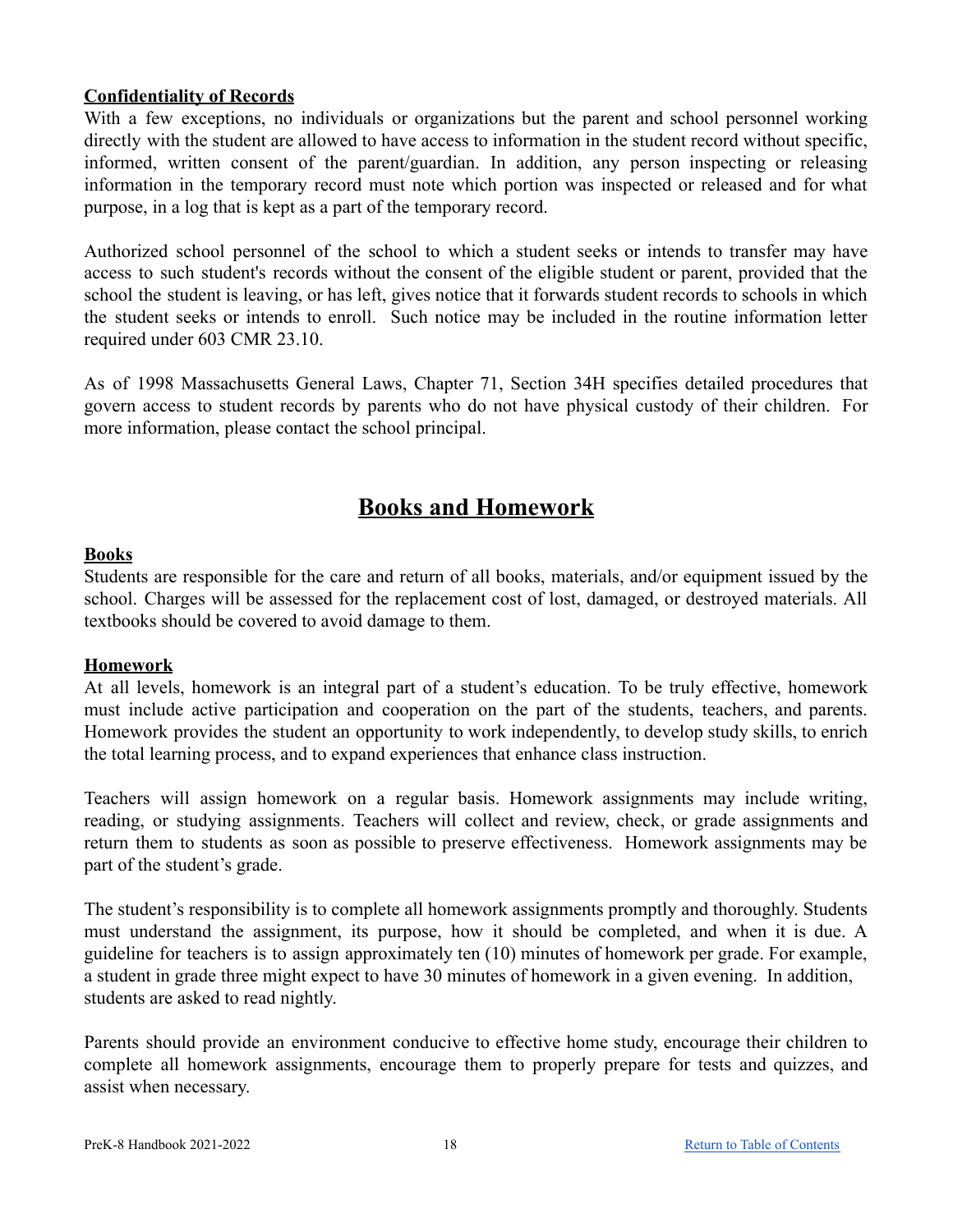### **Confidentiality of Records**

With a few exceptions, no individuals or organizations but the parent and school personnel working directly with the student are allowed to have access to information in the student record without specific, informed, written consent of the parent/guardian. In addition, any person inspecting or releasing information in the temporary record must note which portion was inspected or released and for what purpose, in a log that is kept as a part of the temporary record.

Authorized school personnel of the school to which a student seeks or intends to transfer may have access to such student's records without the consent of the eligible student or parent, provided that the school the student is leaving, or has left, gives notice that it forwards student records to schools in which the student seeks or intends to enroll. Such notice may be included in the routine information letter required under 603 CMR 23.10.

As of 1998 Massachusetts General Laws, Chapter 71, Section 34H specifies detailed procedures that govern access to student records by parents who do not have physical custody of their children. For more information, please contact the school principal.

## **Books and Homework**

### **Books**

Students are responsible for the care and return of all books, materials, and/or equipment issued by the school. Charges will be assessed for the replacement cost of lost, damaged, or destroyed materials. All textbooks should be covered to avoid damage to them.

### **Homework**

At all levels, homework is an integral part of a student's education. To be truly effective, homework must include active participation and cooperation on the part of the students, teachers, and parents. Homework provides the student an opportunity to work independently, to develop study skills, to enrich the total learning process, and to expand experiences that enhance class instruction.

Teachers will assign homework on a regular basis. Homework assignments may include writing, reading, or studying assignments. Teachers will collect and review, check, or grade assignments and return them to students as soon as possible to preserve effectiveness. Homework assignments may be part of the student's grade.

The student's responsibility is to complete all homework assignments promptly and thoroughly. Students must understand the assignment, its purpose, how it should be completed, and when it is due. A guideline for teachers is to assign approximately ten (10) minutes of homework per grade. For example, a student in grade three might expect to have 30 minutes of homework in a given evening. In addition, students are asked to read nightly.

Parents should provide an environment conducive to effective home study, encourage their children to complete all homework assignments, encourage them to properly prepare for tests and quizzes, and assist when necessary.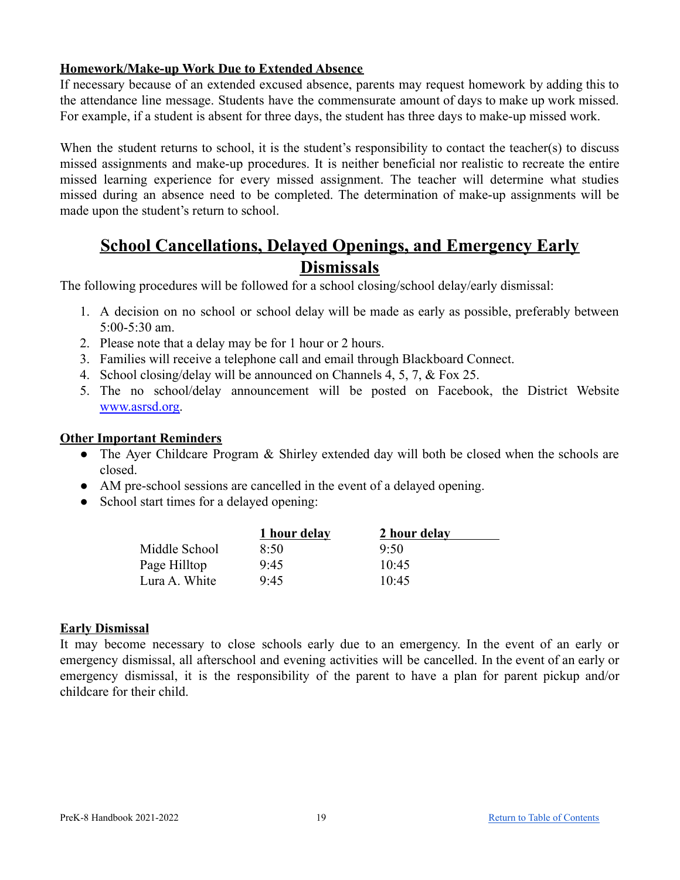**Homework/Make-up Work Due to Extended Absence**

If necessary because of an extended excused absence, parents may request homework by adding this to the attendance line message. Students have the commensurate amount of days to make up work missed. For example, if a student is absent for three days, the student has three days to make-up missed work.

When the student returns to school, it is the student's responsibility to contact the teacher(s) to discuss missed assignments and make-up procedures. It is neither beneficial nor realistic to recreate the entire missed learning experience for every missed assignment. The teacher will determine what studies missed during an absence need to be completed. The determination of make-up assignments will be made upon the student's return to school.

## School Cancellations, Delayed Openings, and Emergency Early Dismissals

The following procedures will be followed for a school closing/school delay/early dismissal:

1. A decision on no school or school delay will be made as early as possible, preferably between 5:00-5:30 am.
2. Please note that a delay may be for 1 hour or 2 hours.
3. Families will receive a telephone call and email through Blackboard Connect.
4. School closing/delay will be announced on Channels 4, 5, 7, & Fox 25.
5. The no school/delay announcement will be posted on Facebook, the District Website [www.asrsd.org](http://www.asrsd.org).

**Other Important Reminders**

- The Ayer Childcare Program & Shirley extended day will both be closed when the schools are closed.
- AM pre-school sessions are cancelled in the event of a delayed opening.
- School start times for a delayed opening:

| | 1 hour delay | 2 hour delay |
|---|---|---|
| Middle School | 8:50 | 9:50 |
| Page Hilltop | 9:45 | 10:45 |
| Lura A. White | 9:45 | 10:45 |

**Early Dismissal**

It may become necessary to close schools early due to an emergency. In the event of an early or emergency dismissal, all afterschool and evening activities will be cancelled. In the event of an early or emergency dismissal, it is the responsibility of the parent to have a plan for parent pickup and/or childcare for their child.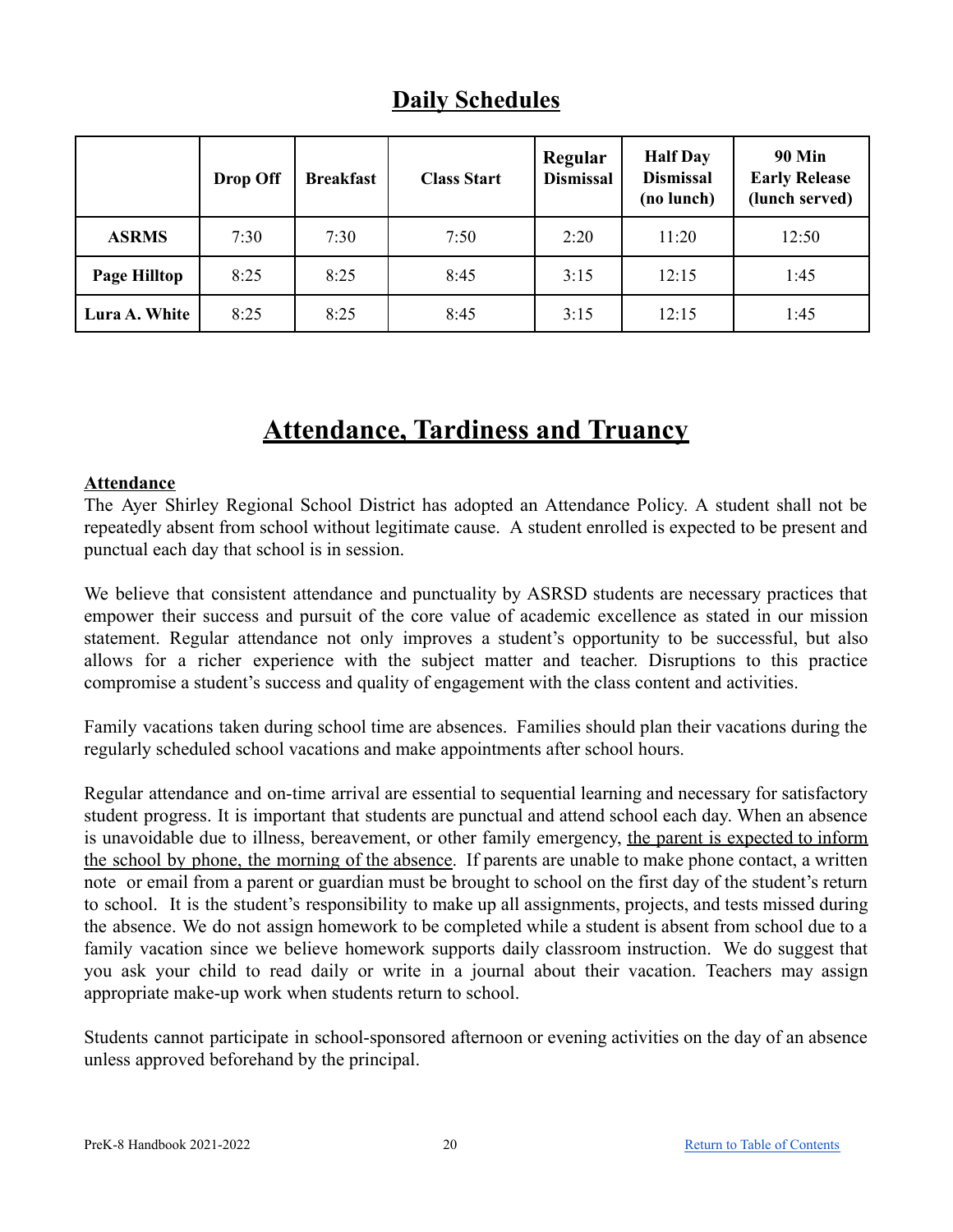## Daily Schedules

| | Drop Off | Breakfast | Class Start | Regular Dismissal | Half Day Dismissal (no lunch) | 90 Min Early Release (lunch served) |
|---|---|---|---|---|---|---|
| **ASRMS** | 7:30 | 7:30 | 7:50 | 2:20 | 11:20 | 12:50 |
| **Page Hilltop** | 8:25 | 8:25 | 8:45 | 3:15 | 12:15 | 1:45 |
| **Lura A. White** | 8:25 | 8:25 | 8:45 | 3:15 | 12:15 | 1:45 |

# Attendance, Tardiness and Truancy

### Attendance

The Ayer Shirley Regional School District has adopted an Attendance Policy. A student shall not be repeatedly absent from school without legitimate cause. A student enrolled is expected to be present and punctual each day that school is in session.

We believe that consistent attendance and punctuality by ASRSD students are necessary practices that empower their success and pursuit of the core value of academic excellence as stated in our mission statement. Regular attendance not only improves a student's opportunity to be successful, but also allows for a richer experience with the subject matter and teacher. Disruptions to this practice compromise a student's success and quality of engagement with the class content and activities.

Family vacations taken during school time are absences. Families should plan their vacations during the regularly scheduled school vacations and make appointments after school hours.

Regular attendance and on-time arrival are essential to sequential learning and necessary for satisfactory student progress. It is important that students are punctual and attend school each day. When an absence is unavoidable due to illness, bereavement, or other family emergency, the parent is expected to inform the school by phone, the morning of the absence. If parents are unable to make phone contact, a written note or email from a parent or guardian must be brought to school on the first day of the student's return to school. It is the student's responsibility to make up all assignments, projects, and tests missed during the absence. We do not assign homework to be completed while a student is absent from school due to a family vacation since we believe homework supports daily classroom instruction. We do suggest that you ask your child to read daily or write in a journal about their vacation. Teachers may assign appropriate make-up work when students return to school.

Students cannot participate in school-sponsored afternoon or evening activities on the day of an absence unless approved beforehand by the principal.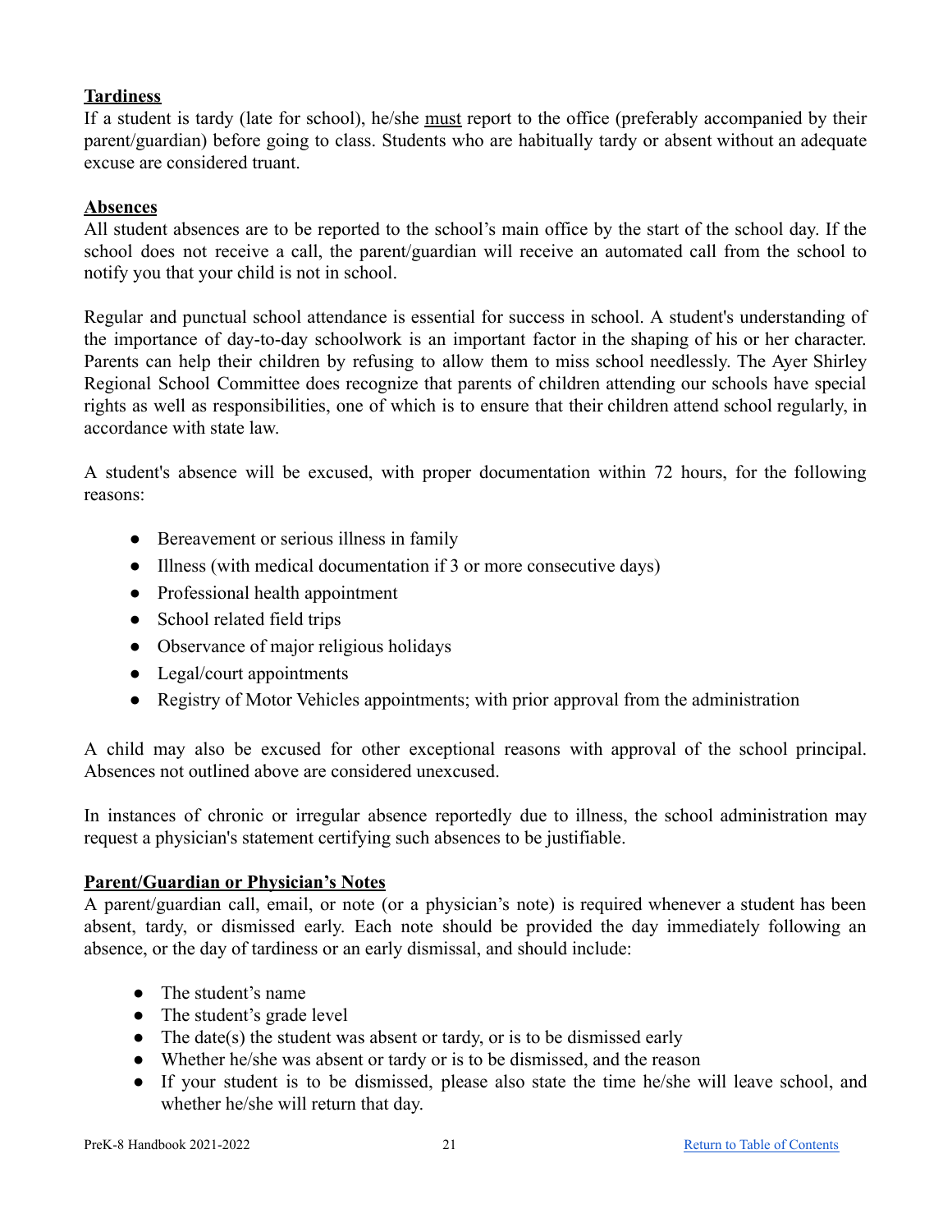## Tardiness

If a student is tardy (late for school), he/she must report to the office (preferably accompanied by their parent/guardian) before going to class. Students who are habitually tardy or absent without an adequate excuse are considered truant.

## Absences

All student absences are to be reported to the school's main office by the start of the school day. If the school does not receive a call, the parent/guardian will receive an automated call from the school to notify you that your child is not in school.

Regular and punctual school attendance is essential for success in school. A student's understanding of the importance of day-to-day schoolwork is an important factor in the shaping of his or her character. Parents can help their children by refusing to allow them to miss school needlessly. The Ayer Shirley Regional School Committee does recognize that parents of children attending our schools have special rights as well as responsibilities, one of which is to ensure that their children attend school regularly, in accordance with state law.

A student's absence will be excused, with proper documentation within 72 hours, for the following reasons:

- Bereavement or serious illness in family
- Illness (with medical documentation if 3 or more consecutive days)
- Professional health appointment
- School related field trips
- Observance of major religious holidays
- Legal/court appointments
- Registry of Motor Vehicles appointments; with prior approval from the administration

A child may also be excused for other exceptional reasons with approval of the school principal. Absences not outlined above are considered unexcused.

In instances of chronic or irregular absence reportedly due to illness, the school administration may request a physician's statement certifying such absences to be justifiable.

## Parent/Guardian or Physician's Notes

A parent/guardian call, email, or note (or a physician's note) is required whenever a student has been absent, tardy, or dismissed early. Each note should be provided the day immediately following an absence, or the day of tardiness or an early dismissal, and should include:

- The student's name
- The student's grade level
- The date(s) the student was absent or tardy, or is to be dismissed early
- Whether he/she was absent or tardy or is to be dismissed, and the reason
- If your student is to be dismissed, please also state the time he/she will leave school, and whether he/she will return that day.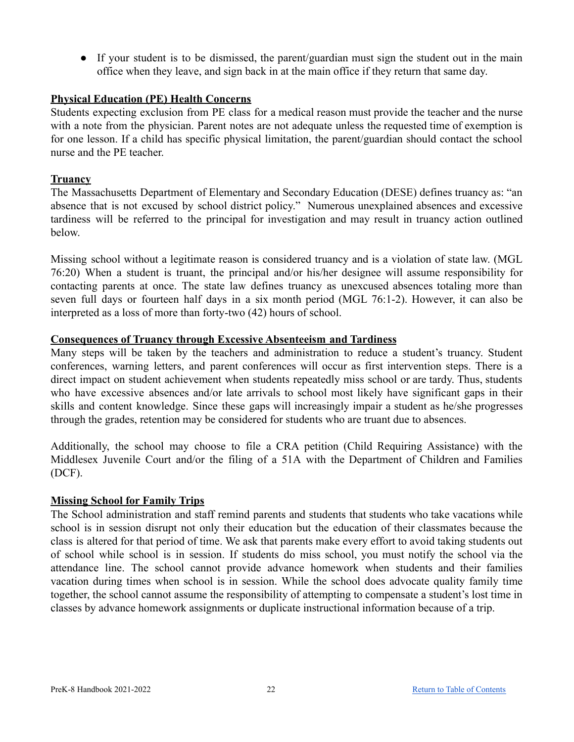- If your student is to be dismissed, the parent/guardian must sign the student out in the main office when they leave, and sign back in at the main office if they return that same day.

**Physical Education (PE) Health Concerns**

Students expecting exclusion from PE class for a medical reason must provide the teacher and the nurse with a note from the physician. Parent notes are not adequate unless the requested time of exemption is for one lesson. If a child has specific physical limitation, the parent/guardian should contact the school nurse and the PE teacher.

**Truancy**

The Massachusetts Department of Elementary and Secondary Education (DESE) defines truancy as: "an absence that is not excused by school district policy." Numerous unexplained absences and excessive tardiness will be referred to the principal for investigation and may result in truancy action outlined below.

Missing school without a legitimate reason is considered truancy and is a violation of state law. (MGL 76:20) When a student is truant, the principal and/or his/her designee will assume responsibility for contacting parents at once. The state law defines truancy as unexcused absences totaling more than seven full days or fourteen half days in a six month period (MGL 76:1-2). However, it can also be interpreted as a loss of more than forty-two (42) hours of school.

**Consequences of Truancy through Excessive Absenteeism and Tardiness**

Many steps will be taken by the teachers and administration to reduce a student's truancy. Student conferences, warning letters, and parent conferences will occur as first intervention steps. There is a direct impact on student achievement when students repeatedly miss school or are tardy. Thus, students who have excessive absences and/or late arrivals to school most likely have significant gaps in their skills and content knowledge. Since these gaps will increasingly impair a student as he/she progresses through the grades, retention may be considered for students who are truant due to absences.

Additionally, the school may choose to file a CRA petition (Child Requiring Assistance) with the Middlesex Juvenile Court and/or the filing of a 51A with the Department of Children and Families (DCF).

**Missing School for Family Trips**

The School administration and staff remind parents and students that students who take vacations while school is in session disrupt not only their education but the education of their classmates because the class is altered for that period of time. We ask that parents make every effort to avoid taking students out of school while school is in session. If students do miss school, you must notify the school via the attendance line. The school cannot provide advance homework when students and their families vacation during times when school is in session. While the school does advocate quality family time together, the school cannot assume the responsibility of attempting to compensate a student's lost time in classes by advance homework assignments or duplicate instructional information because of a trip.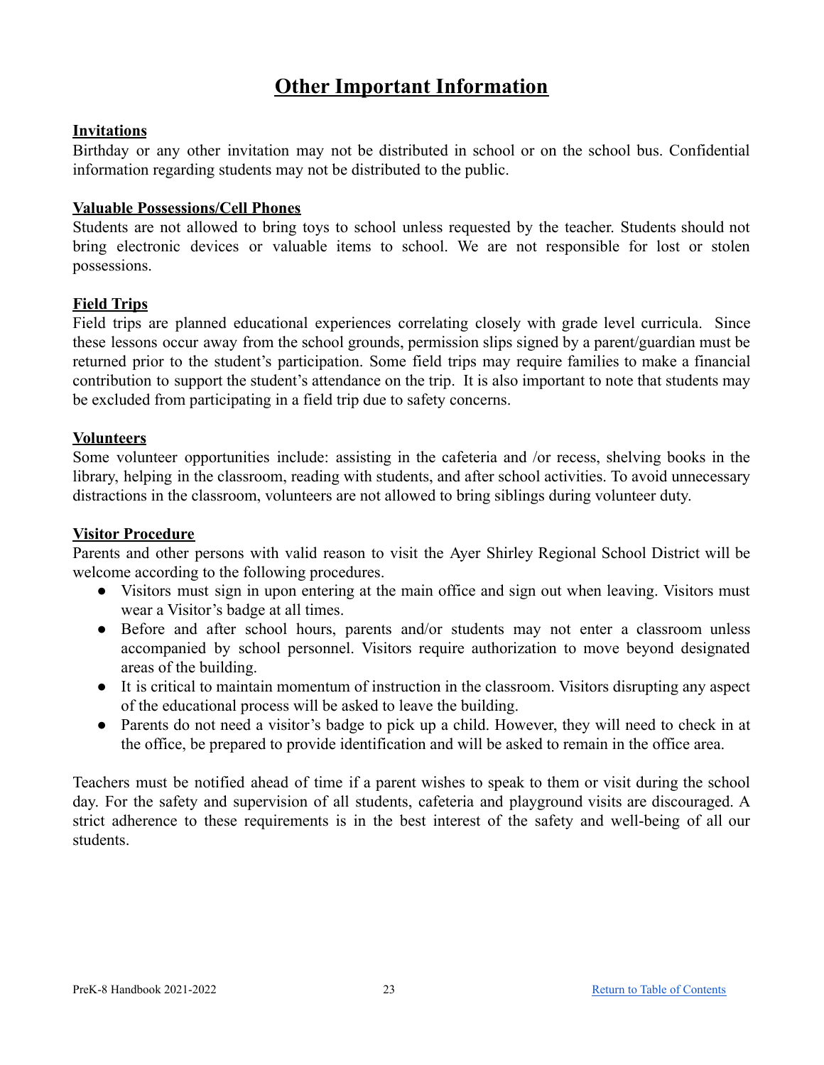# Other Important Information

**Invitations**

Birthday or any other invitation may not be distributed in school or on the school bus. Confidential information regarding students may not be distributed to the public.

**Valuable Possessions/Cell Phones**

Students are not allowed to bring toys to school unless requested by the teacher. Students should not bring electronic devices or valuable items to school. We are not responsible for lost or stolen possessions.

**Field Trips**

Field trips are planned educational experiences correlating closely with grade level curricula. Since these lessons occur away from the school grounds, permission slips signed by a parent/guardian must be returned prior to the student's participation. Some field trips may require families to make a financial contribution to support the student's attendance on the trip. It is also important to note that students may be excluded from participating in a field trip due to safety concerns.

**Volunteers**

Some volunteer opportunities include: assisting in the cafeteria and /or recess, shelving books in the library, helping in the classroom, reading with students, and after school activities. To avoid unnecessary distractions in the classroom, volunteers are not allowed to bring siblings during volunteer duty.

**Visitor Procedure**

Parents and other persons with valid reason to visit the Ayer Shirley Regional School District will be welcome according to the following procedures.

- Visitors must sign in upon entering at the main office and sign out when leaving. Visitors must wear a Visitor's badge at all times.
- Before and after school hours, parents and/or students may not enter a classroom unless accompanied by school personnel. Visitors require authorization to move beyond designated areas of the building.
- It is critical to maintain momentum of instruction in the classroom. Visitors disrupting any aspect of the educational process will be asked to leave the building.
- Parents do not need a visitor's badge to pick up a child. However, they will need to check in at the office, be prepared to provide identification and will be asked to remain in the office area.

Teachers must be notified ahead of time if a parent wishes to speak to them or visit during the school day. For the safety and supervision of all students, cafeteria and playground visits are discouraged. A strict adherence to these requirements is in the best interest of the safety and well-being of all our students.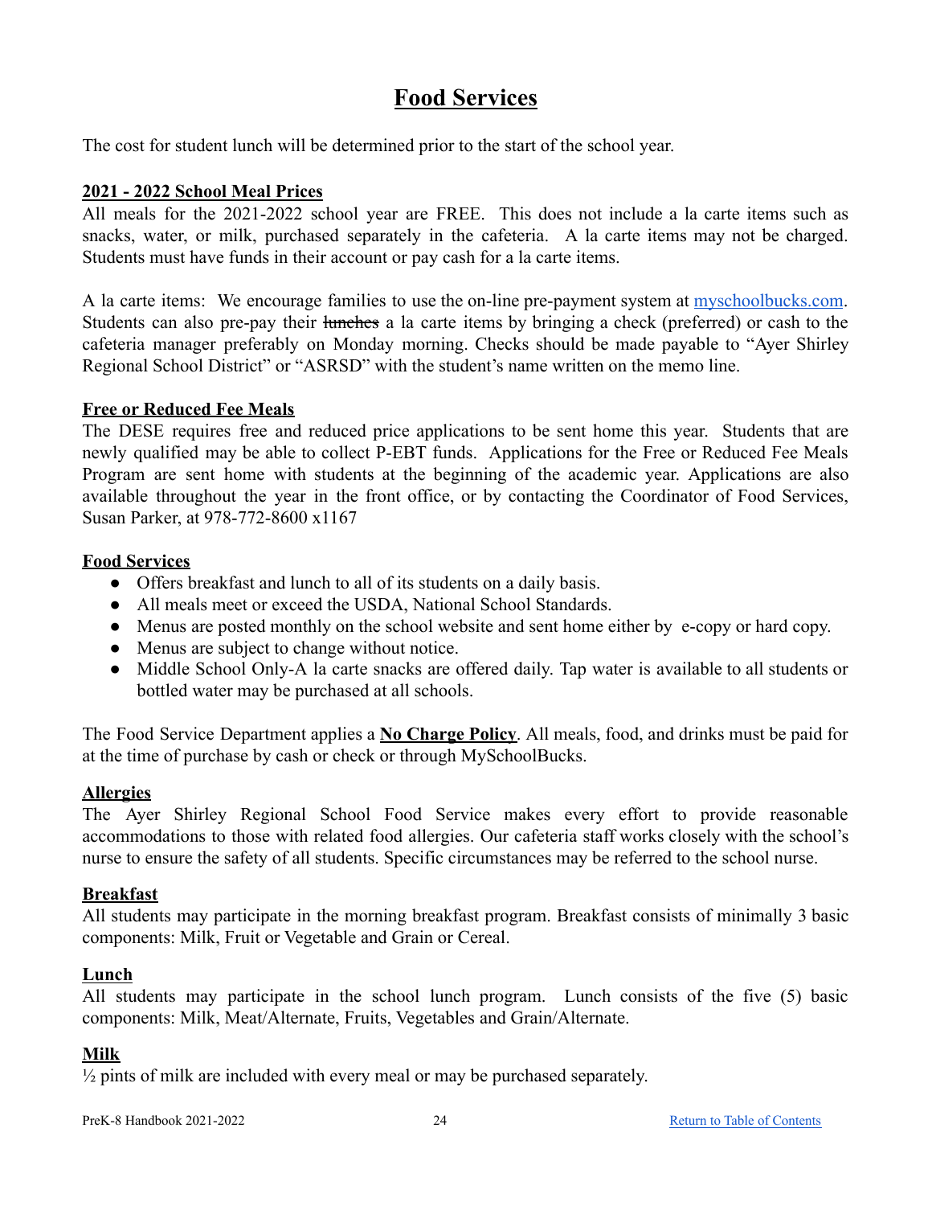# Food Services

The cost for student lunch will be determined prior to the start of the school year.

**2021 - 2022 School Meal Prices**

All meals for the 2021-2022 school year are FREE. This does not include a la carte items such as snacks, water, or milk, purchased separately in the cafeteria. A la carte items may not be charged. Students must have funds in their account or pay cash for a la carte items.

A la carte items: We encourage families to use the on-line pre-payment system at [myschoolbucks.com](myschoolbucks.com). Students can also pre-pay their ~~lunches~~ a la carte items by bringing a check (preferred) or cash to the cafeteria manager preferably on Monday morning. Checks should be made payable to "Ayer Shirley Regional School District" or "ASRSD" with the student's name written on the memo line.

**Free or Reduced Fee Meals**

The DESE requires free and reduced price applications to be sent home this year. Students that are newly qualified may be able to collect P-EBT funds. Applications for the Free or Reduced Fee Meals Program are sent home with students at the beginning of the academic year. Applications are also available throughout the year in the front office, or by contacting the Coordinator of Food Services, Susan Parker, at 978-772-8600 x1167

**Food Services**

- Offers breakfast and lunch to all of its students on a daily basis.
- All meals meet or exceed the USDA, National School Standards.
- Menus are posted monthly on the school website and sent home either by e-copy or hard copy.
- Menus are subject to change without notice.
- Middle School Only-A la carte snacks are offered daily. Tap water is available to all students or bottled water may be purchased at all schools.

The Food Service Department applies a **No Charge Policy**. All meals, food, and drinks must be paid for at the time of purchase by cash or check or through MySchoolBucks.

**Allergies**

The Ayer Shirley Regional School Food Service makes every effort to provide reasonable accommodations to those with related food allergies. Our cafeteria staff works closely with the school's nurse to ensure the safety of all students. Specific circumstances may be referred to the school nurse.

**Breakfast**

All students may participate in the morning breakfast program. Breakfast consists of minimally 3 basic components: Milk, Fruit or Vegetable and Grain or Cereal.

**Lunch**

All students may participate in the school lunch program. Lunch consists of the five (5) basic components: Milk, Meat/Alternate, Fruits, Vegetables and Grain/Alternate.

**Milk**

½ pints of milk are included with every meal or may be purchased separately.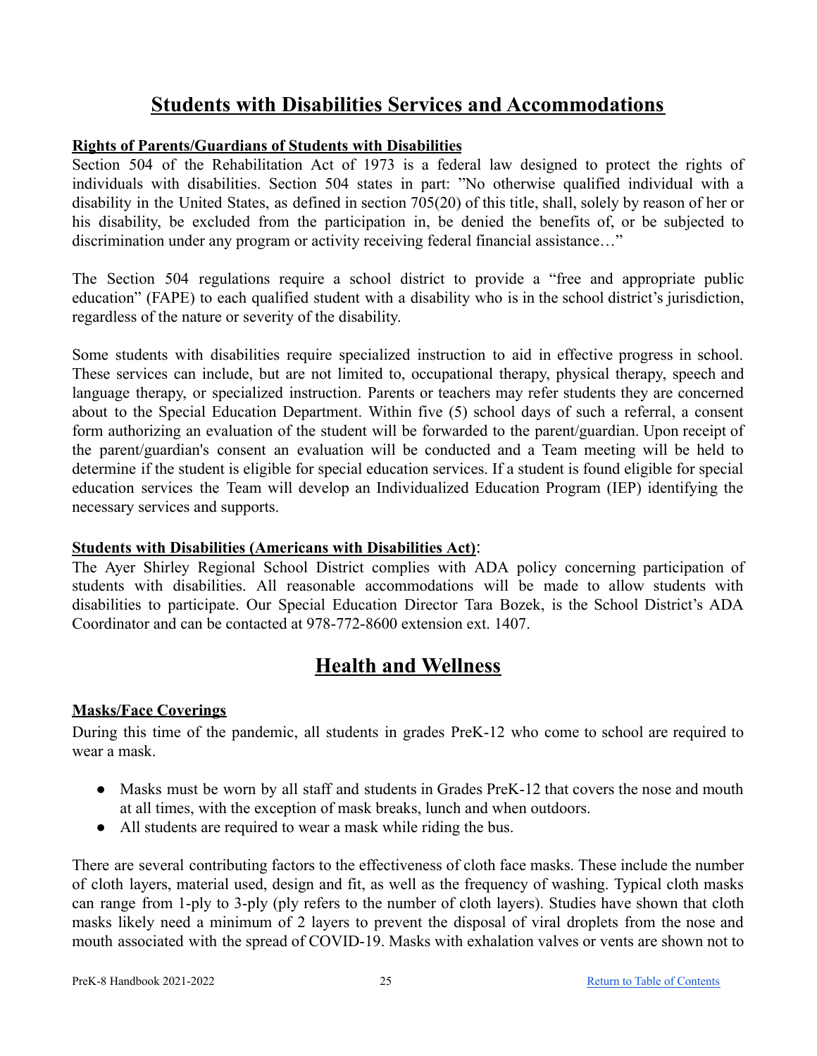# Students with Disabilities Services and Accommodations

## Rights of Parents/Guardians of Students with Disabilities

Section 504 of the Rehabilitation Act of 1973 is a federal law designed to protect the rights of individuals with disabilities. Section 504 states in part: "No otherwise qualified individual with a disability in the United States, as defined in section 705(20) of this title, shall, solely by reason of her or his disability, be excluded from the participation in, be denied the benefits of, or be subjected to discrimination under any program or activity receiving federal financial assistance…"

The Section 504 regulations require a school district to provide a "free and appropriate public education" (FAPE) to each qualified student with a disability who is in the school district's jurisdiction, regardless of the nature or severity of the disability.

Some students with disabilities require specialized instruction to aid in effective progress in school. These services can include, but are not limited to, occupational therapy, physical therapy, speech and language therapy, or specialized instruction. Parents or teachers may refer students they are concerned about to the Special Education Department. Within five (5) school days of such a referral, a consent form authorizing an evaluation of the student will be forwarded to the parent/guardian. Upon receipt of the parent/guardian's consent an evaluation will be conducted and a Team meeting will be held to determine if the student is eligible for special education services. If a student is found eligible for special education services the Team will develop an Individualized Education Program (IEP) identifying the necessary services and supports.

## Students with Disabilities (Americans with Disabilities Act):

The Ayer Shirley Regional School District complies with ADA policy concerning participation of students with disabilities. All reasonable accommodations will be made to allow students with disabilities to participate. Our Special Education Director Tara Bozek, is the School District's ADA Coordinator and can be contacted at 978-772-8600 extension ext. 1407.

# Health and Wellness

## Masks/Face Coverings

During this time of the pandemic, all students in grades PreK-12 who come to school are required to wear a mask.

- Masks must be worn by all staff and students in Grades PreK-12 that covers the nose and mouth at all times, with the exception of mask breaks, lunch and when outdoors.
- All students are required to wear a mask while riding the bus.

There are several contributing factors to the effectiveness of cloth face masks. These include the number of cloth layers, material used, design and fit, as well as the frequency of washing. Typical cloth masks can range from 1-ply to 3-ply (ply refers to the number of cloth layers). Studies have shown that cloth masks likely need a minimum of 2 layers to prevent the disposal of viral droplets from the nose and mouth associated with the spread of COVID-19. Masks with exhalation valves or vents are shown not to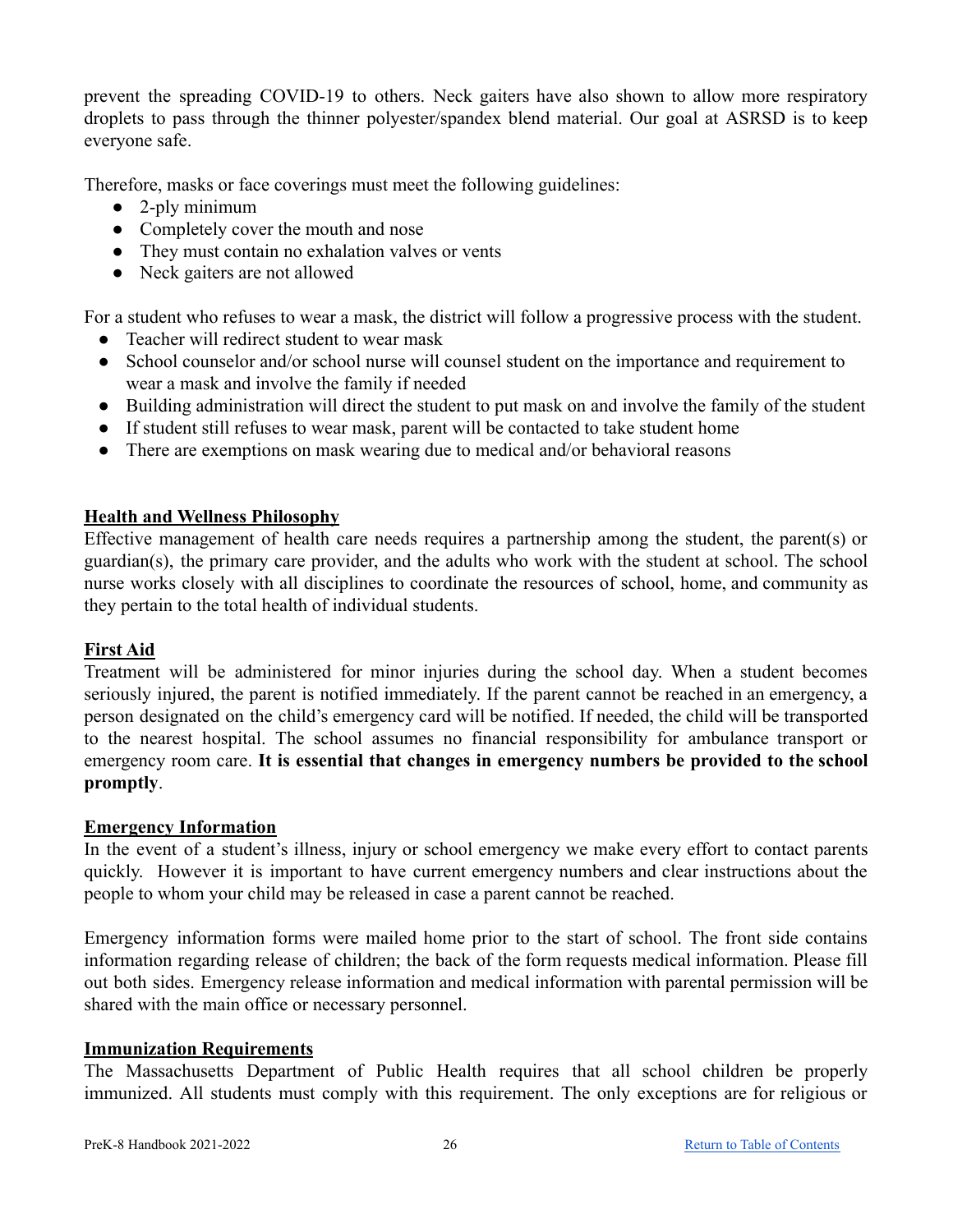prevent the spreading COVID-19 to others. Neck gaiters have also shown to allow more respiratory droplets to pass through the thinner polyester/spandex blend material. Our goal at ASRSD is to keep everyone safe.

Therefore, masks or face coverings must meet the following guidelines:

- 2-ply minimum
- Completely cover the mouth and nose
- They must contain no exhalation valves or vents
- Neck gaiters are not allowed

For a student who refuses to wear a mask, the district will follow a progressive process with the student.

- Teacher will redirect student to wear mask
- School counselor and/or school nurse will counsel student on the importance and requirement to wear a mask and involve the family if needed
- Building administration will direct the student to put mask on and involve the family of the student
- If student still refuses to wear mask, parent will be contacted to take student home
- There are exemptions on mask wearing due to medical and/or behavioral reasons

## Health and Wellness Philosophy

Effective management of health care needs requires a partnership among the student, the parent(s) or guardian(s), the primary care provider, and the adults who work with the student at school. The school nurse works closely with all disciplines to coordinate the resources of school, home, and community as they pertain to the total health of individual students.

## First Aid

Treatment will be administered for minor injuries during the school day. When a student becomes seriously injured, the parent is notified immediately. If the parent cannot be reached in an emergency, a person designated on the child's emergency card will be notified. If needed, the child will be transported to the nearest hospital. The school assumes no financial responsibility for ambulance transport or emergency room care. **It is essential that changes in emergency numbers be provided to the school promptly**.

## Emergency Information

In the event of a student's illness, injury or school emergency we make every effort to contact parents quickly. However it is important to have current emergency numbers and clear instructions about the people to whom your child may be released in case a parent cannot be reached.

Emergency information forms were mailed home prior to the start of school. The front side contains information regarding release of children; the back of the form requests medical information. Please fill out both sides. Emergency release information and medical information with parental permission will be shared with the main office or necessary personnel.

## Immunization Requirements

The Massachusetts Department of Public Health requires that all school children be properly immunized. All students must comply with this requirement. The only exceptions are for religious or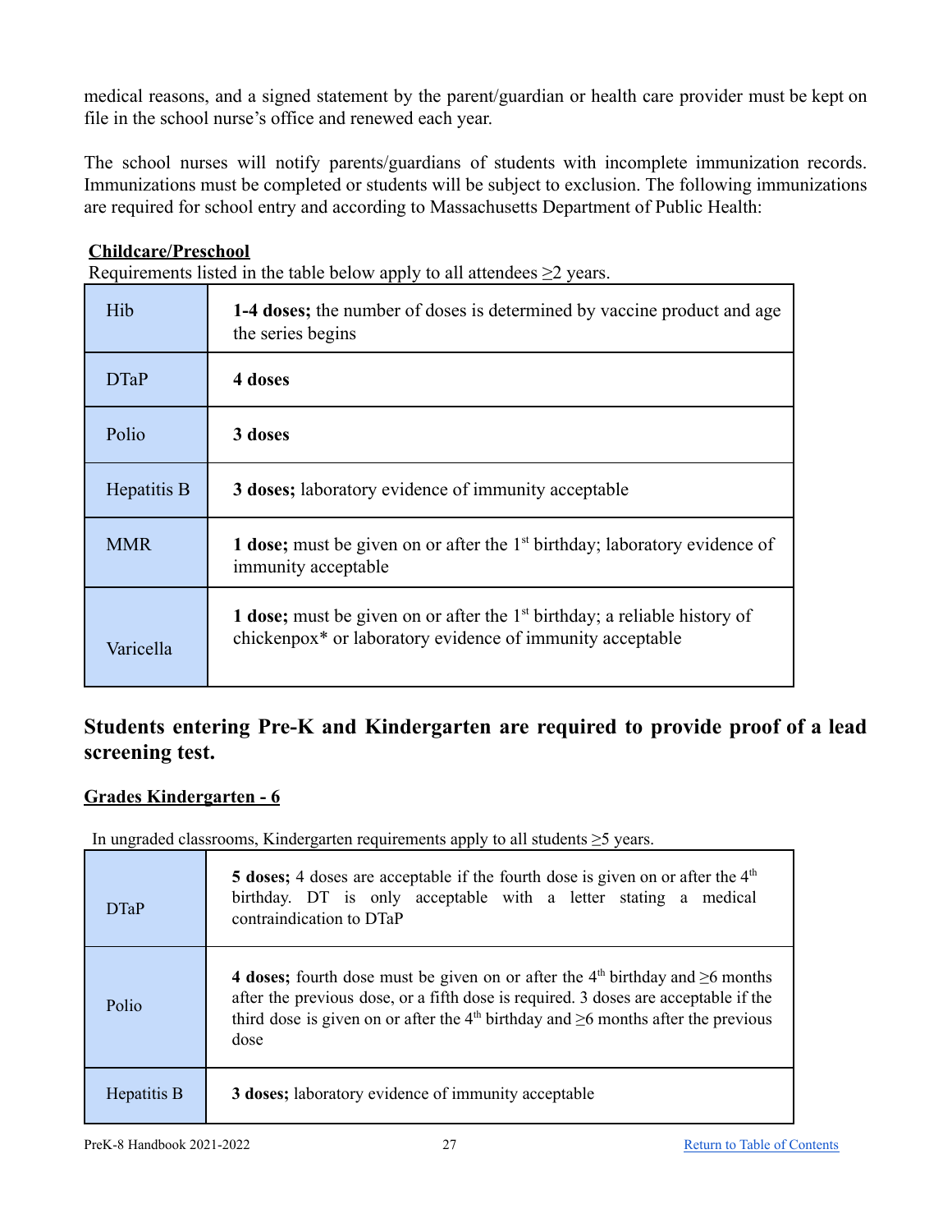medical reasons, and a signed statement by the parent/guardian or health care provider must be kept on file in the school nurse's office and renewed each year.

The school nurses will notify parents/guardians of students with incomplete immunization records. Immunizations must be completed or students will be subject to exclusion. The following immunizations are required for school entry and according to Massachusetts Department of Public Health:

**Childcare/Preschool**

Requirements listed in the table below apply to all attendees ≥2 years.

| Vaccine | Requirement |
|---|---|
| Hib | **1-4 doses;** the number of doses is determined by vaccine product and age the series begins |
| DTaP | **4 doses** |
| Polio | **3 doses** |
| Hepatitis B | **3 doses;** laboratory evidence of immunity acceptable |
| MMR | **1 dose;** must be given on or after the 1st birthday; laboratory evidence of immunity acceptable |
| Varicella | **1 dose;** must be given on or after the 1st birthday; a reliable history of chickenpox* or laboratory evidence of immunity acceptable |

## Students entering Pre-K and Kindergarten are required to provide proof of a lead screening test.

**Grades Kindergarten - 6**

In ungraded classrooms, Kindergarten requirements apply to all students ≥5 years.

| Vaccine | Requirement |
|---|---|
| DTaP | **5 doses;** 4 doses are acceptable if the fourth dose is given on or after the 4th birthday. DT is only acceptable with a letter stating a medical contraindication to DTaP |
| Polio | **4 doses;** fourth dose must be given on or after the 4th birthday and ≥6 months after the previous dose, or a fifth dose is required. 3 doses are acceptable if the third dose is given on or after the 4th birthday and ≥6 months after the previous dose |
| Hepatitis B | **3 doses;** laboratory evidence of immunity acceptable |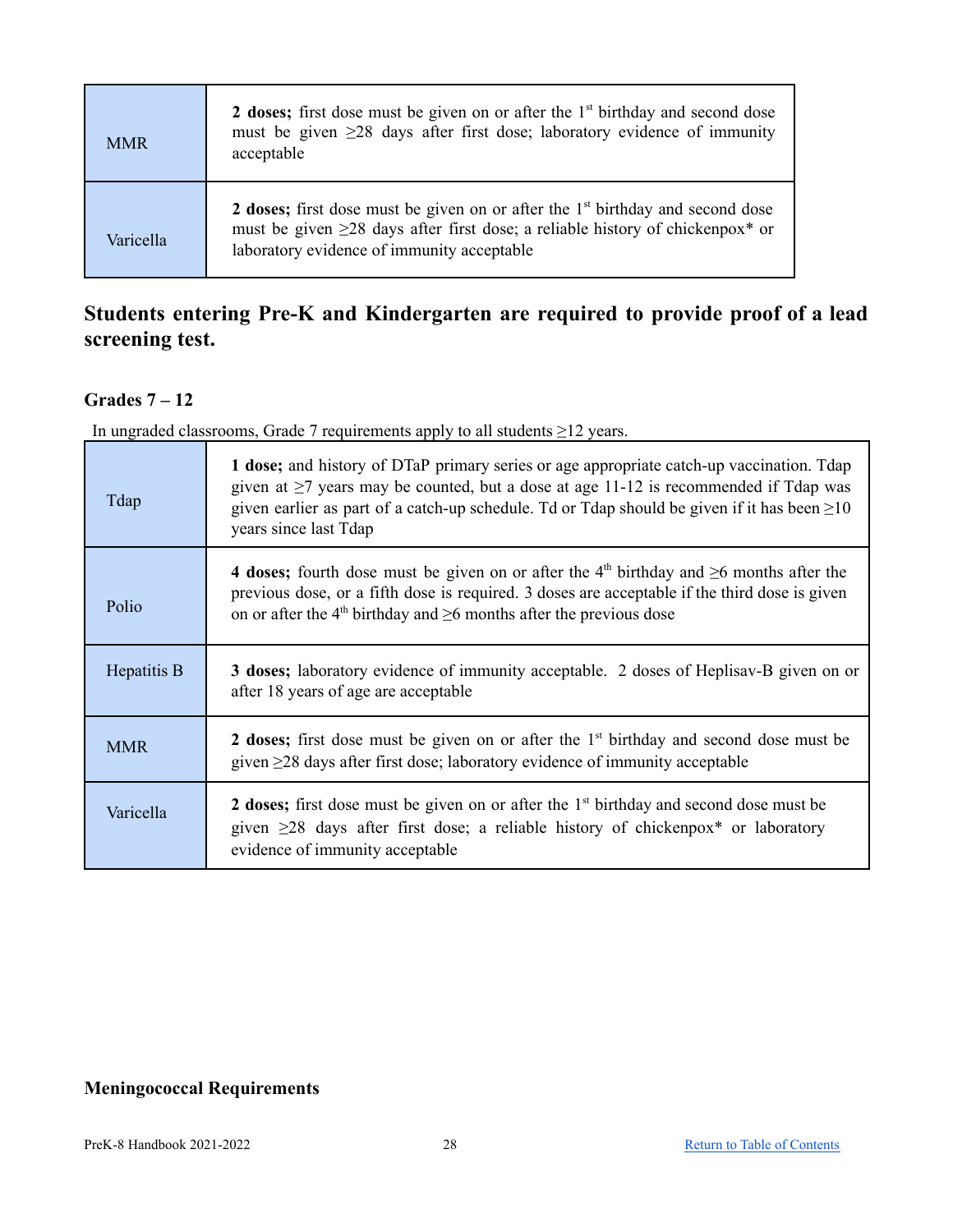| | |
|---|---|
| MMR | **2 doses;** first dose must be given on or after the 1st birthday and second dose must be given ≥28 days after first dose; laboratory evidence of immunity acceptable |
| Varicella | **2 doses;** first dose must be given on or after the 1st birthday and second dose must be given ≥28 days after first dose; a reliable history of chickenpox* or laboratory evidence of immunity acceptable |

**Students entering Pre-K and Kindergarten are required to provide proof of a lead screening test.**

### Grades 7 – 12

In ungraded classrooms, Grade 7 requirements apply to all students ≥12 years.

| | |
|---|---|
| Tdap | **1 dose;** and history of DTaP primary series or age appropriate catch-up vaccination. Tdap given at ≥7 years may be counted, but a dose at age 11-12 is recommended if Tdap was given earlier as part of a catch-up schedule. Td or Tdap should be given if it has been ≥10 years since last Tdap |
| Polio | **4 doses;** fourth dose must be given on or after the 4th birthday and ≥6 months after the previous dose, or a fifth dose is required. 3 doses are acceptable if the third dose is given on or after the 4th birthday and ≥6 months after the previous dose |
| Hepatitis B | **3 doses;** laboratory evidence of immunity acceptable. 2 doses of Heplisav-B given on or after 18 years of age are acceptable |
| MMR | **2 doses;** first dose must be given on or after the 1st birthday and second dose must be given ≥28 days after first dose; laboratory evidence of immunity acceptable |
| Varicella | **2 doses;** first dose must be given on or after the 1st birthday and second dose must be given ≥28 days after first dose; a reliable history of chickenpox* or laboratory evidence of immunity acceptable |

### Meningococcal Requirements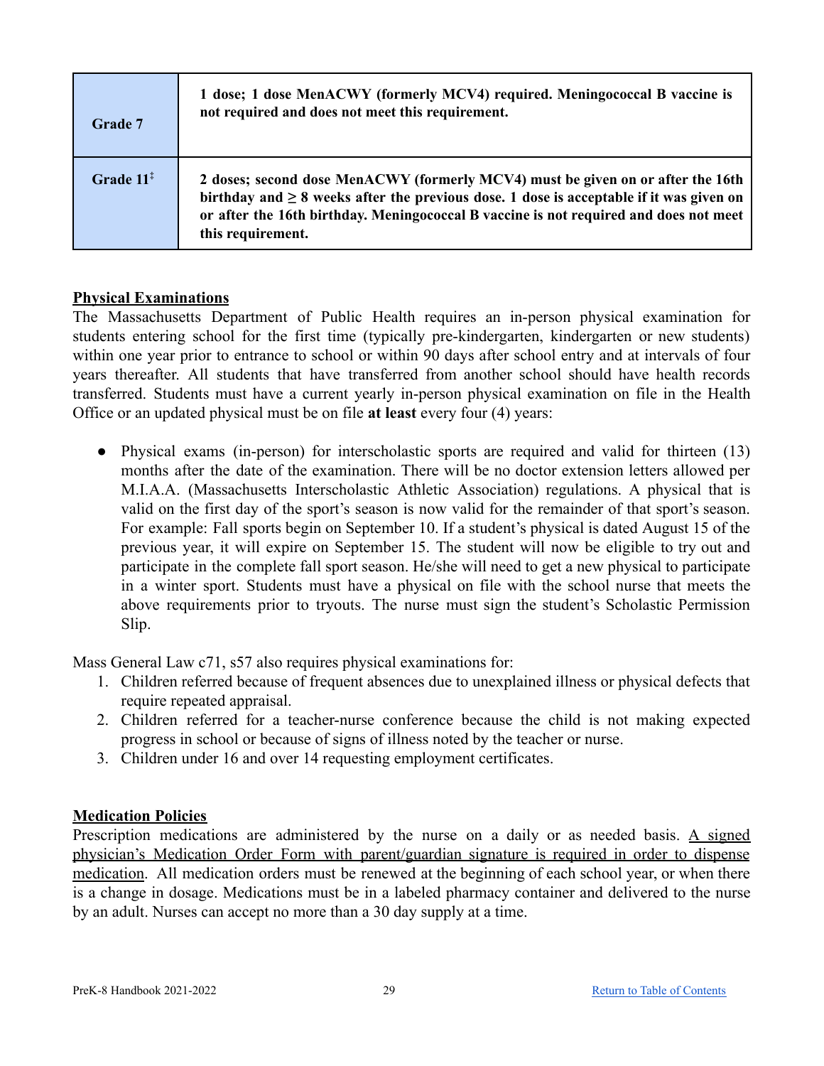| | |
|---|---|
| **Grade 7** | **1 dose; 1 dose MenACWY (formerly MCV4) required. Meningococcal B vaccine is not required and does not meet this requirement.** |
| **Grade 11‡** | **2 doses; second dose MenACWY (formerly MCV4) must be given on or after the 16th birthday and ≥ 8 weeks after the previous dose. 1 dose is acceptable if it was given on or after the 16th birthday. Meningococcal B vaccine is not required and does not meet this requirement.** |

## Physical Examinations

The Massachusetts Department of Public Health requires an in-person physical examination for students entering school for the first time (typically pre-kindergarten, kindergarten or new students) within one year prior to entrance to school or within 90 days after school entry and at intervals of four years thereafter. All students that have transferred from another school should have health records transferred. Students must have a current yearly in-person physical examination on file in the Health Office or an updated physical must be on file **at least** every four (4) years:

- Physical exams (in-person) for interscholastic sports are required and valid for thirteen (13) months after the date of the examination. There will be no doctor extension letters allowed per M.I.A.A. (Massachusetts Interscholastic Athletic Association) regulations. A physical that is valid on the first day of the sport's season is now valid for the remainder of that sport's season. For example: Fall sports begin on September 10. If a student's physical is dated August 15 of the previous year, it will expire on September 15. The student will now be eligible to try out and participate in the complete fall sport season. He/she will need to get a new physical to participate in a winter sport. Students must have a physical on file with the school nurse that meets the above requirements prior to tryouts. The nurse must sign the student's Scholastic Permission Slip.

Mass General Law c71, s57 also requires physical examinations for:

1. Children referred because of frequent absences due to unexplained illness or physical defects that require repeated appraisal.
2. Children referred for a teacher-nurse conference because the child is not making expected progress in school or because of signs of illness noted by the teacher or nurse.
3. Children under 16 and over 14 requesting employment certificates.

## Medication Policies

Prescription medications are administered by the nurse on a daily or as needed basis. A signed physician's Medication Order Form with parent/guardian signature is required in order to dispense medication. All medication orders must be renewed at the beginning of each school year, or when there is a change in dosage. Medications must be in a labeled pharmacy container and delivered to the nurse by an adult. Nurses can accept no more than a 30 day supply at a time.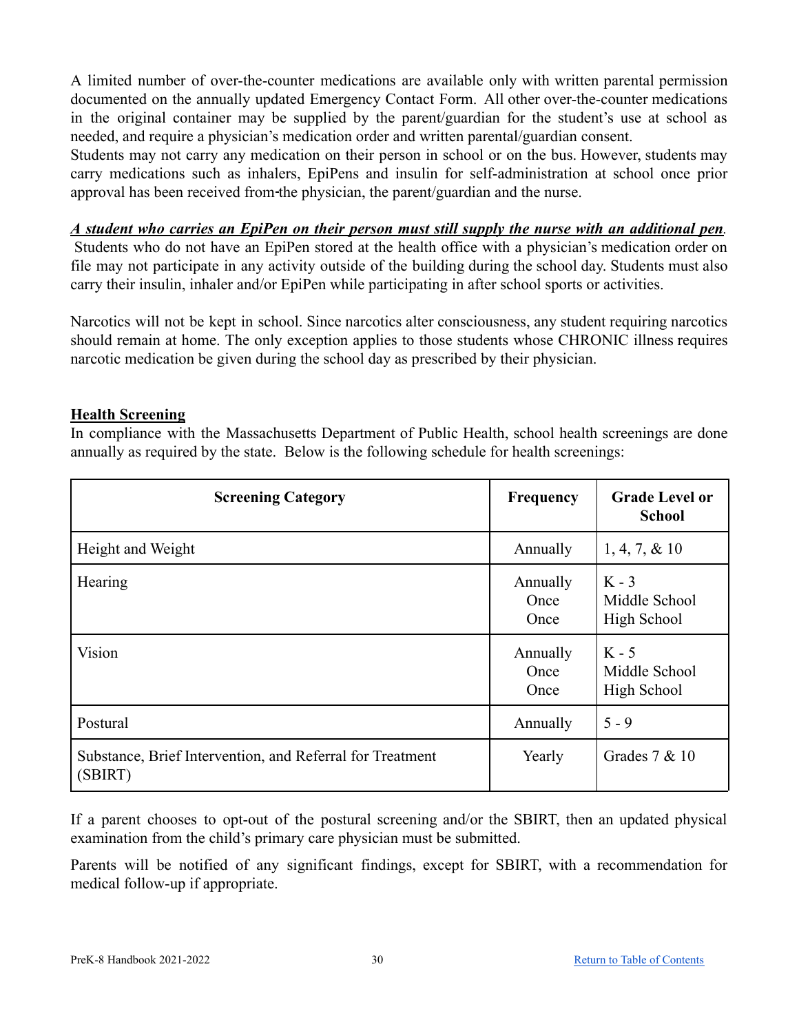A limited number of over-the-counter medications are available only with written parental permission documented on the annually updated Emergency Contact Form. All other over-the-counter medications in the original container may be supplied by the parent/guardian for the student's use at school as needed, and require a physician's medication order and written parental/guardian consent.
Students may not carry any medication on their person in school or on the bus. However, students may carry medications such as inhalers, EpiPens and insulin for self-administration at school once prior approval has been received from the physician, the parent/guardian and the nurse.

***A student who carries an EpiPen on their person must still supply the nurse with an additional pen***. Students who do not have an EpiPen stored at the health office with a physician's medication order on file may not participate in any activity outside of the building during the school day. Students must also carry their insulin, inhaler and/or EpiPen while participating in after school sports or activities.

Narcotics will not be kept in school. Since narcotics alter consciousness, any student requiring narcotics should remain at home. The only exception applies to those students whose CHRONIC illness requires narcotic medication be given during the school day as prescribed by their physician.

## Health Screening

In compliance with the Massachusetts Department of Public Health, school health screenings are done annually as required by the state. Below is the following schedule for health screenings:

| Screening Category | Frequency | Grade Level or School |
|---|---|---|
| Height and Weight | Annually | 1, 4, 7, & 10 |
| Hearing | Annually<br>Once<br>Once | K - 3<br>Middle School<br>High School |
| Vision | Annually<br>Once<br>Once | K - 5<br>Middle School<br>High School |
| Postural | Annually | 5 - 9 |
| Substance, Brief Intervention, and Referral for Treatment (SBIRT) | Yearly | Grades 7 & 10 |

If a parent chooses to opt-out of the postural screening and/or the SBIRT, then an updated physical examination from the child's primary care physician must be submitted.

Parents will be notified of any significant findings, except for SBIRT, with a recommendation for medical follow-up if appropriate.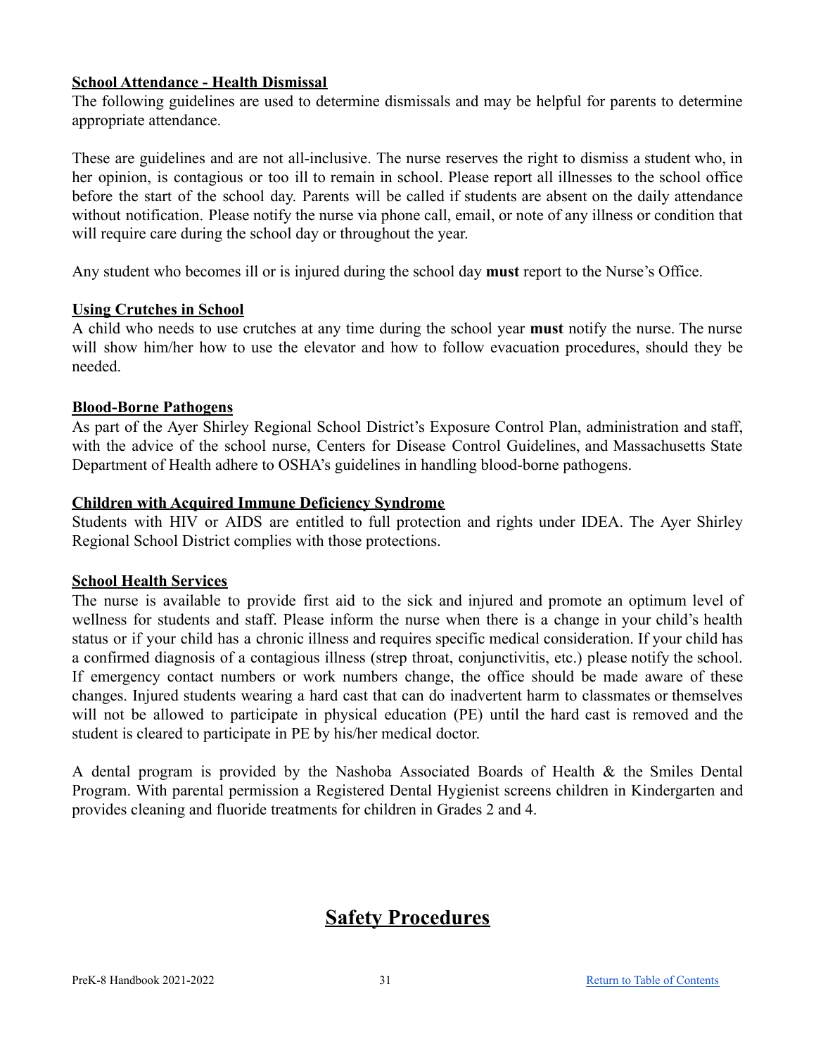### School Attendance - Health Dismissal

The following guidelines are used to determine dismissals and may be helpful for parents to determine appropriate attendance.

These are guidelines and are not all-inclusive. The nurse reserves the right to dismiss a student who, in her opinion, is contagious or too ill to remain in school. Please report all illnesses to the school office before the start of the school day. Parents will be called if students are absent on the daily attendance without notification. Please notify the nurse via phone call, email, or note of any illness or condition that will require care during the school day or throughout the year.

Any student who becomes ill or is injured during the school day **must** report to the Nurse's Office.

### Using Crutches in School

A child who needs to use crutches at any time during the school year **must** notify the nurse. The nurse will show him/her how to use the elevator and how to follow evacuation procedures, should they be needed.

### Blood-Borne Pathogens

As part of the Ayer Shirley Regional School District's Exposure Control Plan, administration and staff, with the advice of the school nurse, Centers for Disease Control Guidelines, and Massachusetts State Department of Health adhere to OSHA's guidelines in handling blood-borne pathogens.

### Children with Acquired Immune Deficiency Syndrome

Students with HIV or AIDS are entitled to full protection and rights under IDEA. The Ayer Shirley Regional School District complies with those protections.

### School Health Services

The nurse is available to provide first aid to the sick and injured and promote an optimum level of wellness for students and staff. Please inform the nurse when there is a change in your child's health status or if your child has a chronic illness and requires specific medical consideration. If your child has a confirmed diagnosis of a contagious illness (strep throat, conjunctivitis, etc.) please notify the school. If emergency contact numbers or work numbers change, the office should be made aware of these changes. Injured students wearing a hard cast that can do inadvertent harm to classmates or themselves will not be allowed to participate in physical education (PE) until the hard cast is removed and the student is cleared to participate in PE by his/her medical doctor.

A dental program is provided by the Nashoba Associated Boards of Health & the Smiles Dental Program. With parental permission a Registered Dental Hygienist screens children in Kindergarten and provides cleaning and fluoride treatments for children in Grades 2 and 4.

# Safety Procedures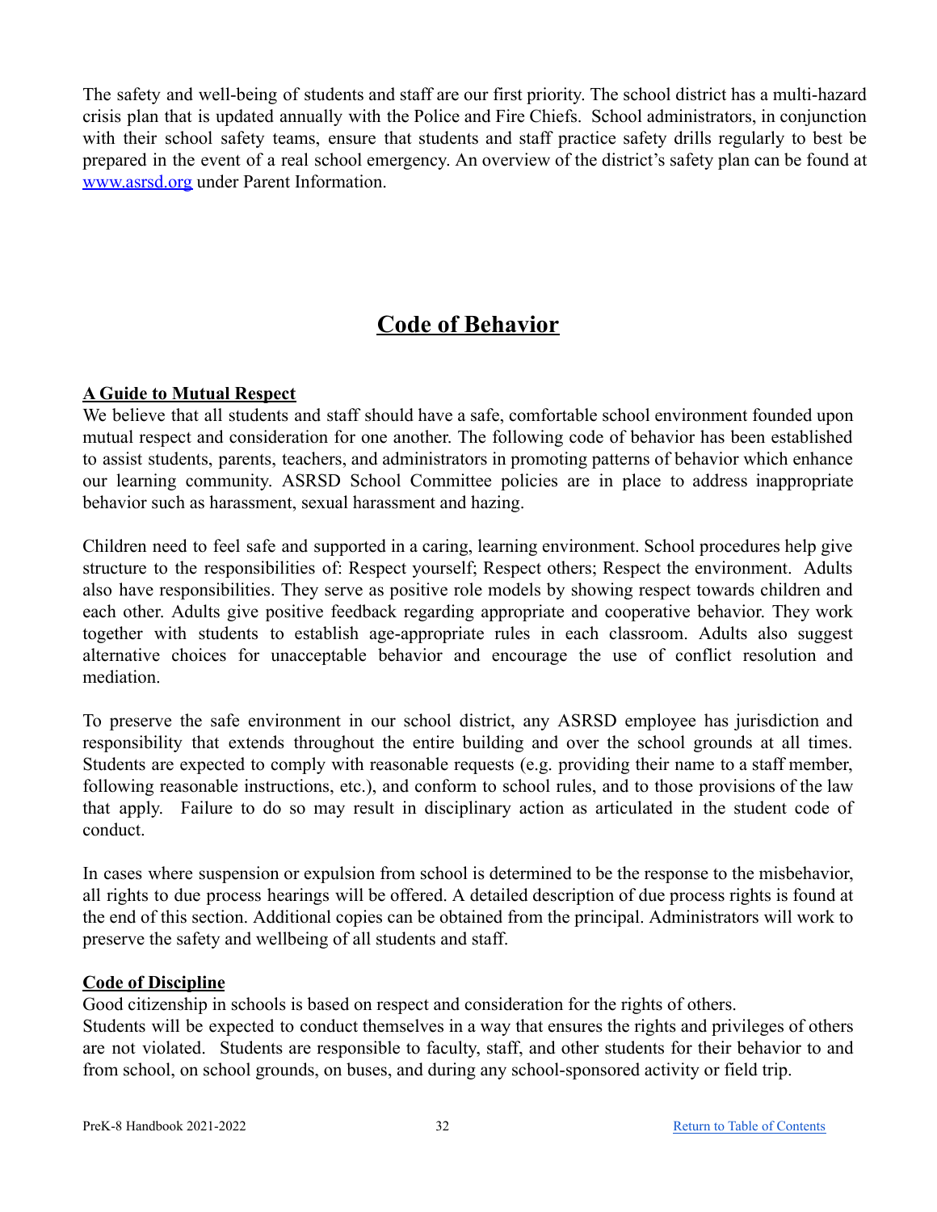The safety and well-being of students and staff are our first priority. The school district has a multi-hazard crisis plan that is updated annually with the Police and Fire Chiefs. School administrators, in conjunction with their school safety teams, ensure that students and staff practice safety drills regularly to best be prepared in the event of a real school emergency. An overview of the district's safety plan can be found at [www.asrsd.org](http://www.asrsd.org) under Parent Information.

# Code of Behavior

## A Guide to Mutual Respect

We believe that all students and staff should have a safe, comfortable school environment founded upon mutual respect and consideration for one another. The following code of behavior has been established to assist students, parents, teachers, and administrators in promoting patterns of behavior which enhance our learning community. ASRSD School Committee policies are in place to address inappropriate behavior such as harassment, sexual harassment and hazing.

Children need to feel safe and supported in a caring, learning environment. School procedures help give structure to the responsibilities of: Respect yourself; Respect others; Respect the environment. Adults also have responsibilities. They serve as positive role models by showing respect towards children and each other. Adults give positive feedback regarding appropriate and cooperative behavior. They work together with students to establish age-appropriate rules in each classroom. Adults also suggest alternative choices for unacceptable behavior and encourage the use of conflict resolution and mediation.

To preserve the safe environment in our school district, any ASRSD employee has jurisdiction and responsibility that extends throughout the entire building and over the school grounds at all times. Students are expected to comply with reasonable requests (e.g. providing their name to a staff member, following reasonable instructions, etc.), and conform to school rules, and to those provisions of the law that apply. Failure to do so may result in disciplinary action as articulated in the student code of conduct.

In cases where suspension or expulsion from school is determined to be the response to the misbehavior, all rights to due process hearings will be offered. A detailed description of due process rights is found at the end of this section. Additional copies can be obtained from the principal. Administrators will work to preserve the safety and wellbeing of all students and staff.

## Code of Discipline

Good citizenship in schools is based on respect and consideration for the rights of others.
Students will be expected to conduct themselves in a way that ensures the rights and privileges of others are not violated. Students are responsible to faculty, staff, and other students for their behavior to and from school, on school grounds, on buses, and during any school-sponsored activity or field trip.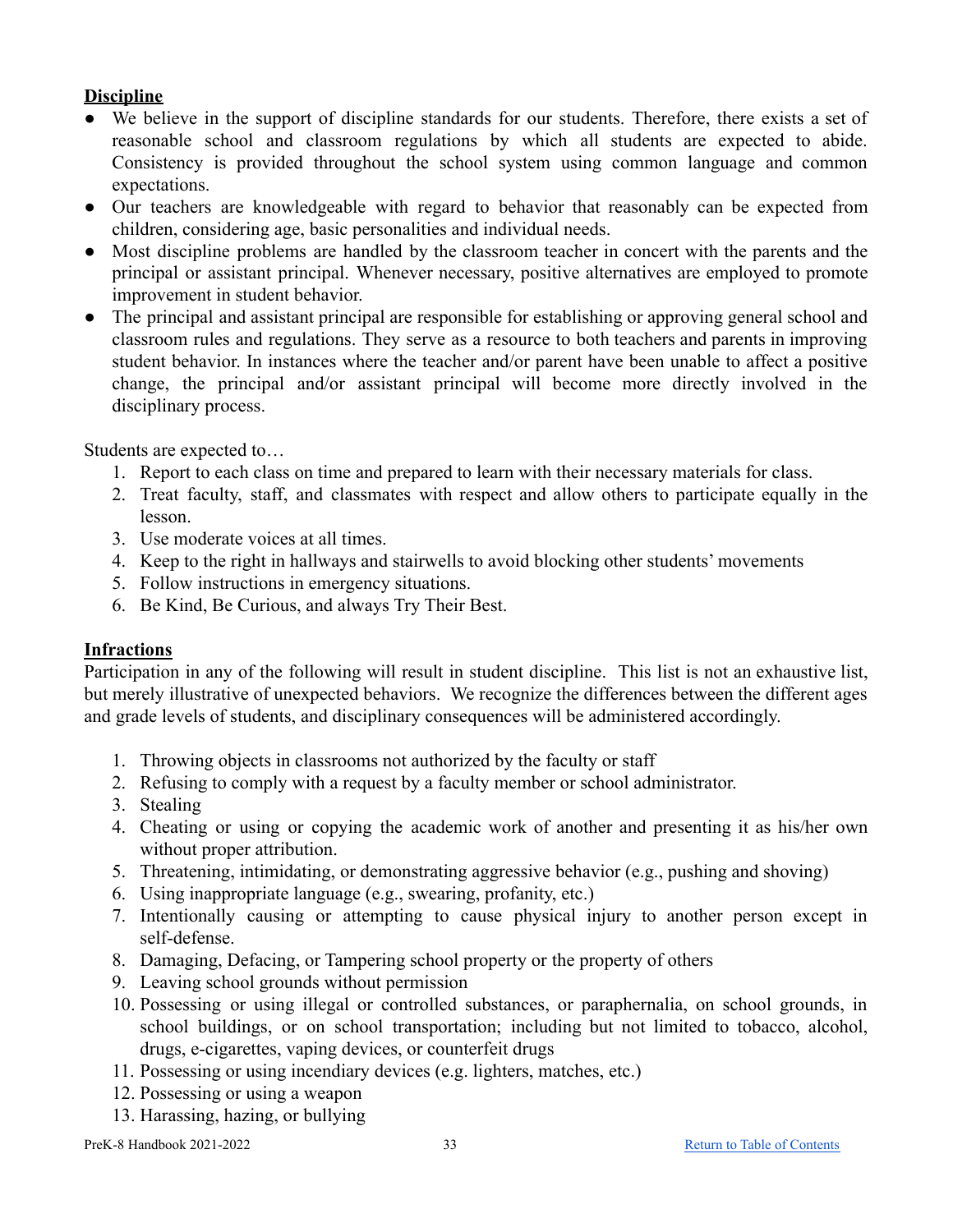## Discipline

- We believe in the support of discipline standards for our students. Therefore, there exists a set of reasonable school and classroom regulations by which all students are expected to abide. Consistency is provided throughout the school system using common language and common expectations.
- Our teachers are knowledgeable with regard to behavior that reasonably can be expected from children, considering age, basic personalities and individual needs.
- Most discipline problems are handled by the classroom teacher in concert with the parents and the principal or assistant principal. Whenever necessary, positive alternatives are employed to promote improvement in student behavior.
- The principal and assistant principal are responsible for establishing or approving general school and classroom rules and regulations. They serve as a resource to both teachers and parents in improving student behavior. In instances where the teacher and/or parent have been unable to affect a positive change, the principal and/or assistant principal will become more directly involved in the disciplinary process.

Students are expected to…

1. Report to each class on time and prepared to learn with their necessary materials for class.
2. Treat faculty, staff, and classmates with respect and allow others to participate equally in the lesson.
3. Use moderate voices at all times.
4. Keep to the right in hallways and stairwells to avoid blocking other students' movements
5. Follow instructions in emergency situations.
6. Be Kind, Be Curious, and always Try Their Best.

## Infractions

Participation in any of the following will result in student discipline. This list is not an exhaustive list, but merely illustrative of unexpected behaviors. We recognize the differences between the different ages and grade levels of students, and disciplinary consequences will be administered accordingly.

1. Throwing objects in classrooms not authorized by the faculty or staff
2. Refusing to comply with a request by a faculty member or school administrator.
3. Stealing
4. Cheating or using or copying the academic work of another and presenting it as his/her own without proper attribution.
5. Threatening, intimidating, or demonstrating aggressive behavior (e.g., pushing and shoving)
6. Using inappropriate language (e.g., swearing, profanity, etc.)
7. Intentionally causing or attempting to cause physical injury to another person except in self-defense.
8. Damaging, Defacing, or Tampering school property or the property of others
9. Leaving school grounds without permission
10. Possessing or using illegal or controlled substances, or paraphernalia, on school grounds, in school buildings, or on school transportation; including but not limited to tobacco, alcohol, drugs, e-cigarettes, vaping devices, or counterfeit drugs
11. Possessing or using incendiary devices (e.g. lighters, matches, etc.)
12. Possessing or using a weapon
13. Harassing, hazing, or bullying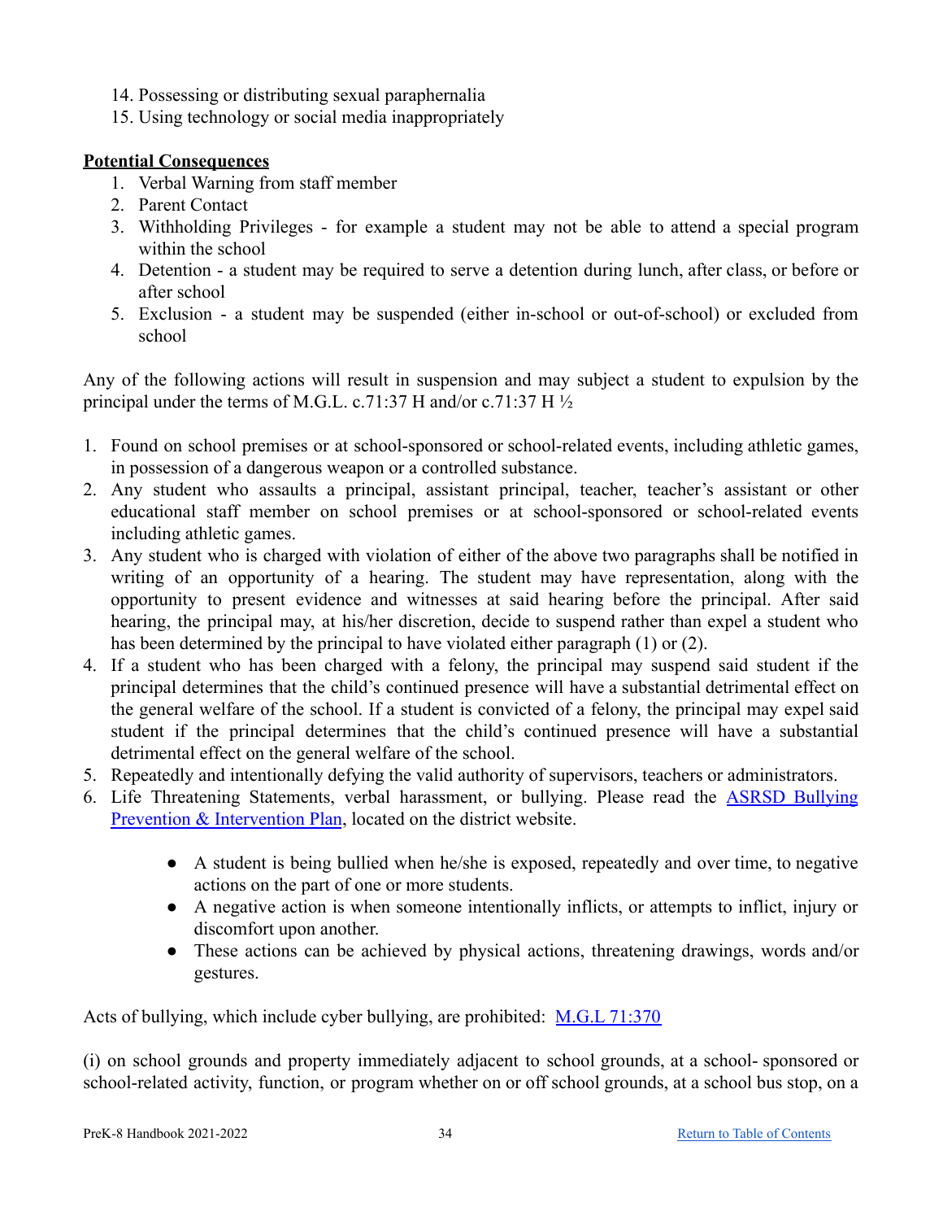14. Possessing or distributing sexual paraphernalia
15. Using technology or social media inappropriately

**Potential Consequences**

1. Verbal Warning from staff member
2. Parent Contact
3. Withholding Privileges - for example a student may not be able to attend a special program within the school
4. Detention - a student may be required to serve a detention during lunch, after class, or before or after school
5. Exclusion - a student may be suspended (either in-school or out-of-school) or excluded from school

Any of the following actions will result in suspension and may subject a student to expulsion by the principal under the terms of M.G.L. c.71:37 H and/or c.71:37 H ½

1. Found on school premises or at school-sponsored or school-related events, including athletic games, in possession of a dangerous weapon or a controlled substance.
2. Any student who assaults a principal, assistant principal, teacher, teacher's assistant or other educational staff member on school premises or at school-sponsored or school-related events including athletic games.
3. Any student who is charged with violation of either of the above two paragraphs shall be notified in writing of an opportunity of a hearing. The student may have representation, along with the opportunity to present evidence and witnesses at said hearing before the principal. After said hearing, the principal may, at his/her discretion, decide to suspend rather than expel a student who has been determined by the principal to have violated either paragraph (1) or (2).
4. If a student who has been charged with a felony, the principal may suspend said student if the principal determines that the child's continued presence will have a substantial detrimental effect on the general welfare of the school. If a student is convicted of a felony, the principal may expel said student if the principal determines that the child's continued presence will have a substantial detrimental effect on the general welfare of the school.
5. Repeatedly and intentionally defying the valid authority of supervisors, teachers or administrators.
6. Life Threatening Statements, verbal harassment, or bullying. Please read the ASRSD Bullying Prevention & Intervention Plan, located on the district website.
   - A student is being bullied when he/she is exposed, repeatedly and over time, to negative actions on the part of one or more students.
   - A negative action is when someone intentionally inflicts, or attempts to inflict, injury or discomfort upon another.
   - These actions can be achieved by physical actions, threatening drawings, words and/or gestures.

Acts of bullying, which include cyber bullying, are prohibited: M.G.L 71:370

(i) on school grounds and property immediately adjacent to school grounds, at a school- sponsored or school-related activity, function, or program whether on or off school grounds, at a school bus stop, on a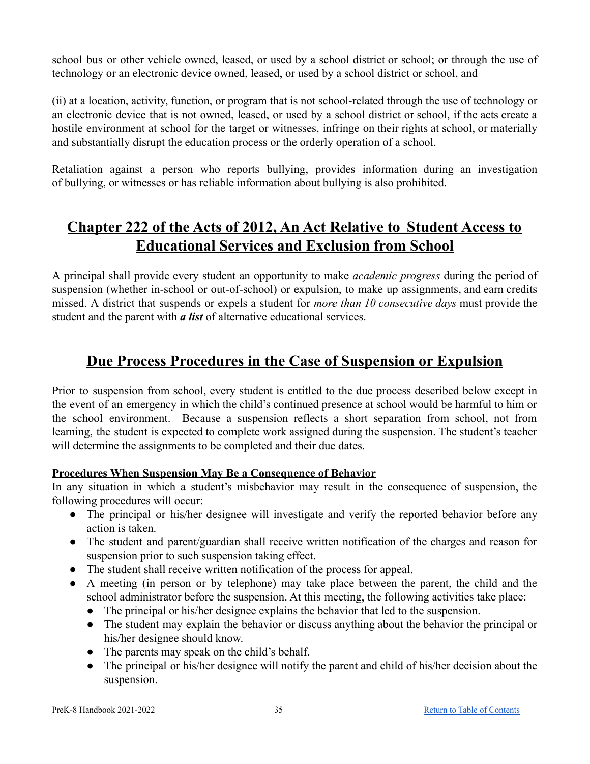school bus or other vehicle owned, leased, or used by a school district or school; or through the use of technology or an electronic device owned, leased, or used by a school district or school, and

(ii) at a location, activity, function, or program that is not school-related through the use of technology or an electronic device that is not owned, leased, or used by a school district or school, if the acts create a hostile environment at school for the target or witnesses, infringe on their rights at school, or materially and substantially disrupt the education process or the orderly operation of a school.

Retaliation against a person who reports bullying, provides information during an investigation of bullying, or witnesses or has reliable information about bullying is also prohibited.

## Chapter 222 of the Acts of 2012, An Act Relative to Student Access to Educational Services and Exclusion from School

A principal shall provide every student an opportunity to make *academic progress* during the period of suspension (whether in-school or out-of-school) or expulsion, to make up assignments, and earn credits missed. A district that suspends or expels a student for *more than 10 consecutive days* must provide the student and the parent with ***a list*** of alternative educational services.

## Due Process Procedures in the Case of Suspension or Expulsion

Prior to suspension from school, every student is entitled to the due process described below except in the event of an emergency in which the child's continued presence at school would be harmful to him or the school environment. Because a suspension reflects a short separation from school, not from learning, the student is expected to complete work assigned during the suspension. The student's teacher will determine the assignments to be completed and their due dates.

**Procedures When Suspension May Be a Consequence of Behavior**

In any situation in which a student's misbehavior may result in the consequence of suspension, the following procedures will occur:

- The principal or his/her designee will investigate and verify the reported behavior before any action is taken.
- The student and parent/guardian shall receive written notification of the charges and reason for suspension prior to such suspension taking effect.
- The student shall receive written notification of the process for appeal.
- A meeting (in person or by telephone) may take place between the parent, the child and the school administrator before the suspension. At this meeting, the following activities take place:
  - The principal or his/her designee explains the behavior that led to the suspension.
  - The student may explain the behavior or discuss anything about the behavior the principal or his/her designee should know.
  - The parents may speak on the child's behalf.
  - The principal or his/her designee will notify the parent and child of his/her decision about the suspension.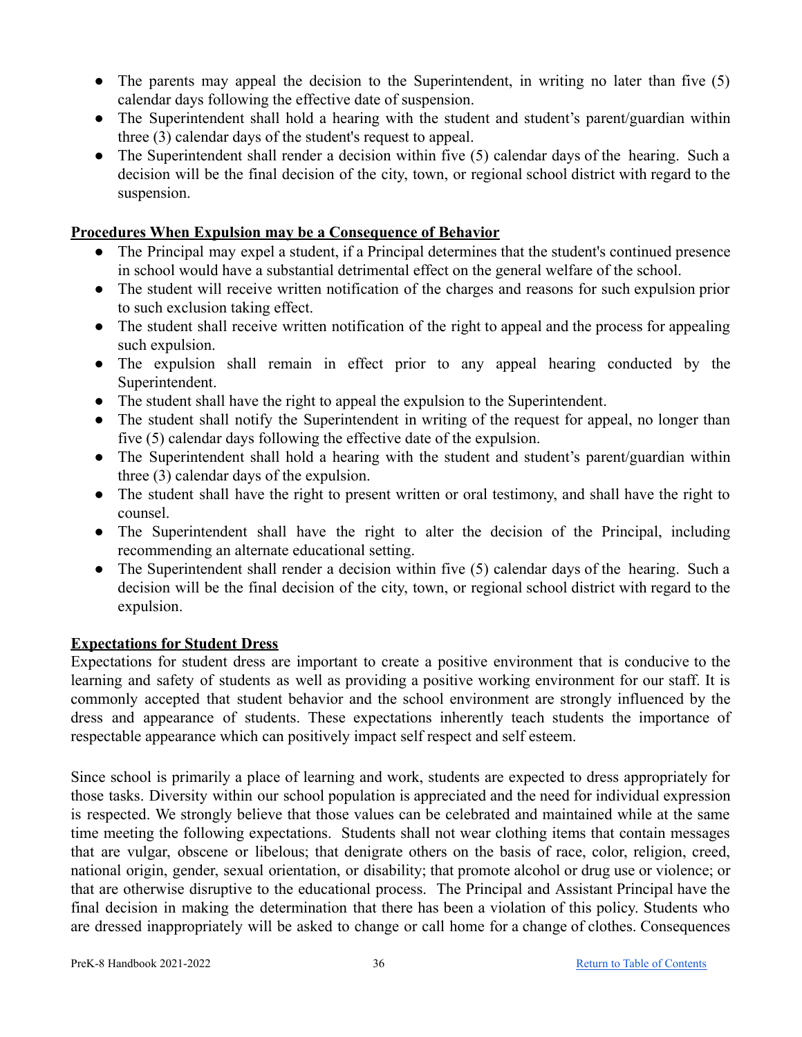- The parents may appeal the decision to the Superintendent, in writing no later than five (5) calendar days following the effective date of suspension.
- The Superintendent shall hold a hearing with the student and student's parent/guardian within three (3) calendar days of the student's request to appeal.
- The Superintendent shall render a decision within five (5) calendar days of the hearing. Such a decision will be the final decision of the city, town, or regional school district with regard to the suspension.

**Procedures When Expulsion may be a Consequence of Behavior**

- The Principal may expel a student, if a Principal determines that the student's continued presence in school would have a substantial detrimental effect on the general welfare of the school.
- The student will receive written notification of the charges and reasons for such expulsion prior to such exclusion taking effect.
- The student shall receive written notification of the right to appeal and the process for appealing such expulsion.
- The expulsion shall remain in effect prior to any appeal hearing conducted by the Superintendent.
- The student shall have the right to appeal the expulsion to the Superintendent.
- The student shall notify the Superintendent in writing of the request for appeal, no longer than five (5) calendar days following the effective date of the expulsion.
- The Superintendent shall hold a hearing with the student and student's parent/guardian within three (3) calendar days of the expulsion.
- The student shall have the right to present written or oral testimony, and shall have the right to counsel.
- The Superintendent shall have the right to alter the decision of the Principal, including recommending an alternate educational setting.
- The Superintendent shall render a decision within five (5) calendar days of the hearing. Such a decision will be the final decision of the city, town, or regional school district with regard to the expulsion.

**Expectations for Student Dress**

Expectations for student dress are important to create a positive environment that is conducive to the learning and safety of students as well as providing a positive working environment for our staff. It is commonly accepted that student behavior and the school environment are strongly influenced by the dress and appearance of students. These expectations inherently teach students the importance of respectable appearance which can positively impact self respect and self esteem.

Since school is primarily a place of learning and work, students are expected to dress appropriately for those tasks. Diversity within our school population is appreciated and the need for individual expression is respected. We strongly believe that those values can be celebrated and maintained while at the same time meeting the following expectations. Students shall not wear clothing items that contain messages that are vulgar, obscene or libelous; that denigrate others on the basis of race, color, religion, creed, national origin, gender, sexual orientation, or disability; that promote alcohol or drug use or violence; or that are otherwise disruptive to the educational process. The Principal and Assistant Principal have the final decision in making the determination that there has been a violation of this policy. Students who are dressed inappropriately will be asked to change or call home for a change of clothes. Consequences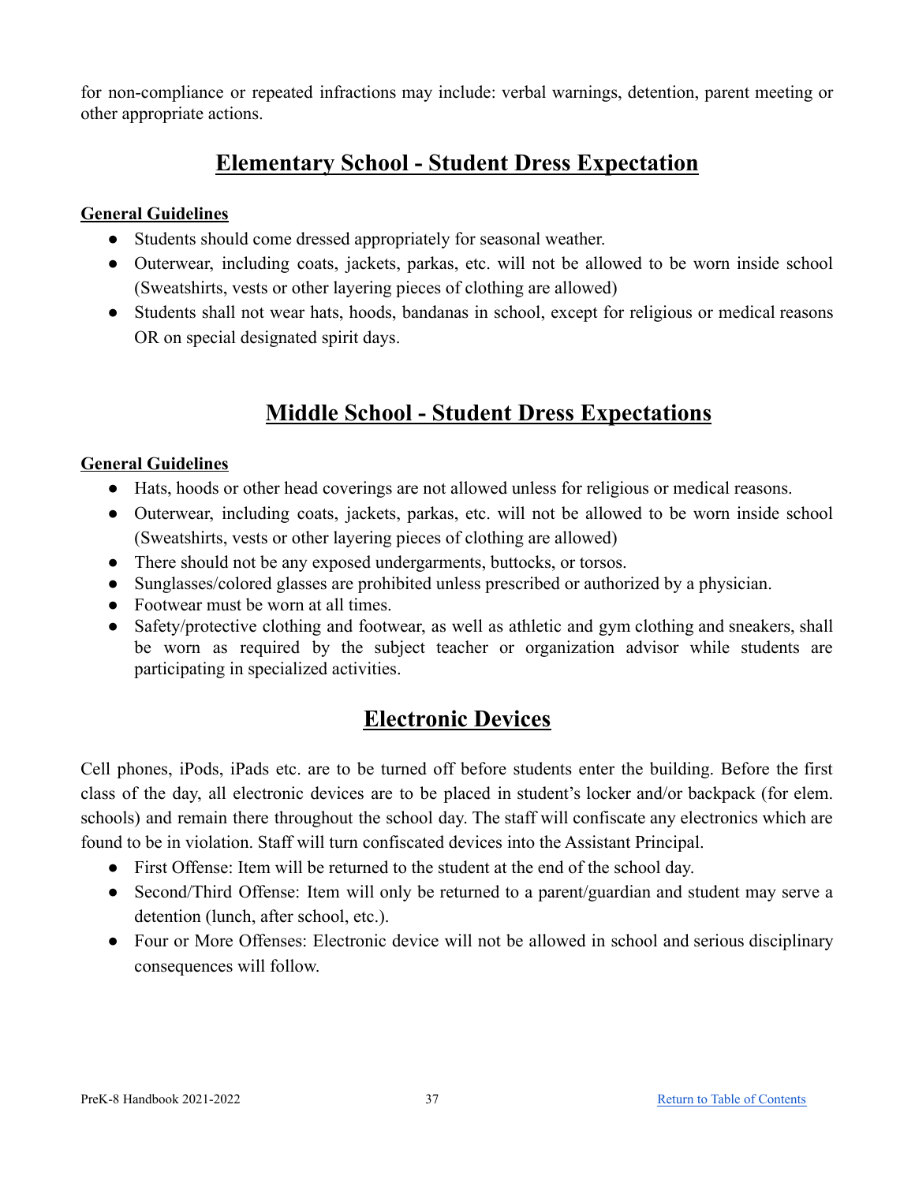for non-compliance or repeated infractions may include: verbal warnings, detention, parent meeting or other appropriate actions.

## Elementary School - Student Dress Expectation

**General Guidelines**

- Students should come dressed appropriately for seasonal weather.
- Outerwear, including coats, jackets, parkas, etc. will not be allowed to be worn inside school (Sweatshirts, vests or other layering pieces of clothing are allowed)
- Students shall not wear hats, hoods, bandanas in school, except for religious or medical reasons OR on special designated spirit days.

## Middle School - Student Dress Expectations

**General Guidelines**

- Hats, hoods or other head coverings are not allowed unless for religious or medical reasons.
- Outerwear, including coats, jackets, parkas, etc. will not be allowed to be worn inside school (Sweatshirts, vests or other layering pieces of clothing are allowed)
- There should not be any exposed undergarments, buttocks, or torsos.
- Sunglasses/colored glasses are prohibited unless prescribed or authorized by a physician.
- Footwear must be worn at all times.
- Safety/protective clothing and footwear, as well as athletic and gym clothing and sneakers, shall be worn as required by the subject teacher or organization advisor while students are participating in specialized activities.

## Electronic Devices

Cell phones, iPods, iPads etc. are to be turned off before students enter the building. Before the first class of the day, all electronic devices are to be placed in student's locker and/or backpack (for elem. schools) and remain there throughout the school day. The staff will confiscate any electronics which are found to be in violation. Staff will turn confiscated devices into the Assistant Principal.

- First Offense: Item will be returned to the student at the end of the school day.
- Second/Third Offense: Item will only be returned to a parent/guardian and student may serve a detention (lunch, after school, etc.).
- Four or More Offenses: Electronic device will not be allowed in school and serious disciplinary consequences will follow.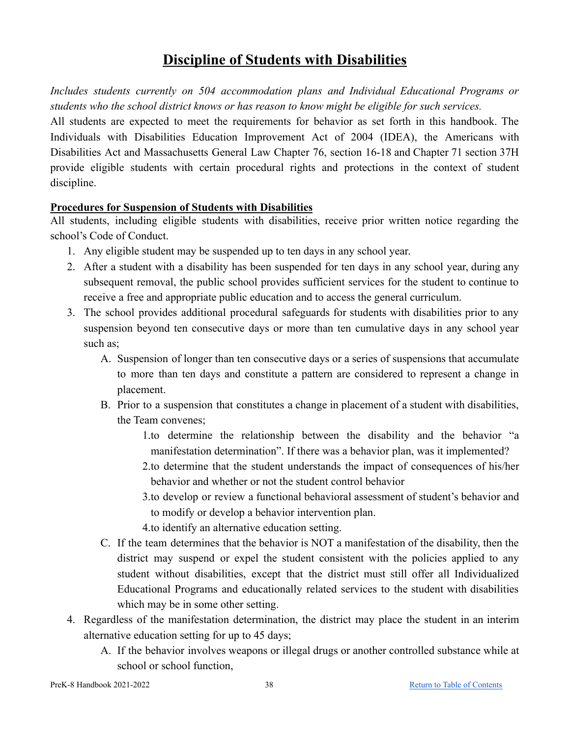# Discipline of Students with Disabilities

*Includes students currently on 504 accommodation plans and Individual Educational Programs or students who the school district knows or has reason to know might be eligible for such services.*

All students are expected to meet the requirements for behavior as set forth in this handbook. The Individuals with Disabilities Education Improvement Act of 2004 (IDEA), the Americans with Disabilities Act and Massachusetts General Law Chapter 76, section 16-18 and Chapter 71 section 37H provide eligible students with certain procedural rights and protections in the context of student discipline.

**Procedures for Suspension of Students with Disabilities**

All students, including eligible students with disabilities, receive prior written notice regarding the school's Code of Conduct.

1. Any eligible student may be suspended up to ten days in any school year.
2. After a student with a disability has been suspended for ten days in any school year, during any subsequent removal, the public school provides sufficient services for the student to continue to receive a free and appropriate public education and to access the general curriculum.
3. The school provides additional procedural safeguards for students with disabilities prior to any suspension beyond ten consecutive days or more than ten cumulative days in any school year such as;
   A. Suspension of longer than ten consecutive days or a series of suspensions that accumulate to more than ten days and constitute a pattern are considered to represent a change in placement.
   B. Prior to a suspension that constitutes a change in placement of a student with disabilities, the Team convenes;
      1. to determine the relationship between the disability and the behavior "a manifestation determination". If there was a behavior plan, was it implemented?
      2. to determine that the student understands the impact of consequences of his/her behavior and whether or not the student control behavior
      3. to develop or review a functional behavioral assessment of student's behavior and to modify or develop a behavior intervention plan.
      4. to identify an alternative education setting.
   C. If the team determines that the behavior is NOT a manifestation of the disability, then the district may suspend or expel the student consistent with the policies applied to any student without disabilities, except that the district must still offer all Individualized Educational Programs and educationally related services to the student with disabilities which may be in some other setting.
4. Regardless of the manifestation determination, the district may place the student in an interim alternative education setting for up to 45 days;
   A. If the behavior involves weapons or illegal drugs or another controlled substance while at school or school function,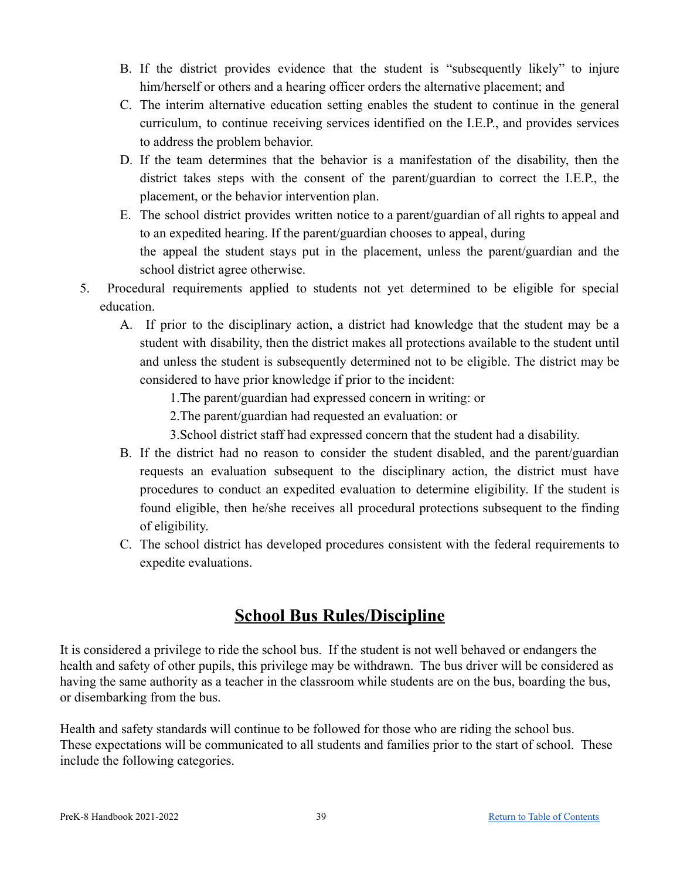B. If the district provides evidence that the student is "subsequently likely" to injure him/herself or others and a hearing officer orders the alternative placement; and

C. The interim alternative education setting enables the student to continue in the general curriculum, to continue receiving services identified on the I.E.P., and provides services to address the problem behavior.

D. If the team determines that the behavior is a manifestation of the disability, then the district takes steps with the consent of the parent/guardian to correct the I.E.P., the placement, or the behavior intervention plan.

E. The school district provides written notice to a parent/guardian of all rights to appeal and to an expedited hearing. If the parent/guardian chooses to appeal, during the appeal the student stays put in the placement, unless the parent/guardian and the school district agree otherwise.

5. Procedural requirements applied to students not yet determined to be eligible for special education.

    A. If prior to the disciplinary action, a district had knowledge that the student may be a student with disability, then the district makes all protections available to the student until and unless the student is subsequently determined not to be eligible. The district may be considered to have prior knowledge if prior to the incident:

        1. The parent/guardian had expressed concern in writing: or

        2. The parent/guardian had requested an evaluation: or

        3. School district staff had expressed concern that the student had a disability.

    B. If the district had no reason to consider the student disabled, and the parent/guardian requests an evaluation subsequent to the disciplinary action, the district must have procedures to conduct an expedited evaluation to determine eligibility. If the student is found eligible, then he/she receives all procedural protections subsequent to the finding of eligibility.

    C. The school district has developed procedures consistent with the federal requirements to expedite evaluations.

## School Bus Rules/Discipline

It is considered a privilege to ride the school bus. If the student is not well behaved or endangers the health and safety of other pupils, this privilege may be withdrawn. The bus driver will be considered as having the same authority as a teacher in the classroom while students are on the bus, boarding the bus, or disembarking from the bus.

Health and safety standards will continue to be followed for those who are riding the school bus. These expectations will be communicated to all students and families prior to the start of school. These include the following categories.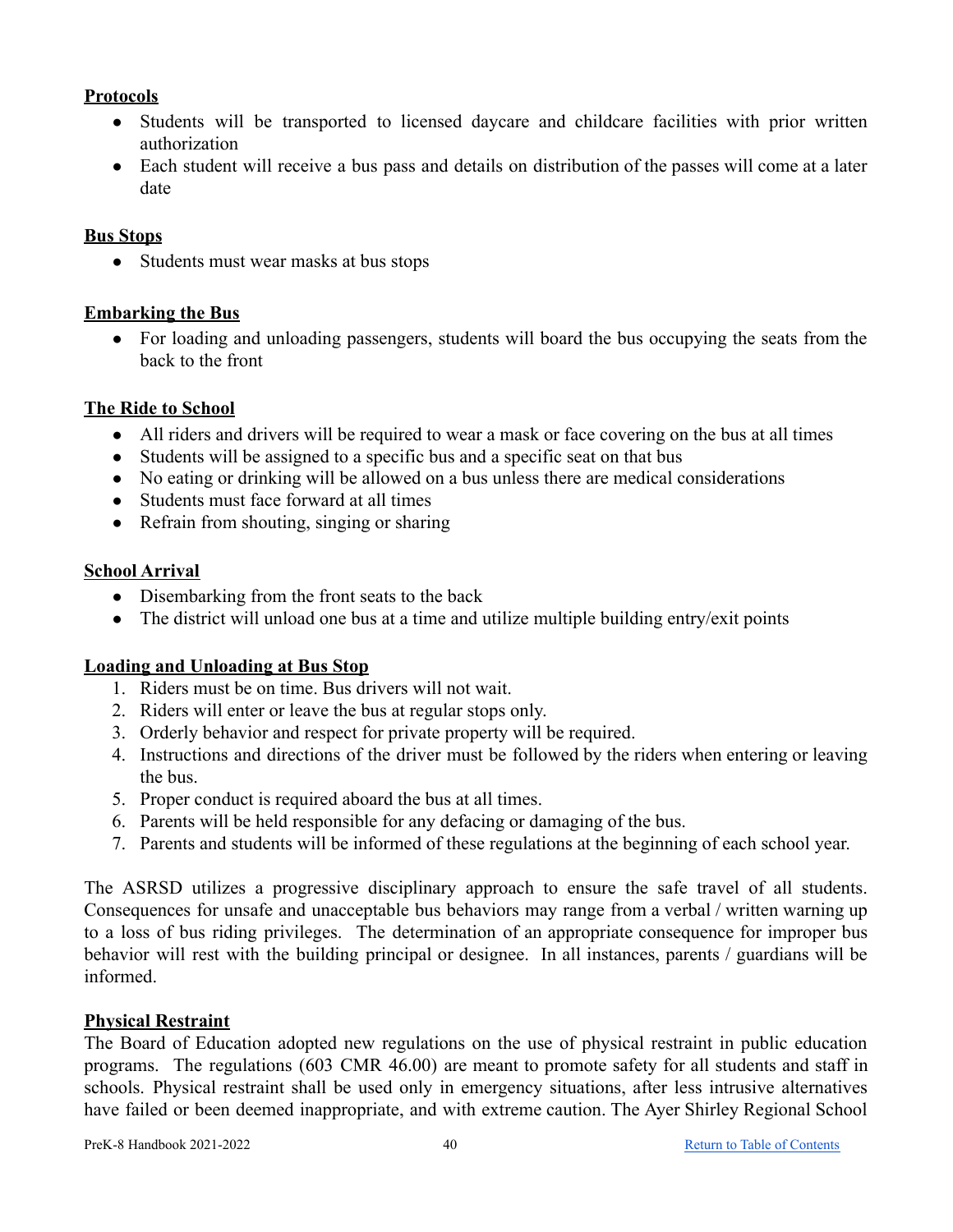**Protocols**

- Students will be transported to licensed daycare and childcare facilities with prior written authorization
- Each student will receive a bus pass and details on distribution of the passes will come at a later date

**Bus Stops**

- Students must wear masks at bus stops

**Embarking the Bus**

- For loading and unloading passengers, students will board the bus occupying the seats from the back to the front

**The Ride to School**

- All riders and drivers will be required to wear a mask or face covering on the bus at all times
- Students will be assigned to a specific bus and a specific seat on that bus
- No eating or drinking will be allowed on a bus unless there are medical considerations
- Students must face forward at all times
- Refrain from shouting, singing or sharing

**School Arrival**

- Disembarking from the front seats to the back
- The district will unload one bus at a time and utilize multiple building entry/exit points

**Loading and Unloading at Bus Stop**

1. Riders must be on time. Bus drivers will not wait.
2. Riders will enter or leave the bus at regular stops only.
3. Orderly behavior and respect for private property will be required.
4. Instructions and directions of the driver must be followed by the riders when entering or leaving the bus.
5. Proper conduct is required aboard the bus at all times.
6. Parents will be held responsible for any defacing or damaging of the bus.
7. Parents and students will be informed of these regulations at the beginning of each school year.

The ASRSD utilizes a progressive disciplinary approach to ensure the safe travel of all students. Consequences for unsafe and unacceptable bus behaviors may range from a verbal / written warning up to a loss of bus riding privileges. The determination of an appropriate consequence for improper bus behavior will rest with the building principal or designee. In all instances, parents / guardians will be informed.

**Physical Restraint**

The Board of Education adopted new regulations on the use of physical restraint in public education programs. The regulations (603 CMR 46.00) are meant to promote safety for all students and staff in schools. Physical restraint shall be used only in emergency situations, after less intrusive alternatives have failed or been deemed inappropriate, and with extreme caution. The Ayer Shirley Regional School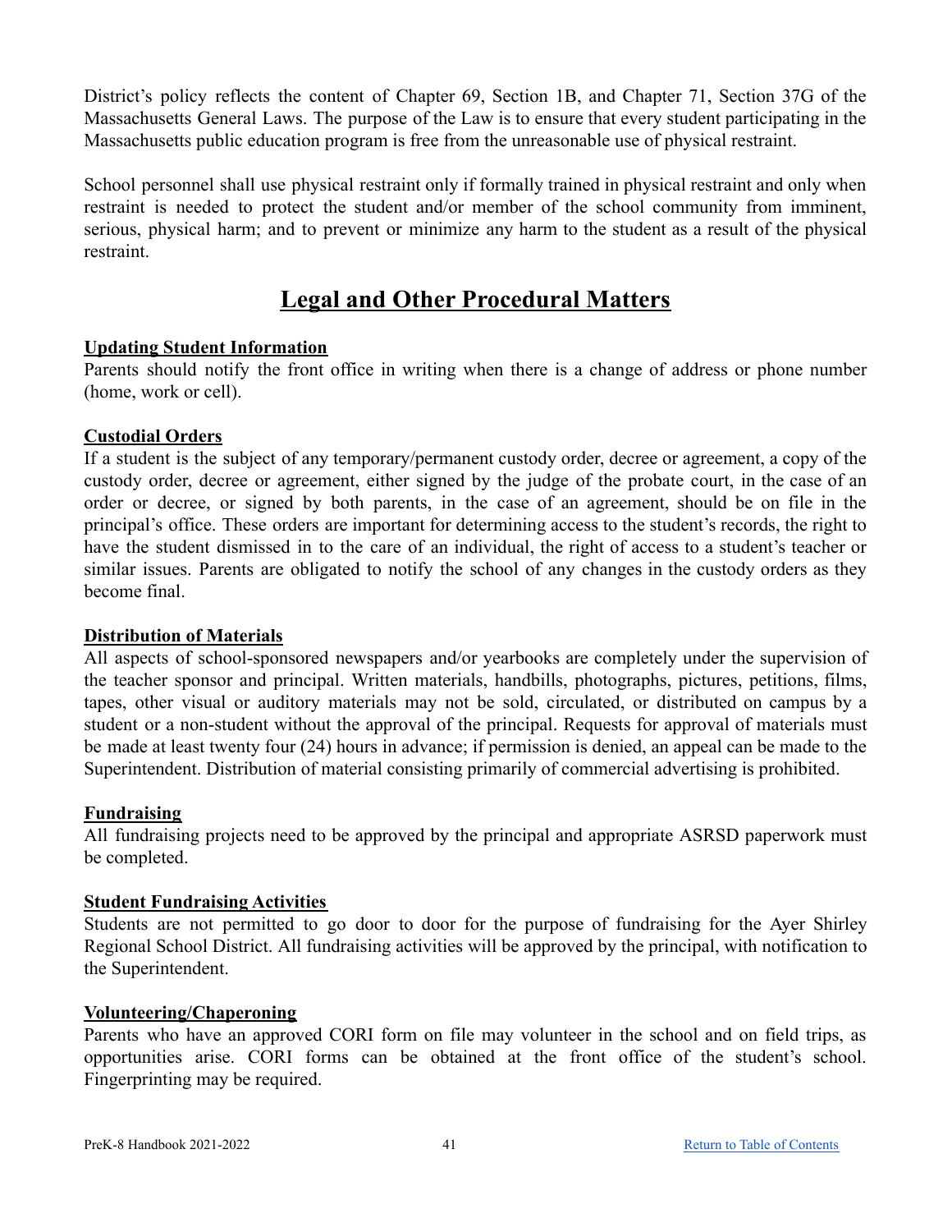District's policy reflects the content of Chapter 69, Section 1B, and Chapter 71, Section 37G of the Massachusetts General Laws. The purpose of the Law is to ensure that every student participating in the Massachusetts public education program is free from the unreasonable use of physical restraint.

School personnel shall use physical restraint only if formally trained in physical restraint and only when restraint is needed to protect the student and/or member of the school community from imminent, serious, physical harm; and to prevent or minimize any harm to the student as a result of the physical restraint.

# Legal and Other Procedural Matters

**Updating Student Information**
Parents should notify the front office in writing when there is a change of address or phone number (home, work or cell).

**Custodial Orders**
If a student is the subject of any temporary/permanent custody order, decree or agreement, a copy of the custody order, decree or agreement, either signed by the judge of the probate court, in the case of an order or decree, or signed by both parents, in the case of an agreement, should be on file in the principal's office. These orders are important for determining access to the student's records, the right to have the student dismissed in to the care of an individual, the right of access to a student's teacher or similar issues. Parents are obligated to notify the school of any changes in the custody orders as they become final.

**Distribution of Materials**
All aspects of school-sponsored newspapers and/or yearbooks are completely under the supervision of the teacher sponsor and principal. Written materials, handbills, photographs, pictures, petitions, films, tapes, other visual or auditory materials may not be sold, circulated, or distributed on campus by a student or a non-student without the approval of the principal. Requests for approval of materials must be made at least twenty four (24) hours in advance; if permission is denied, an appeal can be made to the Superintendent. Distribution of material consisting primarily of commercial advertising is prohibited.

**Fundraising**
All fundraising projects need to be approved by the principal and appropriate ASRSD paperwork must be completed.

**Student Fundraising Activities**
Students are not permitted to go door to door for the purpose of fundraising for the Ayer Shirley Regional School District. All fundraising activities will be approved by the principal, with notification to the Superintendent.

**Volunteering/Chaperoning**
Parents who have an approved CORI form on file may volunteer in the school and on field trips, as opportunities arise. CORI forms can be obtained at the front office of the student's school. Fingerprinting may be required.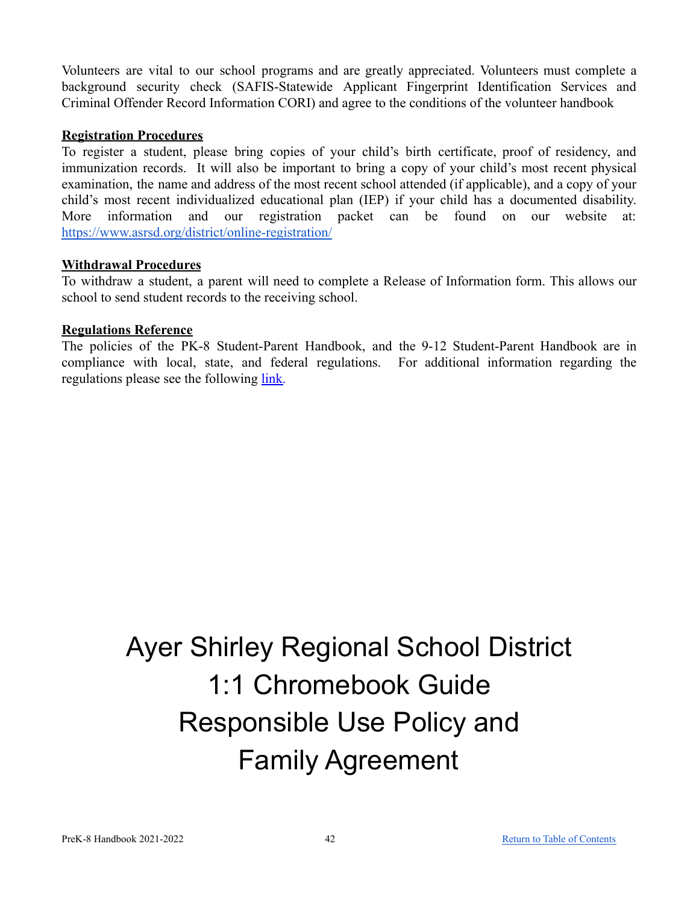Volunteers are vital to our school programs and are greatly appreciated. Volunteers must complete a background security check (SAFIS-Statewide Applicant Fingerprint Identification Services and Criminal Offender Record Information CORI) and agree to the conditions of the volunteer handbook

**Registration Procedures**

To register a student, please bring copies of your child's birth certificate, proof of residency, and immunization records. It will also be important to bring a copy of your child's most recent physical examination, the name and address of the most recent school attended (if applicable), and a copy of your child's most recent individualized educational plan (IEP) if your child has a documented disability. More information and our registration packet can be found on our website at: https://www.asrsd.org/district/online-registration/

**Withdrawal Procedures**

To withdraw a student, a parent will need to complete a Release of Information form. This allows our school to send student records to the receiving school.

**Regulations Reference**

The policies of the PK-8 Student-Parent Handbook, and the 9-12 Student-Parent Handbook are in compliance with local, state, and federal regulations. For additional information regarding the regulations please see the following link.

# Ayer Shirley Regional School District 1:1 Chromebook Guide Responsible Use Policy and Family Agreement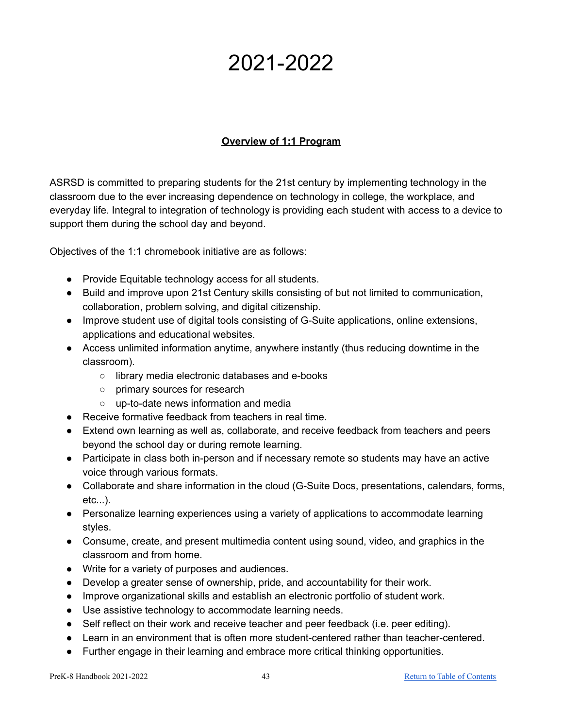# 2021-2022

## **Overview of 1:1 Program**

ASRSD is committed to preparing students for the 21st century by implementing technology in the classroom due to the ever increasing dependence on technology in college, the workplace, and everyday life. Integral to integration of technology is providing each student with access to a device to support them during the school day and beyond.

Objectives of the 1:1 chromebook initiative are as follows:

- Provide Equitable technology access for all students.
- Build and improve upon 21st Century skills consisting of but not limited to communication, collaboration, problem solving, and digital citizenship.
- Improve student use of digital tools consisting of G-Suite applications, online extensions, applications and educational websites.
- Access unlimited information anytime, anywhere instantly (thus reducing downtime in the classroom).
  - library media electronic databases and e-books
  - primary sources for research
  - up-to-date news information and media
- Receive formative feedback from teachers in real time.
- Extend own learning as well as, collaborate, and receive feedback from teachers and peers beyond the school day or during remote learning.
- Participate in class both in-person and if necessary remote so students may have an active voice through various formats.
- Collaborate and share information in the cloud (G-Suite Docs, presentations, calendars, forms, etc...).
- Personalize learning experiences using a variety of applications to accommodate learning styles.
- Consume, create, and present multimedia content using sound, video, and graphics in the classroom and from home.
- Write for a variety of purposes and audiences.
- Develop a greater sense of ownership, pride, and accountability for their work.
- Improve organizational skills and establish an electronic portfolio of student work.
- Use assistive technology to accommodate learning needs.
- Self reflect on their work and receive teacher and peer feedback (i.e. peer editing).
- Learn in an environment that is often more student-centered rather than teacher-centered.
- Further engage in their learning and embrace more critical thinking opportunities.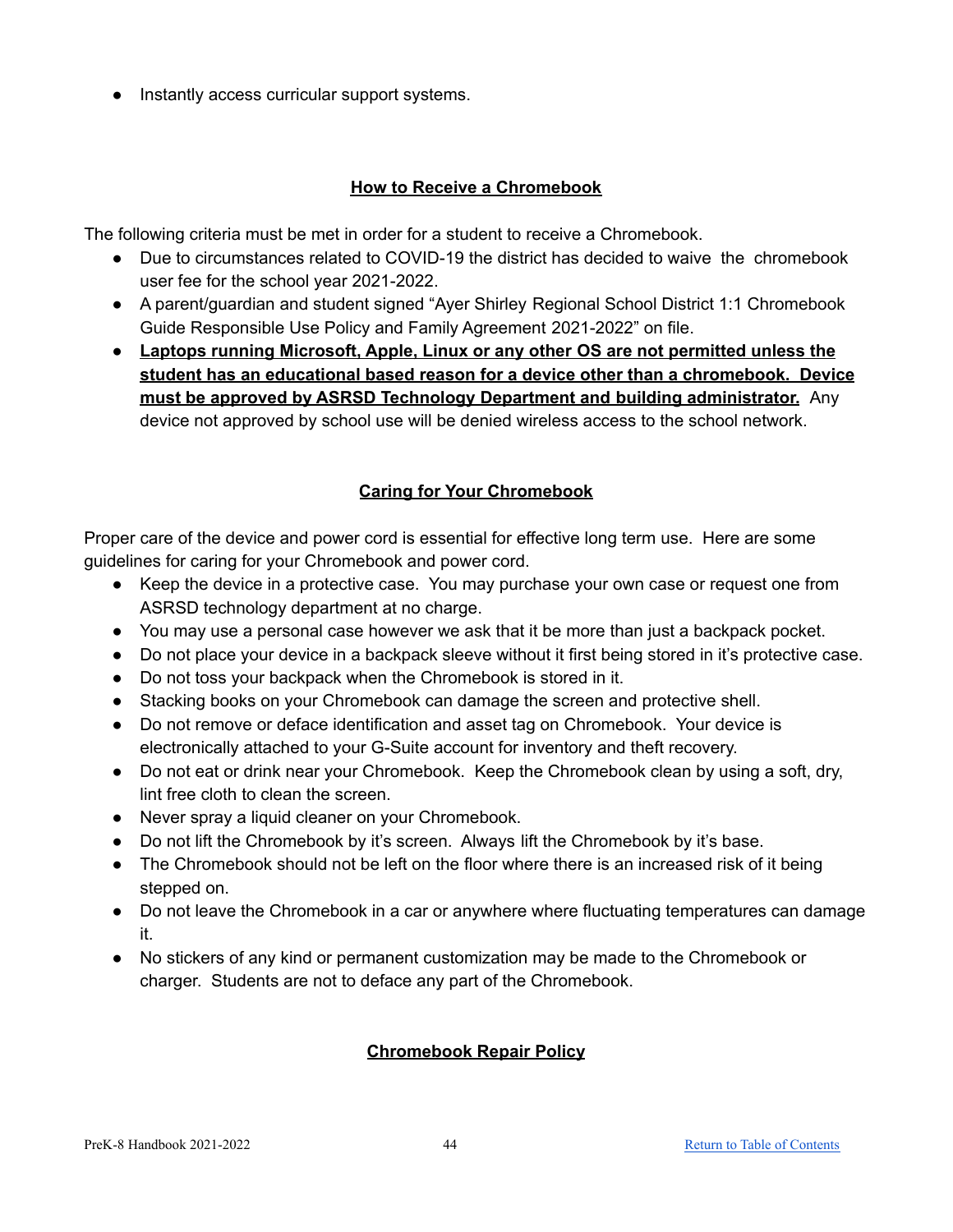- Instantly access curricular support systems.

## How to Receive a Chromebook

The following criteria must be met in order for a student to receive a Chromebook.

- Due to circumstances related to COVID-19 the district has decided to waive the chromebook user fee for the school year 2021-2022.
- A parent/guardian and student signed "Ayer Shirley Regional School District 1:1 Chromebook Guide Responsible Use Policy and Family Agreement 2021-2022" on file.
- **Laptops running Microsoft, Apple, Linux or any other OS are not permitted unless the student has an educational based reason for a device other than a chromebook. Device must be approved by ASRSD Technology Department and building administrator.** Any device not approved by school use will be denied wireless access to the school network.

## Caring for Your Chromebook

Proper care of the device and power cord is essential for effective long term use. Here are some guidelines for caring for your Chromebook and power cord.

- Keep the device in a protective case. You may purchase your own case or request one from ASRSD technology department at no charge.
- You may use a personal case however we ask that it be more than just a backpack pocket.
- Do not place your device in a backpack sleeve without it first being stored in it's protective case.
- Do not toss your backpack when the Chromebook is stored in it.
- Stacking books on your Chromebook can damage the screen and protective shell.
- Do not remove or deface identification and asset tag on Chromebook. Your device is electronically attached to your G-Suite account for inventory and theft recovery.
- Do not eat or drink near your Chromebook. Keep the Chromebook clean by using a soft, dry, lint free cloth to clean the screen.
- Never spray a liquid cleaner on your Chromebook.
- Do not lift the Chromebook by it's screen. Always lift the Chromebook by it's base.
- The Chromebook should not be left on the floor where there is an increased risk of it being stepped on.
- Do not leave the Chromebook in a car or anywhere where fluctuating temperatures can damage it.
- No stickers of any kind or permanent customization may be made to the Chromebook or charger. Students are not to deface any part of the Chromebook.

## Chromebook Repair Policy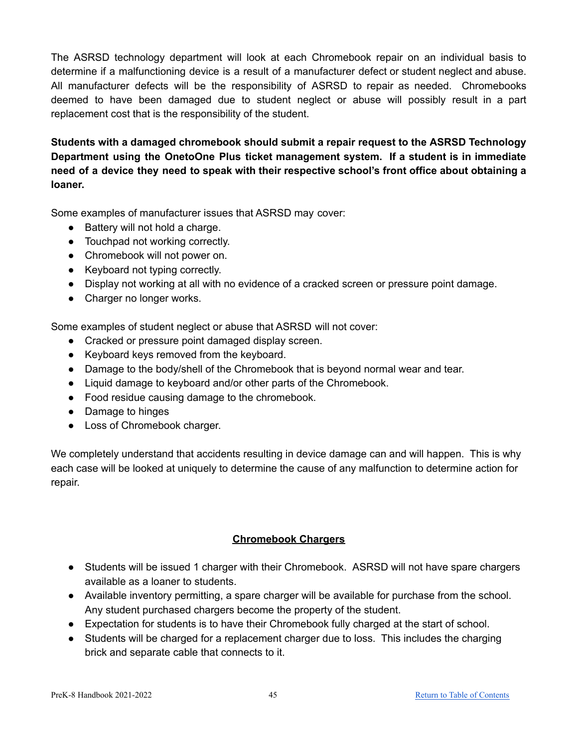The ASRSD technology department will look at each Chromebook repair on an individual basis to determine if a malfunctioning device is a result of a manufacturer defect or student neglect and abuse. All manufacturer defects will be the responsibility of ASRSD to repair as needed. Chromebooks deemed to have been damaged due to student neglect or abuse will possibly result in a part replacement cost that is the responsibility of the student.

**Students with a damaged chromebook should submit a repair request to the ASRSD Technology Department using the OnetoOne Plus ticket management system. If a student is in immediate need of a device they need to speak with their respective school's front office about obtaining a loaner.**

Some examples of manufacturer issues that ASRSD may cover:

- Battery will not hold a charge.
- Touchpad not working correctly.
- Chromebook will not power on.
- Keyboard not typing correctly.
- Display not working at all with no evidence of a cracked screen or pressure point damage.
- Charger no longer works.

Some examples of student neglect or abuse that ASRSD will not cover:

- Cracked or pressure point damaged display screen.
- Keyboard keys removed from the keyboard.
- Damage to the body/shell of the Chromebook that is beyond normal wear and tear.
- Liquid damage to keyboard and/or other parts of the Chromebook.
- Food residue causing damage to the chromebook.
- Damage to hinges
- Loss of Chromebook charger.

We completely understand that accidents resulting in device damage can and will happen. This is why each case will be looked at uniquely to determine the cause of any malfunction to determine action for repair.

## Chromebook Chargers

- Students will be issued 1 charger with their Chromebook. ASRSD will not have spare chargers available as a loaner to students.
- Available inventory permitting, a spare charger will be available for purchase from the school. Any student purchased chargers become the property of the student.
- Expectation for students is to have their Chromebook fully charged at the start of school.
- Students will be charged for a replacement charger due to loss. This includes the charging brick and separate cable that connects to it.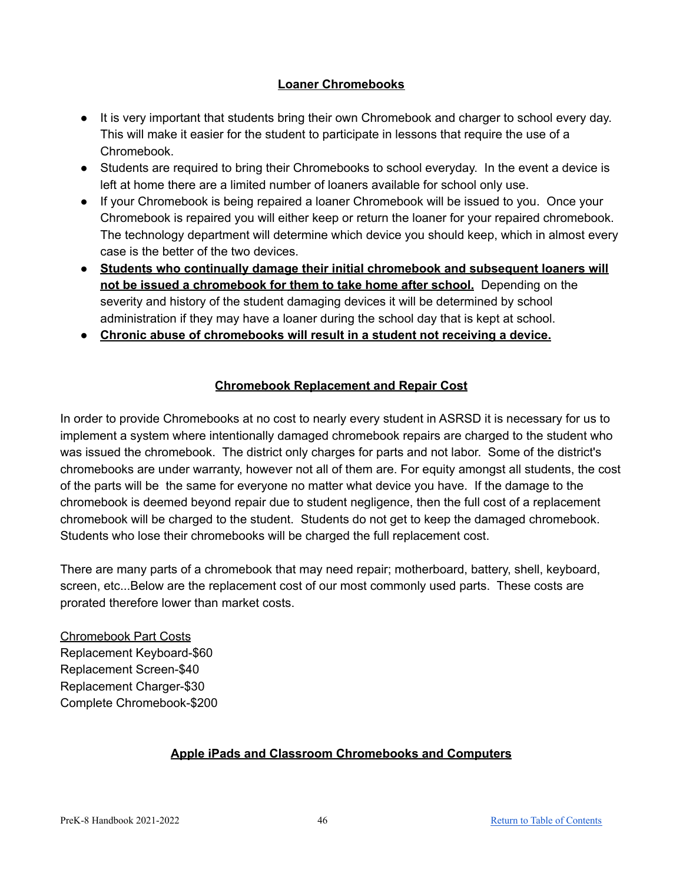## Loaner Chromebooks

- It is very important that students bring their own Chromebook and charger to school every day. This will make it easier for the student to participate in lessons that require the use of a Chromebook.
- Students are required to bring their Chromebooks to school everyday. In the event a device is left at home there are a limited number of loaners available for school only use.
- If your Chromebook is being repaired a loaner Chromebook will be issued to you. Once your Chromebook is repaired you will either keep or return the loaner for your repaired chromebook. The technology department will determine which device you should keep, which in almost every case is the better of the two devices.
- **Students who continually damage their initial chromebook and subsequent loaners will not be issued a chromebook for them to take home after school.** Depending on the severity and history of the student damaging devices it will be determined by school administration if they may have a loaner during the school day that is kept at school.
- **Chronic abuse of chromebooks will result in a student not receiving a device.**

## Chromebook Replacement and Repair Cost

In order to provide Chromebooks at no cost to nearly every student in ASRSD it is necessary for us to implement a system where intentionally damaged chromebook repairs are charged to the student who was issued the chromebook. The district only charges for parts and not labor. Some of the district's chromebooks are under warranty, however not all of them are. For equity amongst all students, the cost of the parts will be the same for everyone no matter what device you have. If the damage to the chromebook is deemed beyond repair due to student negligence, then the full cost of a replacement chromebook will be charged to the student. Students do not get to keep the damaged chromebook. Students who lose their chromebooks will be charged the full replacement cost.

There are many parts of a chromebook that may need repair; motherboard, battery, shell, keyboard, screen, etc...Below are the replacement cost of our most commonly used parts. These costs are prorated therefore lower than market costs.

Chromebook Part Costs
Replacement Keyboard-$60
Replacement Screen-$40
Replacement Charger-$30
Complete Chromebook-$200

## Apple iPads and Classroom Chromebooks and Computers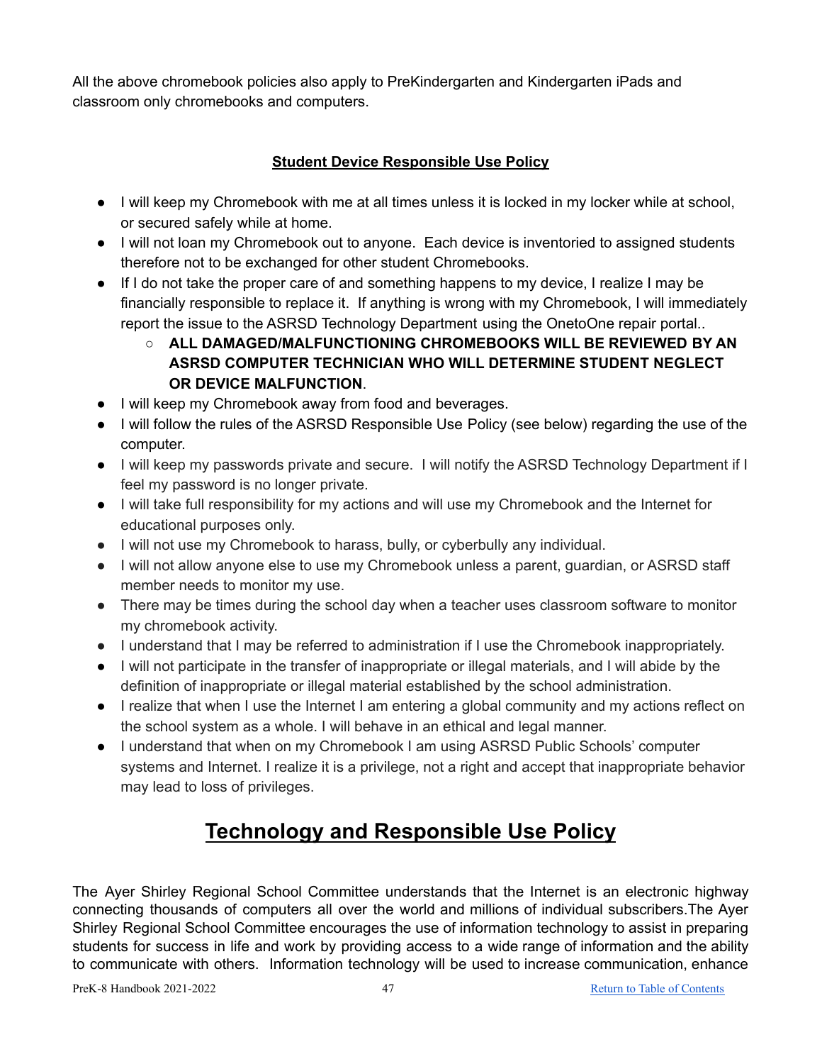All the above chromebook policies also apply to PreKindergarten and Kindergarten iPads and classroom only chromebooks and computers.

**Student Device Responsible Use Policy**

- I will keep my Chromebook with me at all times unless it is locked in my locker while at school, or secured safely while at home.
- I will not loan my Chromebook out to anyone. Each device is inventoried to assigned students therefore not to be exchanged for other student Chromebooks.
- If I do not take the proper care of and something happens to my device, I realize I may be financially responsible to replace it. If anything is wrong with my Chromebook, I will immediately report the issue to the ASRSD Technology Department using the OnetoOne repair portal..
  - **ALL DAMAGED/MALFUNCTIONING CHROMEBOOKS WILL BE REVIEWED BY AN ASRSD COMPUTER TECHNICIAN WHO WILL DETERMINE STUDENT NEGLECT OR DEVICE MALFUNCTION**.
- I will keep my Chromebook away from food and beverages.
- I will follow the rules of the ASRSD Responsible Use Policy (see below) regarding the use of the computer.
- I will keep my passwords private and secure. I will notify the ASRSD Technology Department if I feel my password is no longer private.
- I will take full responsibility for my actions and will use my Chromebook and the Internet for educational purposes only.
- I will not use my Chromebook to harass, bully, or cyberbully any individual.
- I will not allow anyone else to use my Chromebook unless a parent, guardian, or ASRSD staff member needs to monitor my use.
- There may be times during the school day when a teacher uses classroom software to monitor my chromebook activity.
- I understand that I may be referred to administration if I use the Chromebook inappropriately.
- I will not participate in the transfer of inappropriate or illegal materials, and I will abide by the definition of inappropriate or illegal material established by the school administration.
- I realize that when I use the Internet I am entering a global community and my actions reflect on the school system as a whole. I will behave in an ethical and legal manner.
- I understand that when on my Chromebook I am using ASRSD Public Schools' computer systems and Internet. I realize it is a privilege, not a right and accept that inappropriate behavior may lead to loss of privileges.

# Technology and Responsible Use Policy

The Ayer Shirley Regional School Committee understands that the Internet is an electronic highway connecting thousands of computers all over the world and millions of individual subscribers.The Ayer Shirley Regional School Committee encourages the use of information technology to assist in preparing students for success in life and work by providing access to a wide range of information and the ability to communicate with others. Information technology will be used to increase communication, enhance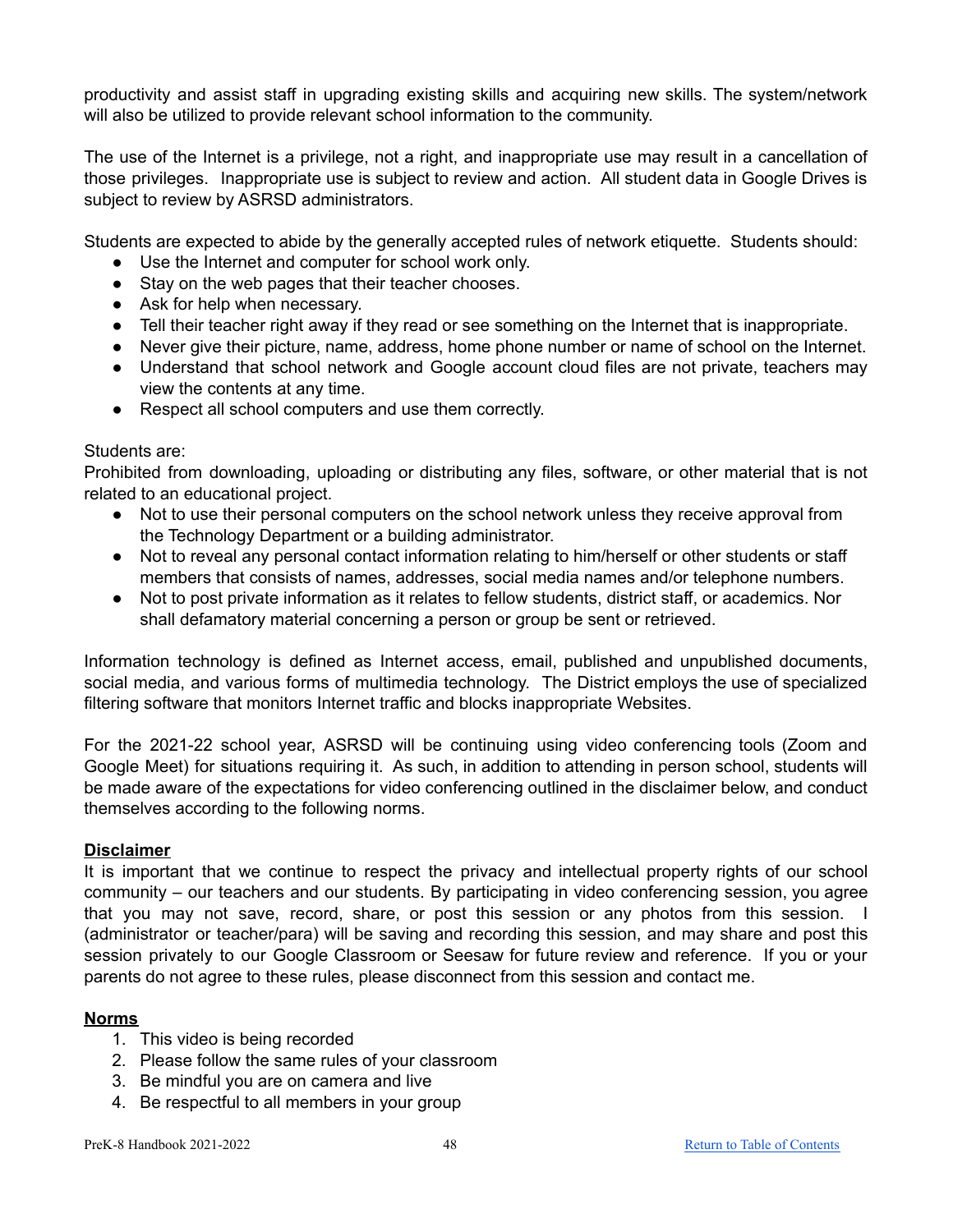productivity and assist staff in upgrading existing skills and acquiring new skills. The system/network will also be utilized to provide relevant school information to the community.

The use of the Internet is a privilege, not a right, and inappropriate use may result in a cancellation of those privileges. Inappropriate use is subject to review and action. All student data in Google Drives is subject to review by ASRSD administrators.

Students are expected to abide by the generally accepted rules of network etiquette. Students should:

- Use the Internet and computer for school work only.
- Stay on the web pages that their teacher chooses.
- Ask for help when necessary.
- Tell their teacher right away if they read or see something on the Internet that is inappropriate.
- Never give their picture, name, address, home phone number or name of school on the Internet.
- Understand that school network and Google account cloud files are not private, teachers may view the contents at any time.
- Respect all school computers and use them correctly.

Students are:
Prohibited from downloading, uploading or distributing any files, software, or other material that is not related to an educational project.

- Not to use their personal computers on the school network unless they receive approval from the Technology Department or a building administrator.
- Not to reveal any personal contact information relating to him/herself or other students or staff members that consists of names, addresses, social media names and/or telephone numbers.
- Not to post private information as it relates to fellow students, district staff, or academics. Nor shall defamatory material concerning a person or group be sent or retrieved.

Information technology is defined as Internet access, email, published and unpublished documents, social media, and various forms of multimedia technology. The District employs the use of specialized filtering software that monitors Internet traffic and blocks inappropriate Websites.

For the 2021-22 school year, ASRSD will be continuing using video conferencing tools (Zoom and Google Meet) for situations requiring it. As such, in addition to attending in person school, students will be made aware of the expectations for video conferencing outlined in the disclaimer below, and conduct themselves according to the following norms.

**Disclaimer**

It is important that we continue to respect the privacy and intellectual property rights of our school community – our teachers and our students. By participating in video conferencing session, you agree that you may not save, record, share, or post this session or any photos from this session. I (administrator or teacher/para) will be saving and recording this session, and may share and post this session privately to our Google Classroom or Seesaw for future review and reference. If you or your parents do not agree to these rules, please disconnect from this session and contact me.

**Norms**

1. This video is being recorded
2. Please follow the same rules of your classroom
3. Be mindful you are on camera and live
4. Be respectful to all members in your group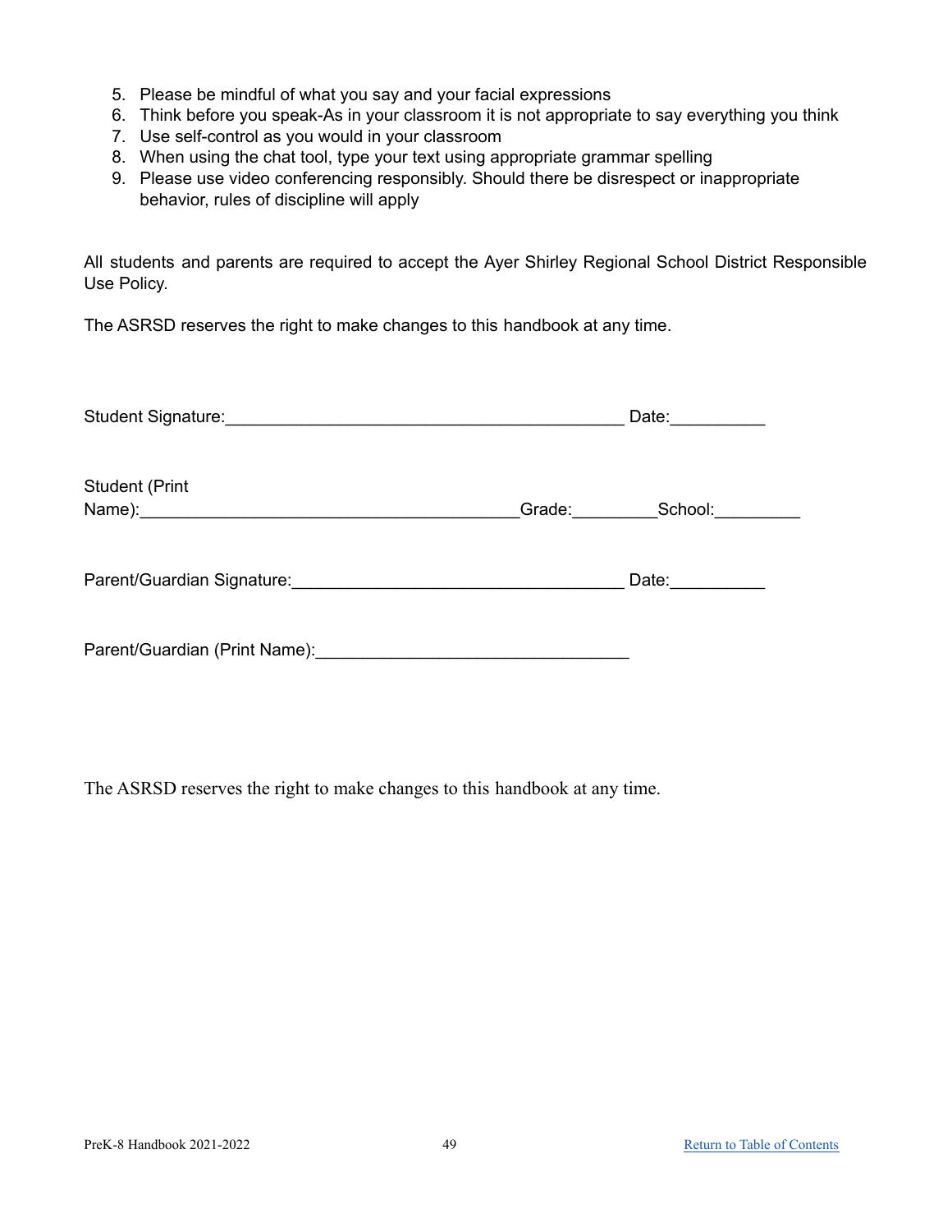5. Please be mindful of what you say and your facial expressions
6. Think before you speak-As in your classroom it is not appropriate to say everything you think
7. Use self-control as you would in your classroom
8. When using the chat tool, type your text using appropriate grammar spelling
9. Please use video conferencing responsibly. Should there be disrespect or inappropriate behavior, rules of discipline will apply

All students and parents are required to accept the Ayer Shirley Regional School District Responsible Use Policy.

The ASRSD reserves the right to make changes to this handbook at any time.

Student Signature:_____________________________________________ Date:__________

Student (Print Name):_________________________________________Grade:_________School:_________

Parent/Guardian Signature:_____________________________________ Date:__________

Parent/Guardian (Print Name):_________________________________

The ASRSD reserves the right to make changes to this handbook at any time.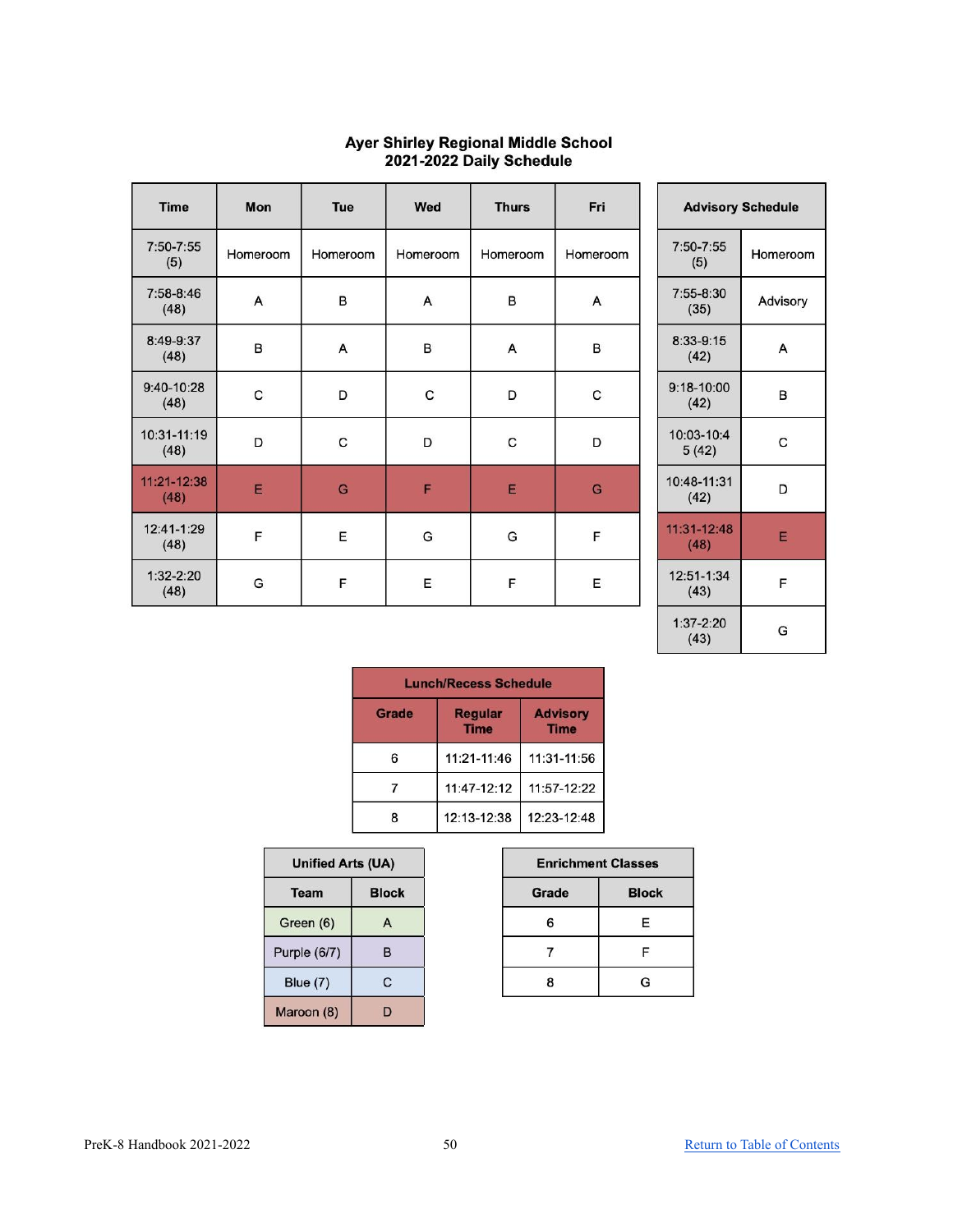# Ayer Shirley Regional Middle School
## 2021-2022 Daily Schedule

| Time | Mon | Tue | Wed | Thurs | Fri |
|---|---|---|---|---|---|
| 7:50-7:55 (5) | Homeroom | Homeroom | Homeroom | Homeroom | Homeroom |
| 7:58-8:46 (48) | A | B | A | B | A |
| 8:49-9:37 (48) | B | A | B | A | B |
| 9:40-10:28 (48) | C | D | C | D | C |
| 10:31-11:19 (48) | D | C | D | C | D |
| 11:21-12:38 (48) | E | G | F | E | G |
| 12:41-1:29 (48) | F | E | G | G | F |
| 1:32-2:20 (48) | G | F | E | F | E |

| Advisory Schedule | |
|---|---|
| 7:50-7:55 (5) | Homeroom |
| 7:55-8:30 (35) | Advisory |
| 8:33-9:15 (42) | A |
| 9:18-10:00 (42) | B |
| 10:03-10:45 (42) | C |
| 10:48-11:31 (42) | D |
| 11:31-12:48 (48) | E |
| 12:51-1:34 (43) | F |
| 1:37-2:20 (43) | G |

| Lunch/Recess Schedule | | |
|---|---|---|
| Grade | Regular Time | Advisory Time |
| 6 | 11:21-11:46 | 11:31-11:56 |
| 7 | 11:47-12:12 | 11:57-12:22 |
| 8 | 12:13-12:38 | 12:23-12:48 |

| Unified Arts (UA) | |
|---|---|
| Team | Block |
| Green (6) | A |
| Purple (6/7) | B |
| Blue (7) | C |
| Maroon (8) | D |

| Enrichment Classes | |
|---|---|
| Grade | Block |
| 6 | E |
| 7 | F |
| 8 | G |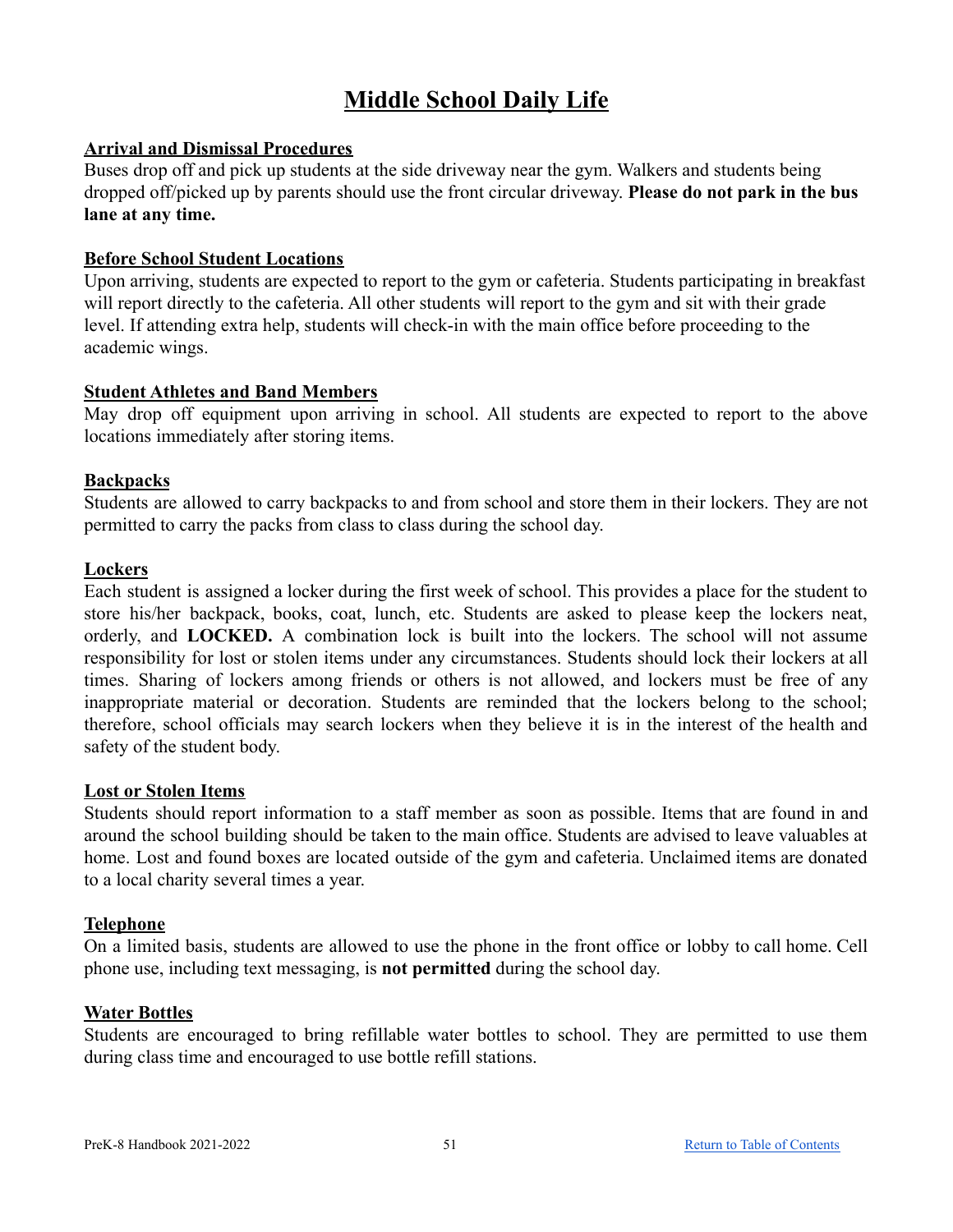# Middle School Daily Life

## Arrival and Dismissal Procedures

Buses drop off and pick up students at the side driveway near the gym. Walkers and students being dropped off/picked up by parents should use the front circular driveway. **Please do not park in the bus lane at any time.**

## Before School Student Locations

Upon arriving, students are expected to report to the gym or cafeteria. Students participating in breakfast will report directly to the cafeteria. All other students will report to the gym and sit with their grade level. If attending extra help, students will check-in with the main office before proceeding to the academic wings.

## Student Athletes and Band Members

May drop off equipment upon arriving in school. All students are expected to report to the above locations immediately after storing items.

## Backpacks

Students are allowed to carry backpacks to and from school and store them in their lockers. They are not permitted to carry the packs from class to class during the school day.

## Lockers

Each student is assigned a locker during the first week of school. This provides a place for the student to store his/her backpack, books, coat, lunch, etc. Students are asked to please keep the lockers neat, orderly, and **LOCKED.** A combination lock is built into the lockers. The school will not assume responsibility for lost or stolen items under any circumstances. Students should lock their lockers at all times. Sharing of lockers among friends or others is not allowed, and lockers must be free of any inappropriate material or decoration. Students are reminded that the lockers belong to the school; therefore, school officials may search lockers when they believe it is in the interest of the health and safety of the student body.

## Lost or Stolen Items

Students should report information to a staff member as soon as possible. Items that are found in and around the school building should be taken to the main office. Students are advised to leave valuables at home. Lost and found boxes are located outside of the gym and cafeteria. Unclaimed items are donated to a local charity several times a year.

## Telephone

On a limited basis, students are allowed to use the phone in the front office or lobby to call home. Cell phone use, including text messaging, is **not permitted** during the school day.

## Water Bottles

Students are encouraged to bring refillable water bottles to school. They are permitted to use them during class time and encouraged to use bottle refill stations.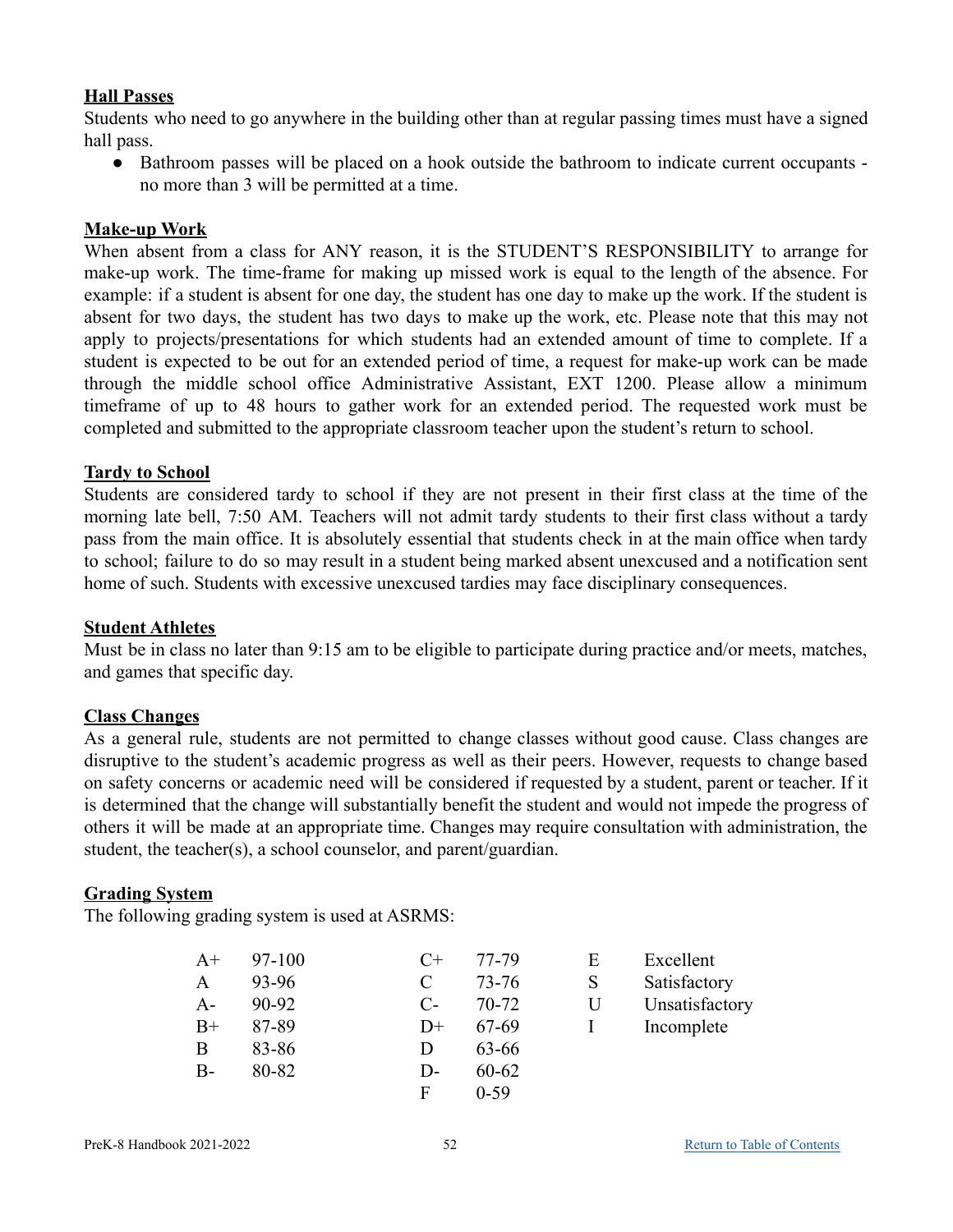### Hall Passes

Students who need to go anywhere in the building other than at regular passing times must have a signed hall pass.

- Bathroom passes will be placed on a hook outside the bathroom to indicate current occupants - no more than 3 will be permitted at a time.

### Make-up Work

When absent from a class for ANY reason, it is the STUDENT'S RESPONSIBILITY to arrange for make-up work. The time-frame for making up missed work is equal to the length of the absence. For example: if a student is absent for one day, the student has one day to make up the work. If the student is absent for two days, the student has two days to make up the work, etc. Please note that this may not apply to projects/presentations for which students had an extended amount of time to complete. If a student is expected to be out for an extended period of time, a request for make-up work can be made through the middle school office Administrative Assistant, EXT 1200. Please allow a minimum timeframe of up to 48 hours to gather work for an extended period. The requested work must be completed and submitted to the appropriate classroom teacher upon the student's return to school.

### Tardy to School

Students are considered tardy to school if they are not present in their first class at the time of the morning late bell, 7:50 AM. Teachers will not admit tardy students to their first class without a tardy pass from the main office. It is absolutely essential that students check in at the main office when tardy to school; failure to do so may result in a student being marked absent unexcused and a notification sent home of such. Students with excessive unexcused tardies may face disciplinary consequences.

### Student Athletes

Must be in class no later than 9:15 am to be eligible to participate during practice and/or meets, matches, and games that specific day.

### Class Changes

As a general rule, students are not permitted to change classes without good cause. Class changes are disruptive to the student's academic progress as well as their peers. However, requests to change based on safety concerns or academic need will be considered if requested by a student, parent or teacher. If it is determined that the change will substantially benefit the student and would not impede the progress of others it will be made at an appropriate time. Changes may require consultation with administration, the student, the teacher(s), a school counselor, and parent/guardian.

### Grading System

The following grading system is used at ASRMS:

| | | | | | |
|---|---|---|---|---|---|
| A+ | 97-100 | C+ | 77-79 | E | Excellent |
| A | 93-96 | C | 73-76 | S | Satisfactory |
| A- | 90-92 | C- | 70-72 | U | Unsatisfactory |
| B+ | 87-89 | D+ | 67-69 | I | Incomplete |
| B | 83-86 | D | 63-66 | | |
| B- | 80-82 | D- | 60-62 | | |
| | | F | 0-59 | | |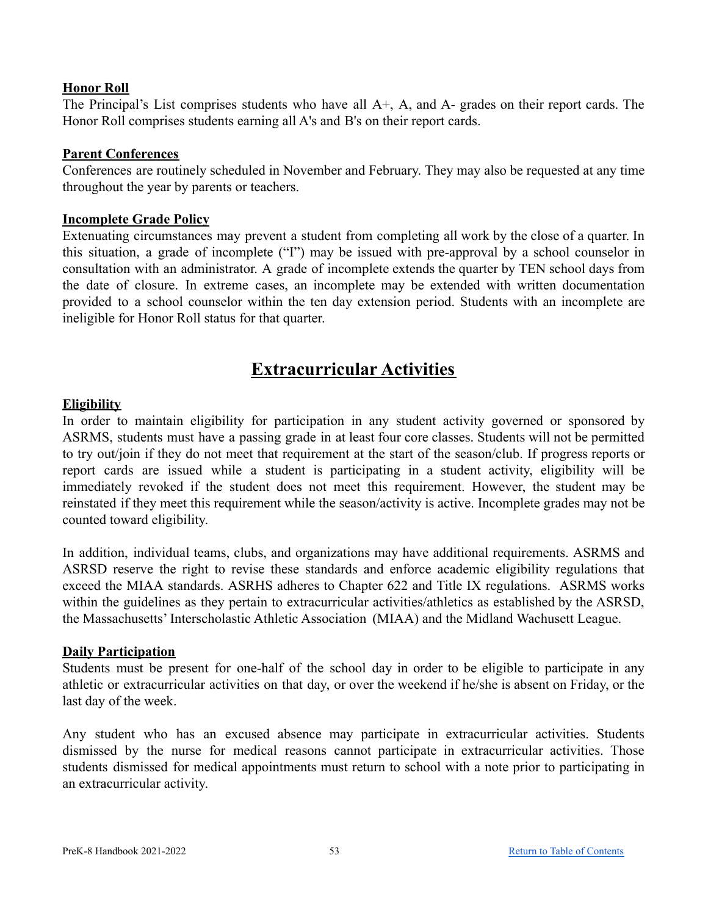### Honor Roll

The Principal's List comprises students who have all A+, A, and A- grades on their report cards. The Honor Roll comprises students earning all A's and B's on their report cards.

### Parent Conferences

Conferences are routinely scheduled in November and February. They may also be requested at any time throughout the year by parents or teachers.

### Incomplete Grade Policy

Extenuating circumstances may prevent a student from completing all work by the close of a quarter. In this situation, a grade of incomplete ("I") may be issued with pre-approval by a school counselor in consultation with an administrator. A grade of incomplete extends the quarter by TEN school days from the date of closure. In extreme cases, an incomplete may be extended with written documentation provided to a school counselor within the ten day extension period. Students with an incomplete are ineligible for Honor Roll status for that quarter.

## Extracurricular Activities

### Eligibility

In order to maintain eligibility for participation in any student activity governed or sponsored by ASRMS, students must have a passing grade in at least four core classes. Students will not be permitted to try out/join if they do not meet that requirement at the start of the season/club. If progress reports or report cards are issued while a student is participating in a student activity, eligibility will be immediately revoked if the student does not meet this requirement. However, the student may be reinstated if they meet this requirement while the season/activity is active. Incomplete grades may not be counted toward eligibility.

In addition, individual teams, clubs, and organizations may have additional requirements. ASRMS and ASRSD reserve the right to revise these standards and enforce academic eligibility regulations that exceed the MIAA standards. ASRHS adheres to Chapter 622 and Title IX regulations. ASRMS works within the guidelines as they pertain to extracurricular activities/athletics as established by the ASRSD, the Massachusetts' Interscholastic Athletic Association (MIAA) and the Midland Wachusett League.

### Daily Participation

Students must be present for one-half of the school day in order to be eligible to participate in any athletic or extracurricular activities on that day, or over the weekend if he/she is absent on Friday, or the last day of the week.

Any student who has an excused absence may participate in extracurricular activities. Students dismissed by the nurse for medical reasons cannot participate in extracurricular activities. Those students dismissed for medical appointments must return to school with a note prior to participating in an extracurricular activity.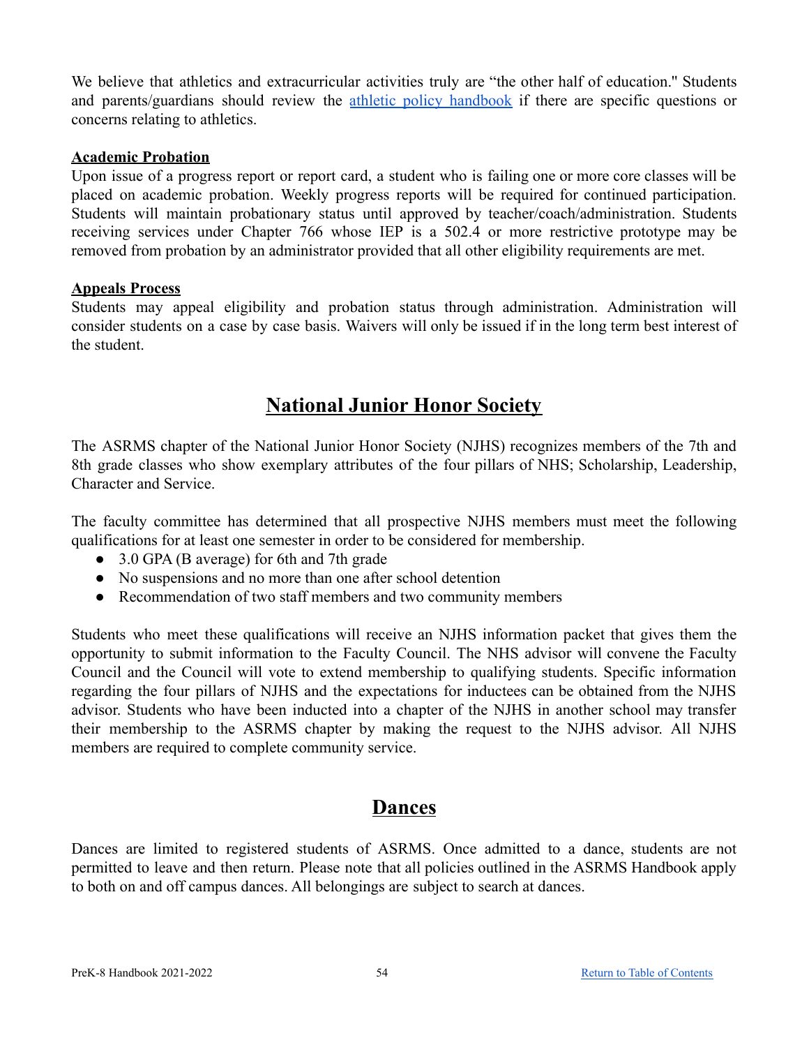We believe that athletics and extracurricular activities truly are "the other half of education." Students and parents/guardians should review the [athletic policy handbook]() if there are specific questions or concerns relating to athletics.

**Academic Probation**

Upon issue of a progress report or report card, a student who is failing one or more core classes will be placed on academic probation. Weekly progress reports will be required for continued participation. Students will maintain probationary status until approved by teacher/coach/administration. Students receiving services under Chapter 766 whose IEP is a 502.4 or more restrictive prototype may be removed from probation by an administrator provided that all other eligibility requirements are met.

**Appeals Process**

Students may appeal eligibility and probation status through administration. Administration will consider students on a case by case basis. Waivers will only be issued if in the long term best interest of the student.

## National Junior Honor Society

The ASRMS chapter of the National Junior Honor Society (NJHS) recognizes members of the 7th and 8th grade classes who show exemplary attributes of the four pillars of NHS; Scholarship, Leadership, Character and Service.

The faculty committee has determined that all prospective NJHS members must meet the following qualifications for at least one semester in order to be considered for membership.

- 3.0 GPA (B average) for 6th and 7th grade
- No suspensions and no more than one after school detention
- Recommendation of two staff members and two community members

Students who meet these qualifications will receive an NJHS information packet that gives them the opportunity to submit information to the Faculty Council. The NHS advisor will convene the Faculty Council and the Council will vote to extend membership to qualifying students. Specific information regarding the four pillars of NJHS and the expectations for inductees can be obtained from the NJHS advisor. Students who have been inducted into a chapter of the NJHS in another school may transfer their membership to the ASRMS chapter by making the request to the NJHS advisor. All NJHS members are required to complete community service.

## Dances

Dances are limited to registered students of ASRMS. Once admitted to a dance, students are not permitted to leave and then return. Please note that all policies outlined in the ASRMS Handbook apply to both on and off campus dances. All belongings are subject to search at dances.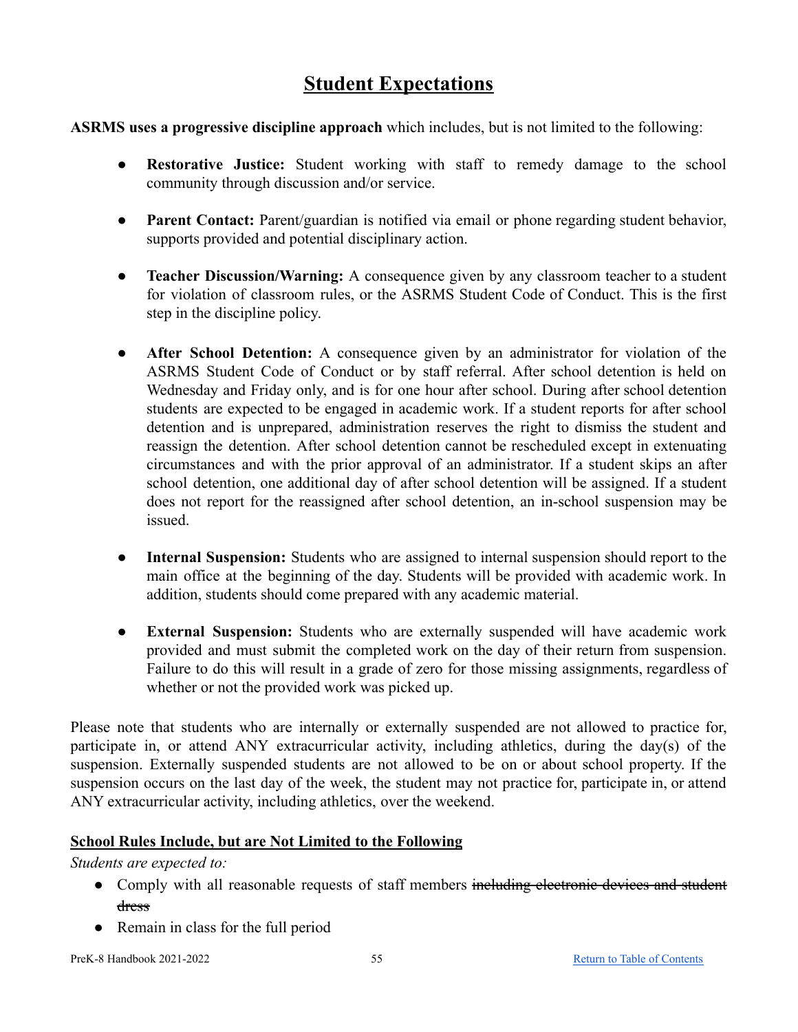# Student Expectations

**ASRMS uses a progressive discipline approach** which includes, but is not limited to the following:

- **Restorative Justice:** Student working with staff to remedy damage to the school community through discussion and/or service.
- **Parent Contact:** Parent/guardian is notified via email or phone regarding student behavior, supports provided and potential disciplinary action.
- **Teacher Discussion/Warning:** A consequence given by any classroom teacher to a student for violation of classroom rules, or the ASRMS Student Code of Conduct. This is the first step in the discipline policy.
- **After School Detention:** A consequence given by an administrator for violation of the ASRMS Student Code of Conduct or by staff referral. After school detention is held on Wednesday and Friday only, and is for one hour after school. During after school detention students are expected to be engaged in academic work. If a student reports for after school detention and is unprepared, administration reserves the right to dismiss the student and reassign the detention. After school detention cannot be rescheduled except in extenuating circumstances and with the prior approval of an administrator. If a student skips an after school detention, one additional day of after school detention will be assigned. If a student does not report for the reassigned after school detention, an in-school suspension may be issued.
- **Internal Suspension:** Students who are assigned to internal suspension should report to the main office at the beginning of the day. Students will be provided with academic work. In addition, students should come prepared with any academic material.
- **External Suspension:** Students who are externally suspended will have academic work provided and must submit the completed work on the day of their return from suspension. Failure to do this will result in a grade of zero for those missing assignments, regardless of whether or not the provided work was picked up.

Please note that students who are internally or externally suspended are not allowed to practice for, participate in, or attend ANY extracurricular activity, including athletics, during the day(s) of the suspension. Externally suspended students are not allowed to be on or about school property. If the suspension occurs on the last day of the week, the student may not practice for, participate in, or attend ANY extracurricular activity, including athletics, over the weekend.

**School Rules Include, but are Not Limited to the Following**

*Students are expected to:*

- Comply with all reasonable requests of staff members ~~including electronic devices and student dress~~
- Remain in class for the full period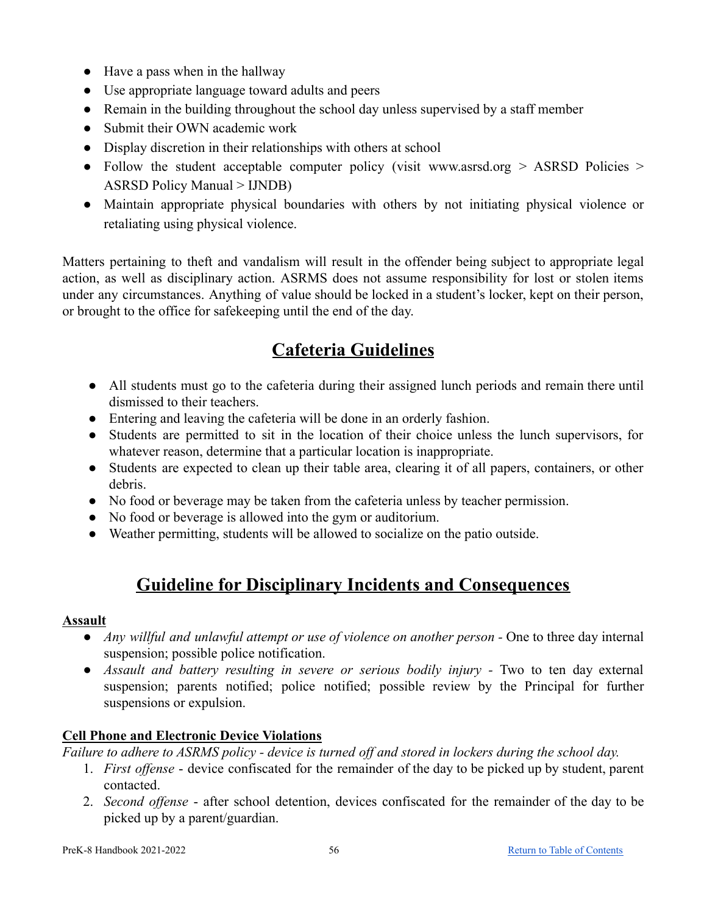- Have a pass when in the hallway
- Use appropriate language toward adults and peers
- Remain in the building throughout the school day unless supervised by a staff member
- Submit their OWN academic work
- Display discretion in their relationships with others at school
- Follow the student acceptable computer policy (visit www.asrsd.org > ASRSD Policies > ASRSD Policy Manual > IJNDB)
- Maintain appropriate physical boundaries with others by not initiating physical violence or retaliating using physical violence.

Matters pertaining to theft and vandalism will result in the offender being subject to appropriate legal action, as well as disciplinary action. ASRMS does not assume responsibility for lost or stolen items under any circumstances. Anything of value should be locked in a student's locker, kept on their person, or brought to the office for safekeeping until the end of the day.

## Cafeteria Guidelines

- All students must go to the cafeteria during their assigned lunch periods and remain there until dismissed to their teachers.
- Entering and leaving the cafeteria will be done in an orderly fashion.
- Students are permitted to sit in the location of their choice unless the lunch supervisors, for whatever reason, determine that a particular location is inappropriate.
- Students are expected to clean up their table area, clearing it of all papers, containers, or other debris.
- No food or beverage may be taken from the cafeteria unless by teacher permission.
- No food or beverage is allowed into the gym or auditorium.
- Weather permitting, students will be allowed to socialize on the patio outside.

## Guideline for Disciplinary Incidents and Consequences

**Assault**

- *Any willful and unlawful attempt or use of violence on another person* - One to three day internal suspension; possible police notification.
- *Assault and battery resulting in severe or serious bodily injury* - Two to ten day external suspension; parents notified; police notified; possible review by the Principal for further suspensions or expulsion.

**Cell Phone and Electronic Device Violations**

*Failure to adhere to ASRMS policy - device is turned off and stored in lockers during the school day.*

1. *First offense* - device confiscated for the remainder of the day to be picked up by student, parent contacted.
2. *Second offense* - after school detention, devices confiscated for the remainder of the day to be picked up by a parent/guardian.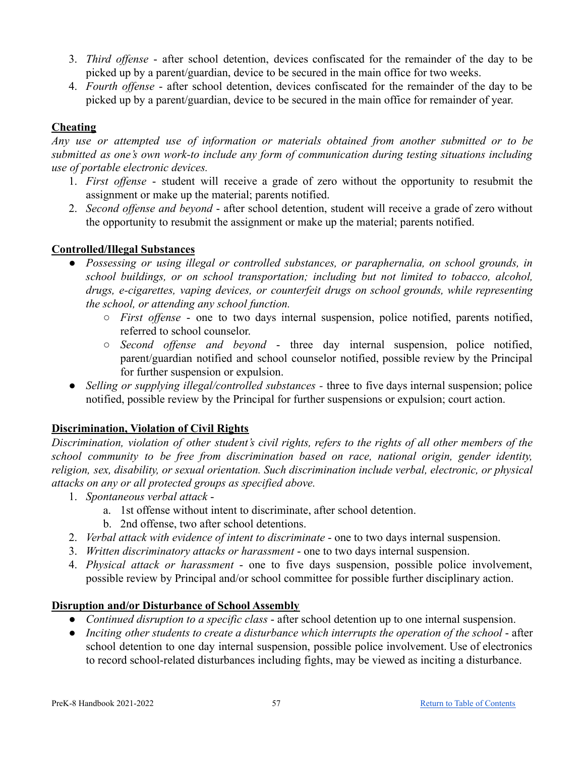3. *Third offense* - after school detention, devices confiscated for the remainder of the day to be picked up by a parent/guardian, device to be secured in the main office for two weeks.
4. *Fourth offense* - after school detention, devices confiscated for the remainder of the day to be picked up by a parent/guardian, device to be secured in the main office for remainder of year.

**Cheating**

*Any use or attempted use of information or materials obtained from another submitted or to be submitted as one's own work-to include any form of communication during testing situations including use of portable electronic devices.*

1. *First offense* - student will receive a grade of zero without the opportunity to resubmit the assignment or make up the material; parents notified.
2. *Second offense and beyond* - after school detention, student will receive a grade of zero without the opportunity to resubmit the assignment or make up the material; parents notified.

**Controlled/Illegal Substances**

- *Possessing or using illegal or controlled substances, or paraphernalia, on school grounds, in school buildings, or on school transportation; including but not limited to tobacco, alcohol, drugs, e-cigarettes, vaping devices, or counterfeit drugs on school grounds, while representing the school, or attending any school function.*
  - *First offense* - one to two days internal suspension, police notified, parents notified, referred to school counselor.
  - *Second offense and beyond* - three day internal suspension, police notified, parent/guardian notified and school counselor notified, possible review by the Principal for further suspension or expulsion.
- *Selling or supplying illegal/controlled substances* - three to five days internal suspension; police notified, possible review by the Principal for further suspensions or expulsion; court action.

**Discrimination, Violation of Civil Rights**

*Discrimination, violation of other student's civil rights, refers to the rights of all other members of the school community to be free from discrimination based on race, national origin, gender identity, religion, sex, disability, or sexual orientation. Such discrimination include verbal, electronic, or physical attacks on any or all protected groups as specified above.*

1. *Spontaneous verbal attack* -
   a. 1st offense without intent to discriminate, after school detention.
   b. 2nd offense, two after school detentions.
2. *Verbal attack with evidence of intent to discriminate* - one to two days internal suspension.
3. *Written discriminatory attacks or harassment* - one to two days internal suspension.
4. *Physical attack or harassment* - one to five days suspension, possible police involvement, possible review by Principal and/or school committee for possible further disciplinary action.

**Disruption and/or Disturbance of School Assembly**

- *Continued disruption to a specific class* - after school detention up to one internal suspension.
- *Inciting other students to create a disturbance which interrupts the operation of the school* - after school detention to one day internal suspension, possible police involvement. Use of electronics to record school-related disturbances including fights, may be viewed as inciting a disturbance.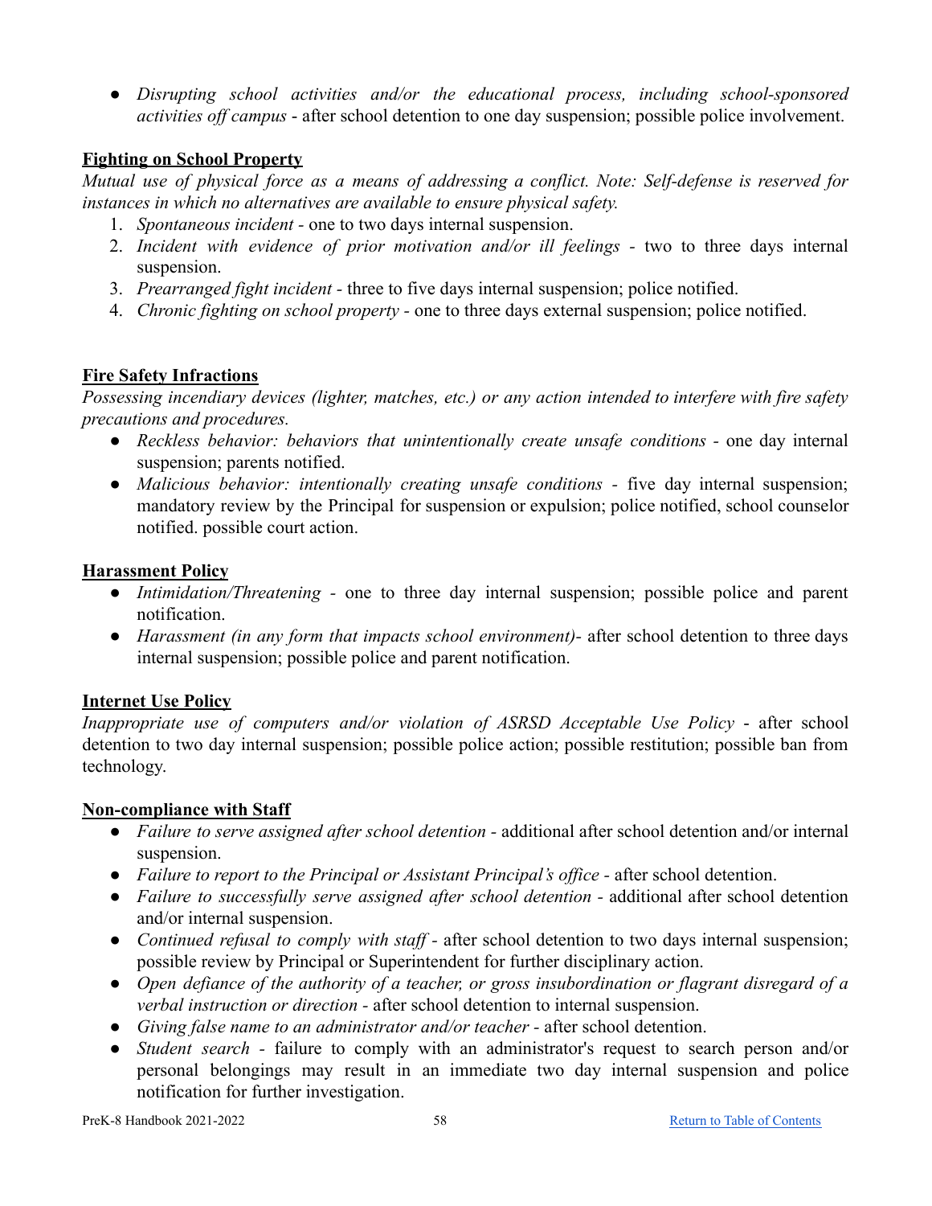- *Disrupting school activities and/or the educational process, including school-sponsored activities off campus* - after school detention to one day suspension; possible police involvement.

**Fighting on School Property**

*Mutual use of physical force as a means of addressing a conflict. Note: Self-defense is reserved for instances in which no alternatives are available to ensure physical safety.*

1. *Spontaneous incident* - one to two days internal suspension.
2. *Incident with evidence of prior motivation and/or ill feelings* - two to three days internal suspension.
3. *Prearranged fight incident* - three to five days internal suspension; police notified.
4. *Chronic fighting on school property* - one to three days external suspension; police notified.

**Fire Safety Infractions**

*Possessing incendiary devices (lighter, matches, etc.) or any action intended to interfere with fire safety precautions and procedures.*

- *Reckless behavior: behaviors that unintentionally create unsafe conditions* - one day internal suspension; parents notified.
- *Malicious behavior: intentionally creating unsafe conditions* - five day internal suspension; mandatory review by the Principal for suspension or expulsion; police notified, school counselor notified. possible court action.

**Harassment Policy**

- *Intimidation/Threatening* - one to three day internal suspension; possible police and parent notification.
- *Harassment (in any form that impacts school environment)*- after school detention to three days internal suspension; possible police and parent notification.

**Internet Use Policy**

*Inappropriate use of computers and/or violation of ASRSD Acceptable Use Policy* - after school detention to two day internal suspension; possible police action; possible restitution; possible ban from technology.

**Non-compliance with Staff**

- *Failure to serve assigned after school detention* - additional after school detention and/or internal suspension.
- *Failure to report to the Principal or Assistant Principal's office* - after school detention.
- *Failure to successfully serve assigned after school detention* - additional after school detention and/or internal suspension.
- *Continued refusal to comply with staff* - after school detention to two days internal suspension; possible review by Principal or Superintendent for further disciplinary action.
- *Open defiance of the authority of a teacher, or gross insubordination or flagrant disregard of a verbal instruction or direction* - after school detention to internal suspension.
- *Giving false name to an administrator and/or teacher* - after school detention.
- *Student search* - failure to comply with an administrator's request to search person and/or personal belongings may result in an immediate two day internal suspension and police notification for further investigation.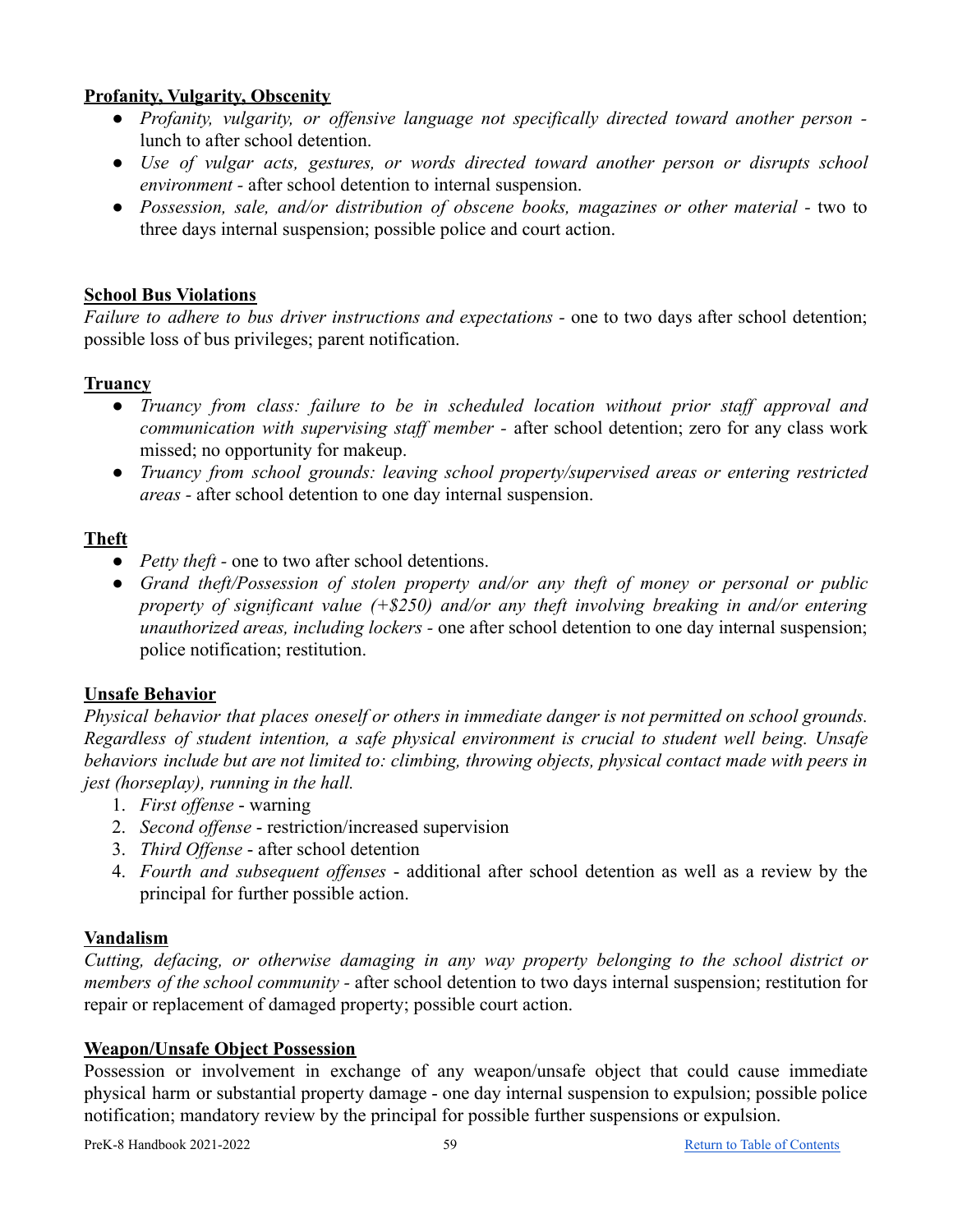**Profanity, Vulgarity, Obscenity**

- *Profanity, vulgarity, or offensive language not specifically directed toward another person* - lunch to after school detention.
- *Use of vulgar acts, gestures, or words directed toward another person or disrupts school environment* - after school detention to internal suspension.
- *Possession, sale, and/or distribution of obscene books, magazines or other material* - two to three days internal suspension; possible police and court action.

**School Bus Violations**

*Failure to adhere to bus driver instructions and expectations* - one to two days after school detention; possible loss of bus privileges; parent notification.

**Truancy**

- *Truancy from class: failure to be in scheduled location without prior staff approval and communication with supervising staff member* - after school detention; zero for any class work missed; no opportunity for makeup.
- *Truancy from school grounds: leaving school property/supervised areas or entering restricted areas* - after school detention to one day internal suspension.

**Theft**

- *Petty theft* - one to two after school detentions.
- *Grand theft/Possession of stolen property and/or any theft of money or personal or public property of significant value (+$250) and/or any theft involving breaking in and/or entering unauthorized areas, including lockers* - one after school detention to one day internal suspension; police notification; restitution.

**Unsafe Behavior**

*Physical behavior that places oneself or others in immediate danger is not permitted on school grounds. Regardless of student intention, a safe physical environment is crucial to student well being. Unsafe behaviors include but are not limited to: climbing, throwing objects, physical contact made with peers in jest (horseplay), running in the hall.*

1. *First offense* - warning
2. *Second offense* - restriction/increased supervision
3. *Third Offense* - after school detention
4. *Fourth and subsequent offenses* - additional after school detention as well as a review by the principal for further possible action.

**Vandalism**

*Cutting, defacing, or otherwise damaging in any way property belonging to the school district or members of the school community* - after school detention to two days internal suspension; restitution for repair or replacement of damaged property; possible court action.

**Weapon/Unsafe Object Possession**

Possession or involvement in exchange of any weapon/unsafe object that could cause immediate physical harm or substantial property damage - one day internal suspension to expulsion; possible police notification; mandatory review by the principal for possible further suspensions or expulsion.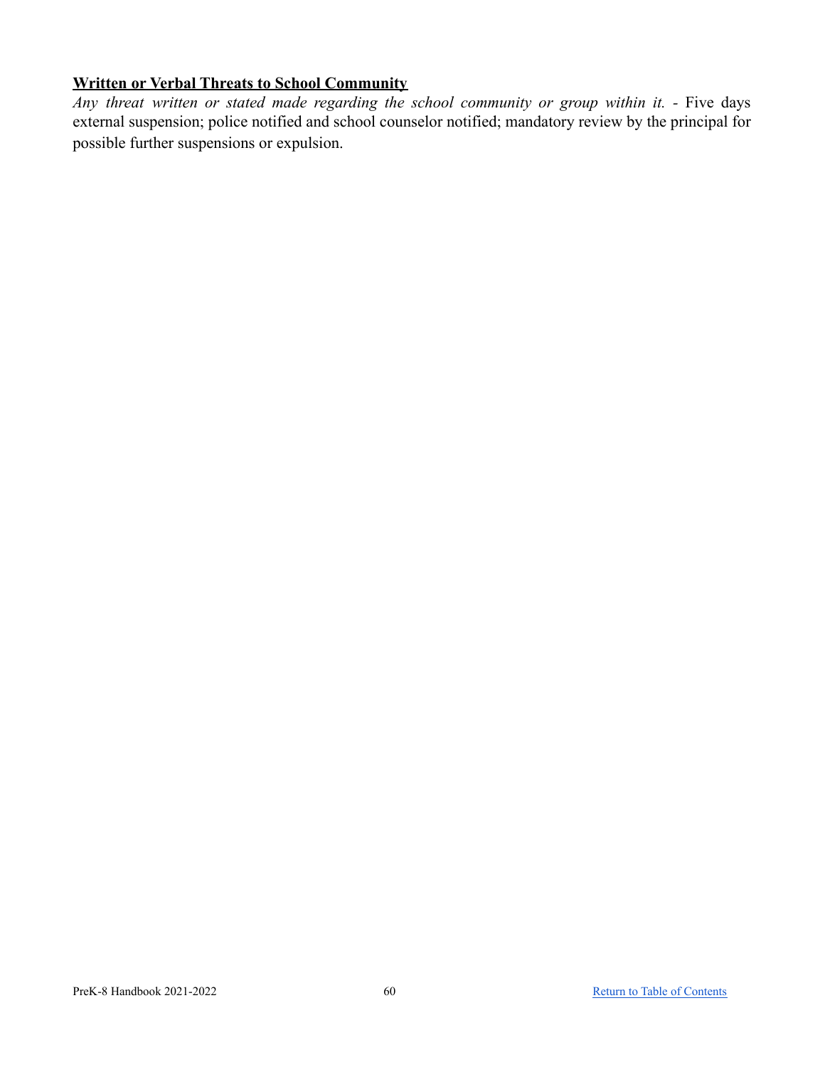**Written or Verbal Threats to School Community**

*Any threat written or stated made regarding the school community or group within it.* - Five days external suspension; police notified and school counselor notified; mandatory review by the principal for possible further suspensions or expulsion.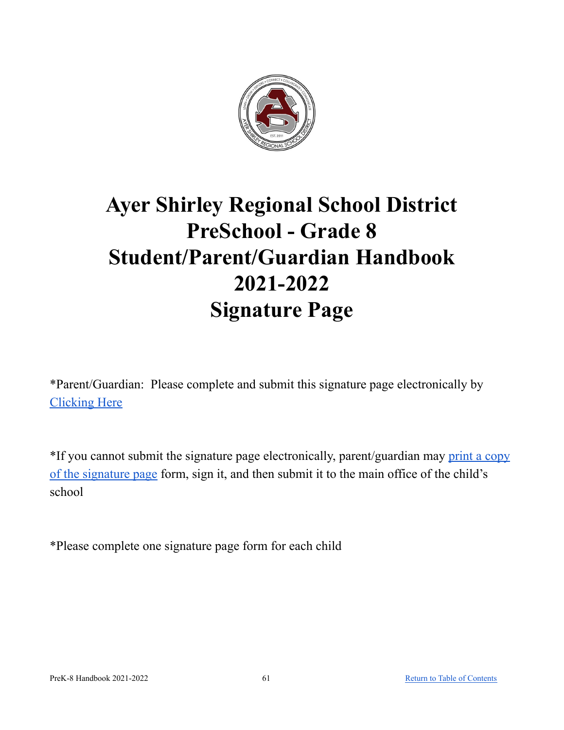# Ayer Shirley Regional School District
# PreSchool - Grade 8
# Student/Parent/Guardian Handbook
# 2021-2022
# Signature Page

*Parent/Guardian: Please complete and submit this signature page electronically by Clicking Here

*If you cannot submit the signature page electronically, parent/guardian may print a copy of the signature page form, sign it, and then submit it to the main office of the child's school

*Please complete one signature page form for each child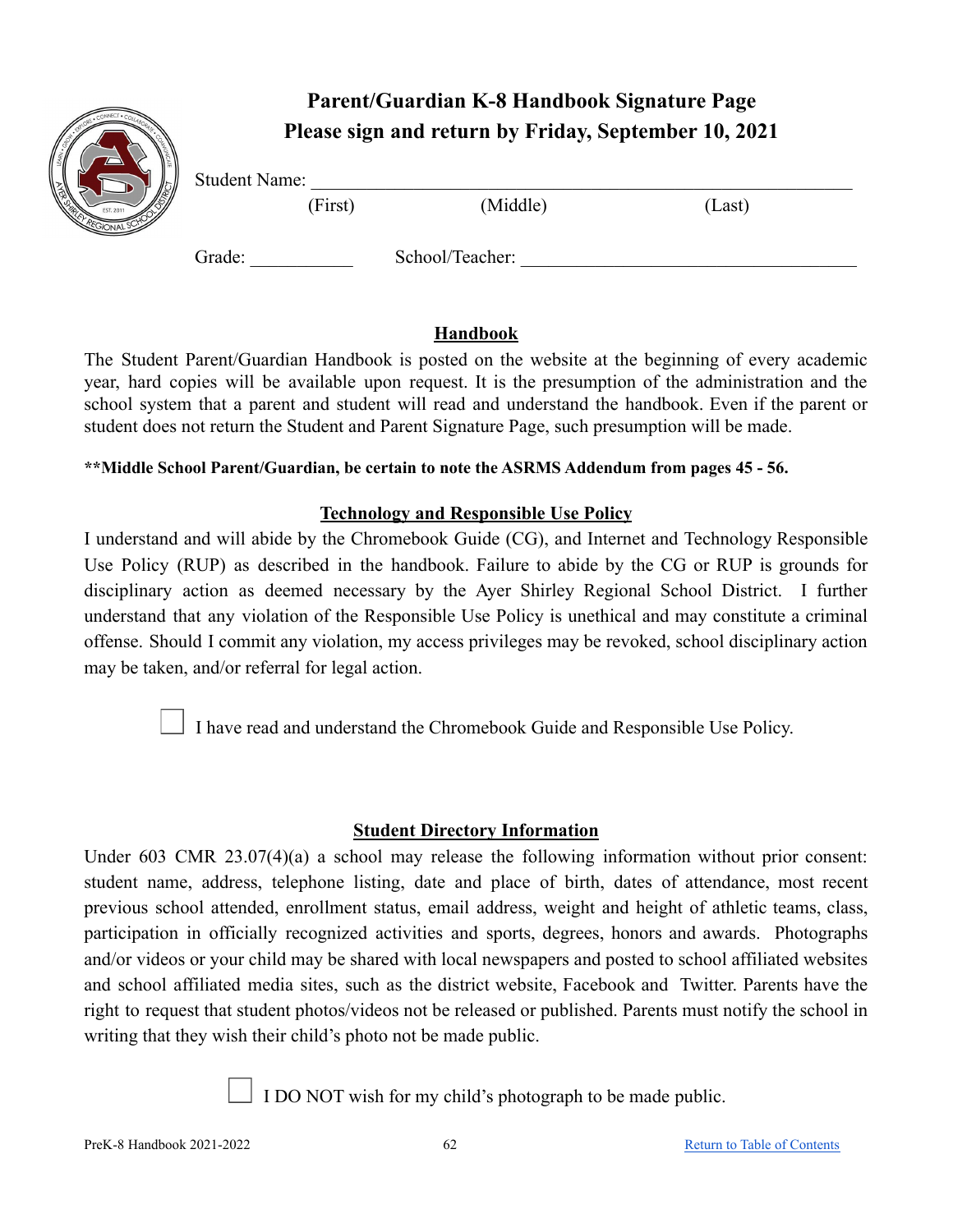# Parent/Guardian K-8 Handbook Signature Page
## Please sign and return by Friday, September 10, 2021

Student Name: ______________________________________________________

(First) (Middle) (Last)

Grade: ___________ School/Teacher: ___________________________________

### Handbook

The Student Parent/Guardian Handbook is posted on the website at the beginning of every academic year, hard copies will be available upon request. It is the presumption of the administration and the school system that a parent and student will read and understand the handbook. Even if the parent or student does not return the Student and Parent Signature Page, such presumption will be made.

**\*\*Middle School Parent/Guardian, be certain to note the ASRMS Addendum from pages 45 - 56.**

### Technology and Responsible Use Policy

I understand and will abide by the Chromebook Guide (CG), and Internet and Technology Responsible Use Policy (RUP) as described in the handbook. Failure to abide by the CG or RUP is grounds for disciplinary action as deemed necessary by the Ayer Shirley Regional School District. I further understand that any violation of the Responsible Use Policy is unethical and may constitute a criminal offense. Should I commit any violation, my access privileges may be revoked, school disciplinary action may be taken, and/or referral for legal action.

☐ I have read and understand the Chromebook Guide and Responsible Use Policy.

### Student Directory Information

Under 603 CMR 23.07(4)(a) a school may release the following information without prior consent: student name, address, telephone listing, date and place of birth, dates of attendance, most recent previous school attended, enrollment status, email address, weight and height of athletic teams, class, participation in officially recognized activities and sports, degrees, honors and awards. Photographs and/or videos or your child may be shared with local newspapers and posted to school affiliated websites and school affiliated media sites, such as the district website, Facebook and Twitter. Parents have the right to request that student photos/videos not be released or published. Parents must notify the school in writing that they wish their child's photo not be made public.

☐ I DO NOT wish for my child's photograph to be made public.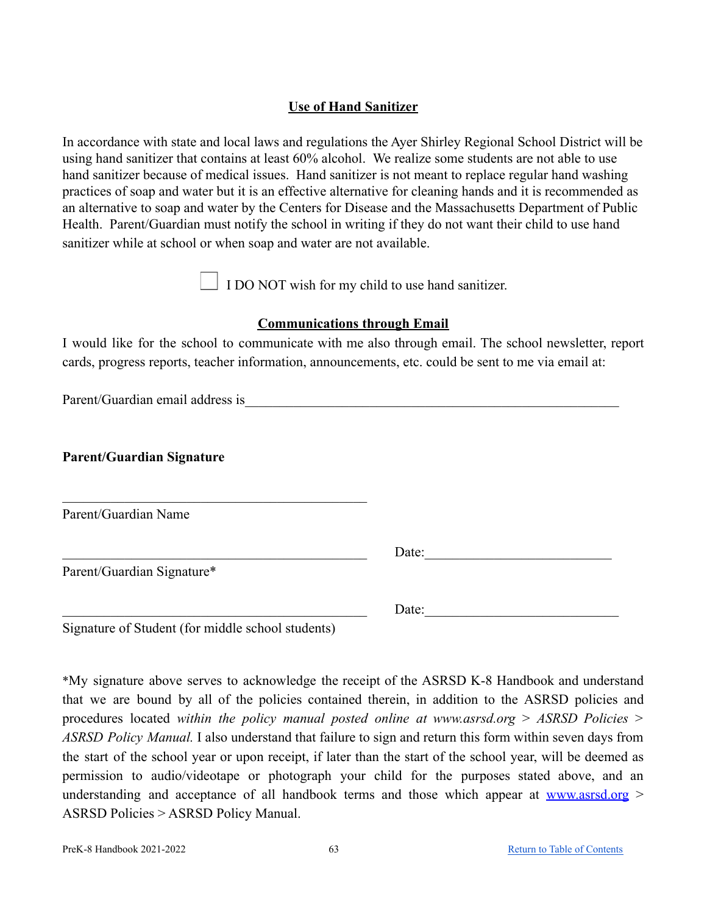## Use of Hand Sanitizer

In accordance with state and local laws and regulations the Ayer Shirley Regional School District will be using hand sanitizer that contains at least 60% alcohol. We realize some students are not able to use hand sanitizer because of medical issues. Hand sanitizer is not meant to replace regular hand washing practices of soap and water but it is an effective alternative for cleaning hands and it is recommended as an alternative to soap and water by the Centers for Disease and the Massachusetts Department of Public Health. Parent/Guardian must notify the school in writing if they do not want their child to use hand sanitizer while at school or when soap and water are not available.

☐ I DO NOT wish for my child to use hand sanitizer.

## Communications through Email

I would like for the school to communicate with me also through email. The school newsletter, report cards, progress reports, teacher information, announcements, etc. could be sent to me via email at:

Parent/Guardian email address is\_\_\_\_\_\_\_\_\_\_\_\_\_\_\_\_\_\_\_\_\_\_\_\_\_\_\_\_\_\_\_\_\_\_\_\_\_\_\_\_\_\_\_\_\_\_\_\_

**Parent/Guardian Signature**

\_\_\_\_\_\_\_\_\_\_\_\_\_\_\_\_\_\_\_\_\_\_\_\_\_\_\_\_\_\_\_\_\_\_\_\_\_\_\_\_

Parent/Guardian Name

\_\_\_\_\_\_\_\_\_\_\_\_\_\_\_\_\_\_\_\_\_\_\_\_\_\_\_\_\_\_\_\_\_\_\_\_\_\_\_\_ Date:\_\_\_\_\_\_\_\_\_\_\_\_\_\_\_\_\_\_\_\_\_\_\_\_

Parent/Guardian Signature*

\_\_\_\_\_\_\_\_\_\_\_\_\_\_\_\_\_\_\_\_\_\_\_\_\_\_\_\_\_\_\_\_\_\_\_\_\_\_\_\_ Date:\_\_\_\_\_\_\_\_\_\_\_\_\_\_\_\_\_\_\_\_\_\_\_\_

Signature of Student (for middle school students)

*My signature above serves to acknowledge the receipt of the ASRSD K-8 Handbook and understand that we are bound by all of the policies contained therein, in addition to the ASRSD policies and procedures located *within the policy manual posted online at www.asrsd.org > ASRSD Policies > ASRSD Policy Manual.* I also understand that failure to sign and return this form within seven days from the start of the school year or upon receipt, if later than the start of the school year, will be deemed as permission to audio/videotape or photograph your child for the purposes stated above, and an understanding and acceptance of all handbook terms and those which appear at [www.asrsd.org](http://www.asrsd.org) > ASRSD Policies > ASRSD Policy Manual.